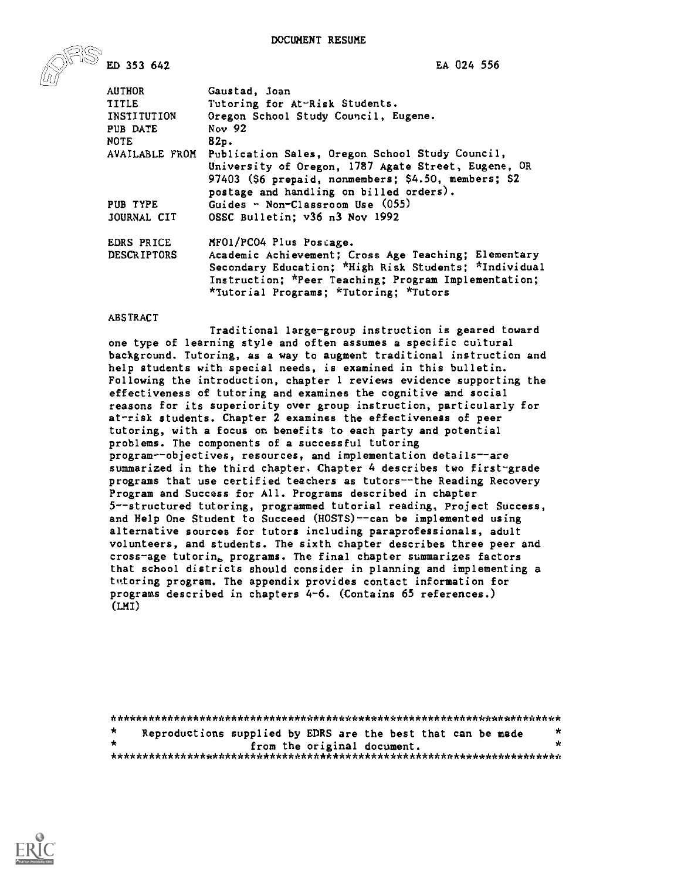DOCUMENT RESUME

ED 353 642 EA 024 556

| | |
|---|---|
| AUTHOR | Gaustad, Joan |
| TITLE | Tutoring for At-Risk Students. |
| INSTITUTION | Oregon School Study Council, Eugene. |
| PUB DATE | Nov 92 |
| NOTE | 82p. |
| AVAILABLE FROM | Publication Sales, Oregon School Study Council, University of Oregon, 1787 Agate Street, Eugene, OR 97403 ($6 prepaid, nonmembers; $4.50, members; $2 postage and handling on billed orders). |
| PUB TYPE | Guides - Non-Classroom Use (055) |
| JOURNAL CIT | OSSC Bulletin; v36 n3 Nov 1992 |
| EDRS PRICE | MF01/PC04 Plus Postage. |
| DESCRIPTORS | Academic Achievement; Cross Age Teaching; Elementary Secondary Education; *High Risk Students; *Individual Instruction; *Peer Teaching; Program Implementation; *Tutorial Programs; *Tutoring; *Tutors |

ABSTRACT

Traditional large-group instruction is geared toward one type of learning style and often assumes a specific cultural background. Tutoring, as a way to augment traditional instruction and help students with special needs, is examined in this bulletin. Following the introduction, chapter 1 reviews evidence supporting the effectiveness of tutoring and examines the cognitive and social reasons for its superiority over group instruction, particularly for at-risk students. Chapter 2 examines the effectiveness of peer tutoring, with a focus on benefits to each party and potential problems. The components of a successful tutoring program--objectives, resources, and implementation details--are summarized in the third chapter. Chapter 4 describes two first-grade programs that use certified teachers as tutors--the Reading Recovery Program and Success for All. Programs described in chapter 5--structured tutoring, programmed tutorial reading, Project Success, and Help One Student to Succeed (HOSTS)--can be implemented using alternative sources for tutors including paraprofessionals, adult volunteers, and students. The sixth chapter describes three peer and cross-age tutoring programs. The final chapter summarizes factors that school districts should consider in planning and implementing a tutoring program. The appendix provides contact information for programs described in chapters 4-6. (Contains 65 references.) (LMI)

***********************************************************************
* Reproductions supplied by EDRS are the best that can be made *
* from the original document. *
***********************************************************************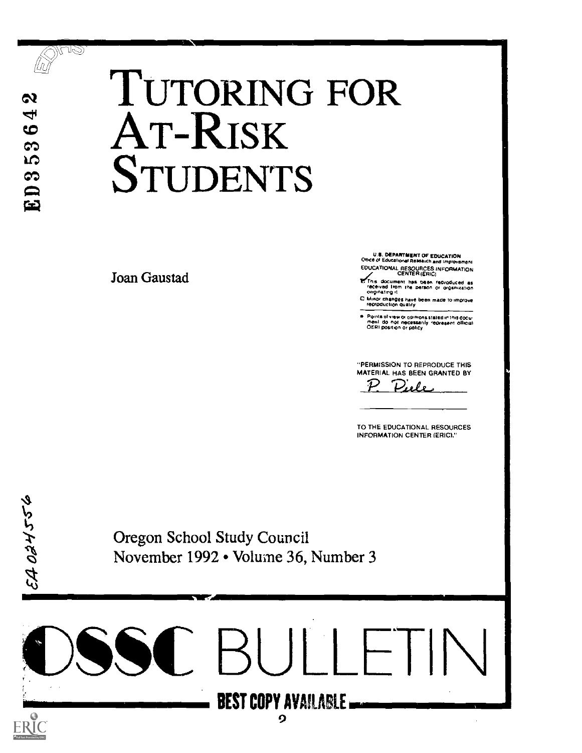ED353642

# Tutoring for At-Risk Students

Joan Gaustad

U.S. DEPARTMENT OF EDUCATION
Office of Educational Research and Improvement
EDUCATIONAL RESOURCES INFORMATION CENTER (ERIC)

This document has been reproduced as received from the person or organization originating it

Minor changes have been made to improve reproduction quality

Points of view or opinions stated in this document do not necessarily represent official OERI position or policy

"PERMISSION TO REPRODUCE THIS MATERIAL HAS BEEN GRANTED BY
P. Piele

TO THE EDUCATIONAL RESOURCES INFORMATION CENTER (ERIC)."

EA 024556

Oregon School Study Council
November 1992 • Volume 36, Number 3

OSSC BULLETIN

BEST COPY AVAILABLE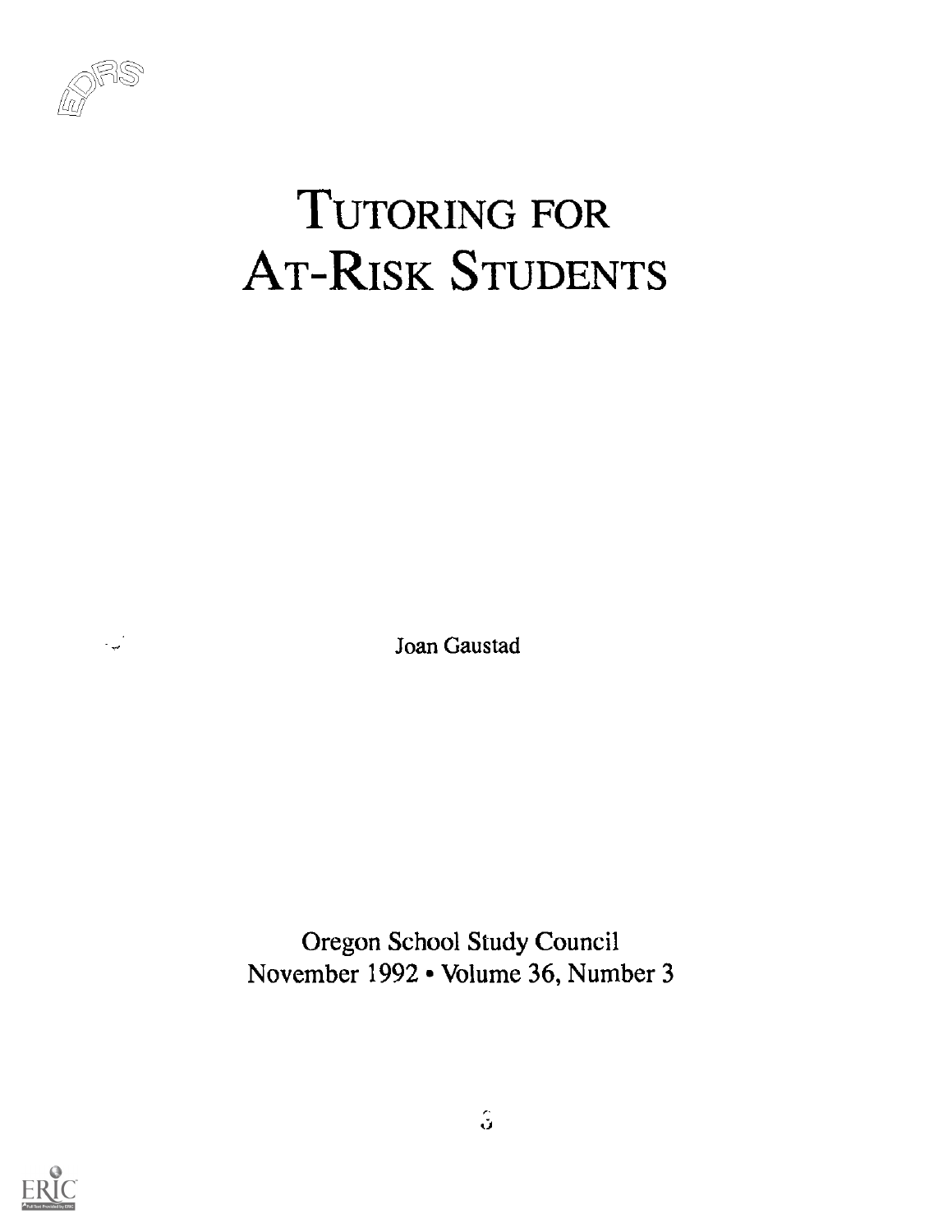# Tutoring for At-Risk Students

Joan Gaustad

Oregon School Study Council
November 1992 • Volume 36, Number 3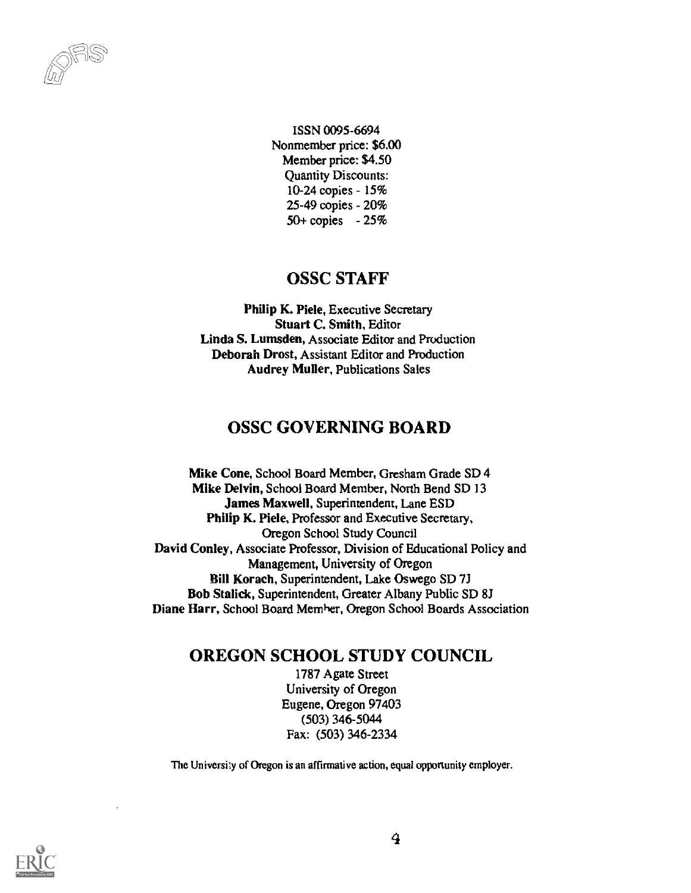ISSN 0095-6694
Nonmember price: $6.00
Member price: $4.50
Quantity Discounts:
10-24 copies - 15%
25-49 copies - 20%
50+ copies - 25%

## OSSC STAFF

**Philip K. Piele**, Executive Secretary
**Stuart C. Smith**, Editor
**Linda S. Lumsden**, Associate Editor and Production
**Deborah Drost**, Assistant Editor and Production
**Audrey Muller**, Publications Sales

## OSSC GOVERNING BOARD

**Mike Cone**, School Board Member, Gresham Grade SD 4
**Mike Delvin**, School Board Member, North Bend SD 13
**James Maxwell**, Superintendent, Lane ESD
**Philip K. Piele**, Professor and Executive Secretary, Oregon School Study Council
**David Conley**, Associate Professor, Division of Educational Policy and Management, University of Oregon
**Bill Korach**, Superintendent, Lake Oswego SD 7J
**Bob Stalick**, Superintendent, Greater Albany Public SD 8J
**Diane Harr**, School Board Member, Oregon School Boards Association

## OREGON SCHOOL STUDY COUNCIL

1787 Agate Street
University of Oregon
Eugene, Oregon 97403
(503) 346-5044
Fax: (503) 346-2334

The University of Oregon is an affirmative action, equal opportunity employer.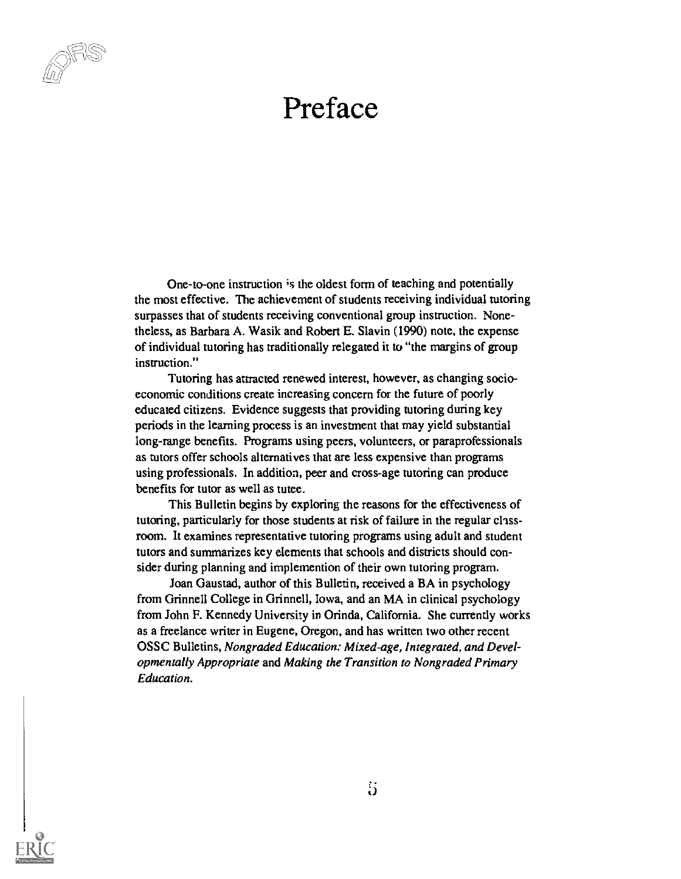# Preface

One-to-one instruction is the oldest form of teaching and potentially the most effective. The achievement of students receiving individual tutoring surpasses that of students receiving conventional group instruction. Nonetheless, as Barbara A. Wasik and Robert E. Slavin (1990) note, the expense of individual tutoring has traditionally relegated it to "the margins of group instruction."

Tutoring has attracted renewed interest, however, as changing socioeconomic conditions create increasing concern for the future of poorly educated citizens. Evidence suggests that providing tutoring during key periods in the learning process is an investment that may yield substantial long-range benefits. Programs using peers, volunteers, or paraprofessionals as tutors offer schools alternatives that are less expensive than programs using professionals. In addition, peer and cross-age tutoring can produce benefits for tutor as well as tutee.

This Bulletin begins by exploring the reasons for the effectiveness of tutoring, particularly for those students at risk of failure in the regular classroom. It examines representative tutoring programs using adult and student tutors and summarizes key elements that schools and districts should consider during planning and implemention of their own tutoring program.

Joan Gaustad, author of this Bulletin, received a BA in psychology from Grinnell College in Grinnell, Iowa, and an MA in clinical psychology from John F. Kennedy University in Orinda, California. She currently works as a freelance writer in Eugene, Oregon, and has written two other recent OSSC Bulletins, *Nongraded Education: Mixed-age, Integrated, and Developmentally Appropriate* and *Making the Transition to Nongraded Primary Education.*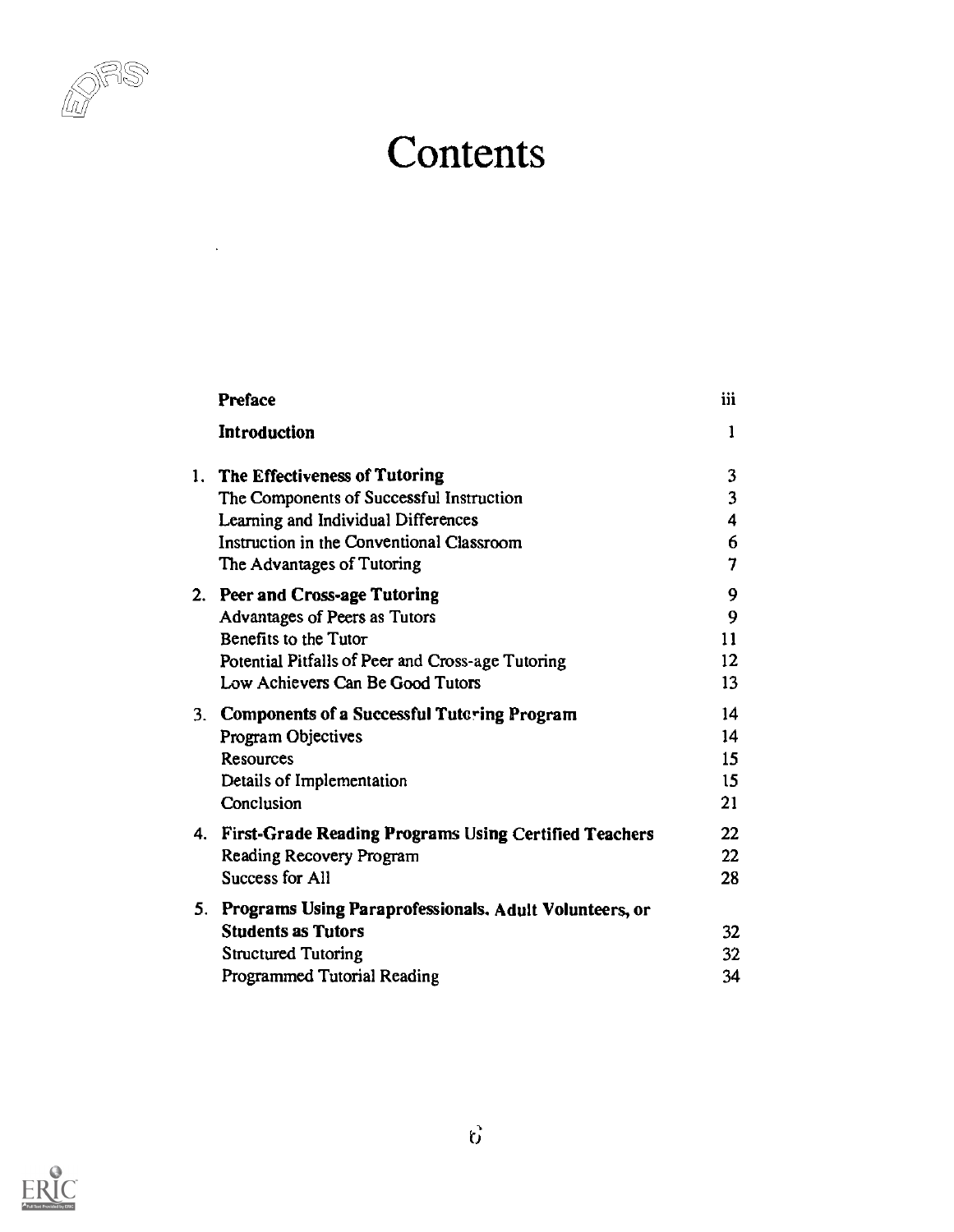# Contents

| | | |
|---|---|---|
| | **Preface** | iii |
| | **Introduction** | 1 |
| 1. | **The Effectiveness of Tutoring** | 3 |
| | The Components of Successful Instruction | 3 |
| | Learning and Individual Differences | 4 |
| | Instruction in the Conventional Classroom | 6 |
| | The Advantages of Tutoring | 7 |
| 2. | **Peer and Cross-age Tutoring** | 9 |
| | Advantages of Peers as Tutors | 9 |
| | Benefits to the Tutor | 11 |
| | Potential Pitfalls of Peer and Cross-age Tutoring | 12 |
| | Low Achievers Can Be Good Tutors | 13 |
| 3. | **Components of a Successful Tutoring Program** | 14 |
| | Program Objectives | 14 |
| | Resources | 15 |
| | Details of Implementation | 15 |
| | Conclusion | 21 |
| 4. | **First-Grade Reading Programs Using Certified Teachers** | 22 |
| | Reading Recovery Program | 22 |
| | Success for All | 28 |
| 5. | **Programs Using Paraprofessionals, Adult Volunteers, or Students as Tutors** | 32 |
| | Structured Tutoring | 32 |
| | Programmed Tutorial Reading | 34 |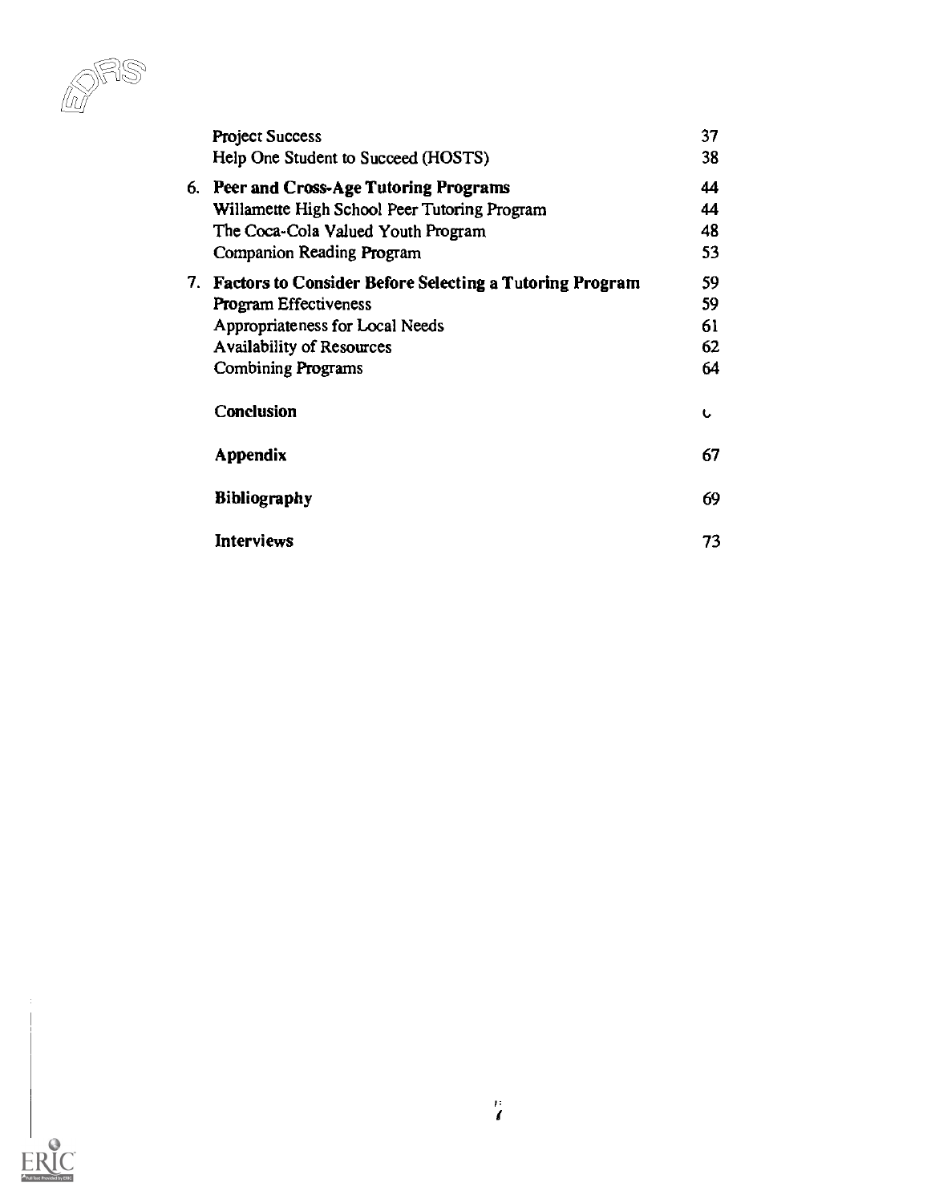| | |
|---|---|
| Project Success | 37 |
| Help One Student to Succeed (HOSTS) | 38 |
| 6. **Peer and Cross-Age Tutoring Programs** | 44 |
| Willamette High School Peer Tutoring Program | 44 |
| The Coca-Cola Valued Youth Program | 48 |
| Companion Reading Program | 53 |
| 7. **Factors to Consider Before Selecting a Tutoring Program** | 59 |
| Program Effectiveness | 59 |
| Appropriateness for Local Needs | 61 |
| Availability of Resources | 62 |
| Combining Programs | 64 |
| **Conclusion** | ʋ |
| **Appendix** | 67 |
| **Bibliography** | 69 |
| **Interviews** | 73 |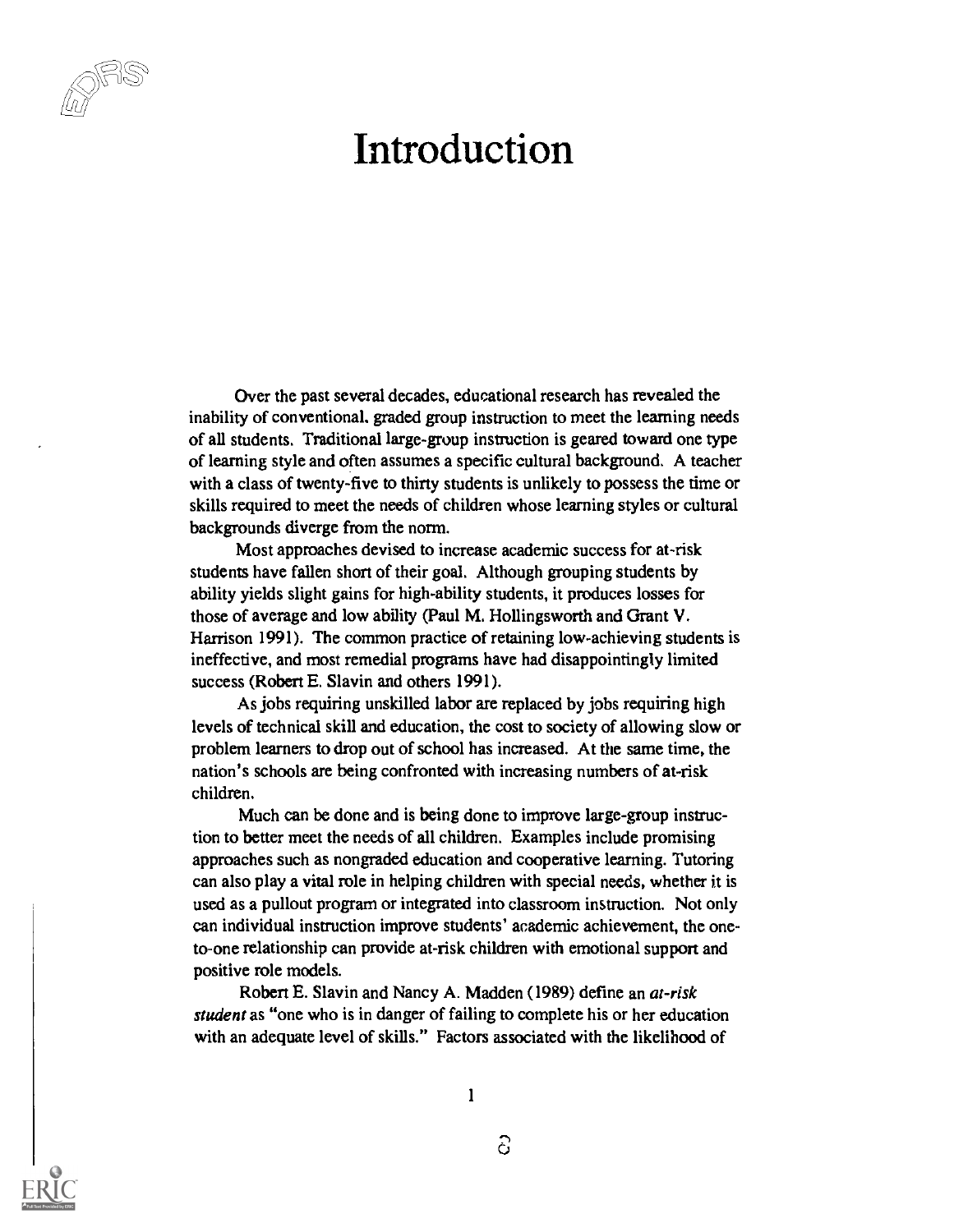# Introduction

Over the past several decades, educational research has revealed the inability of conventional, graded group instruction to meet the learning needs of all students. Traditional large-group instruction is geared toward one type of learning style and often assumes a specific cultural background. A teacher with a class of twenty-five to thirty students is unlikely to possess the time or skills required to meet the needs of children whose learning styles or cultural backgrounds diverge from the norm.

Most approaches devised to increase academic success for at-risk students have fallen short of their goal. Although grouping students by ability yields slight gains for high-ability students, it produces losses for those of average and low ability (Paul M. Hollingsworth and Grant V. Harrison 1991). The common practice of retaining low-achieving students is ineffective, and most remedial programs have had disappointingly limited success (Robert E. Slavin and others 1991).

As jobs requiring unskilled labor are replaced by jobs requiring high levels of technical skill and education, the cost to society of allowing slow or problem learners to drop out of school has increased. At the same time, the nation's schools are being confronted with increasing numbers of at-risk children.

Much can be done and is being done to improve large-group instruction to better meet the needs of all children. Examples include promising approaches such as nongraded education and cooperative learning. Tutoring can also play a vital role in helping children with special needs, whether it is used as a pullout program or integrated into classroom instruction. Not only can individual instruction improve students' academic achievement, the one-to-one relationship can provide at-risk children with emotional support and positive role models.

Robert E. Slavin and Nancy A. Madden (1989) define an *at-risk student* as "one who is in danger of failing to complete his or her education with an adequate level of skills." Factors associated with the likelihood of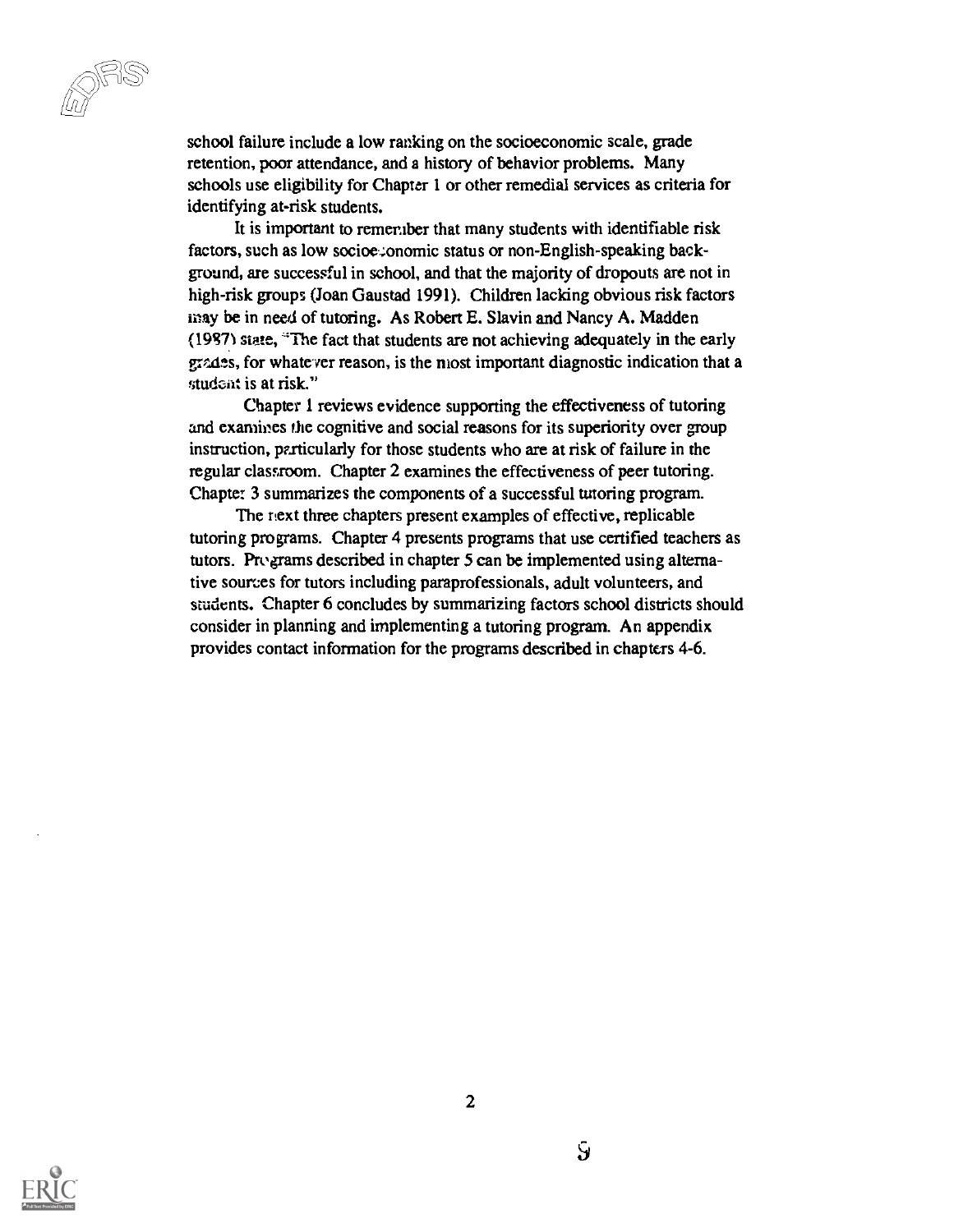school failure include a low ranking on the socioeconomic scale, grade retention, poor attendance, and a history of behavior problems. Many schools use eligibility for Chapter 1 or other remedial services as criteria for identifying at-risk students.

It is important to remember that many students with identifiable risk factors, such as low socioeconomic status or non-English-speaking background, are successful in school, and that the majority of dropouts are not in high-risk groups (Joan Gaustad 1991). Children lacking obvious risk factors may be in need of tutoring. As Robert E. Slavin and Nancy A. Madden (1987) state, "The fact that students are not achieving adequately in the early grades, for whatever reason, is the most important diagnostic indication that a student is at risk."

Chapter 1 reviews evidence supporting the effectiveness of tutoring and examines the cognitive and social reasons for its superiority over group instruction, particularly for those students who are at risk of failure in the regular classroom. Chapter 2 examines the effectiveness of peer tutoring. Chapter 3 summarizes the components of a successful tutoring program.

The next three chapters present examples of effective, replicable tutoring programs. Chapter 4 presents programs that use certified teachers as tutors. Programs described in chapter 5 can be implemented using alternative sources for tutors including paraprofessionals, adult volunteers, and students. Chapter 6 concludes by summarizing factors school districts should consider in planning and implementing a tutoring program. An appendix provides contact information for the programs described in chapters 4-6.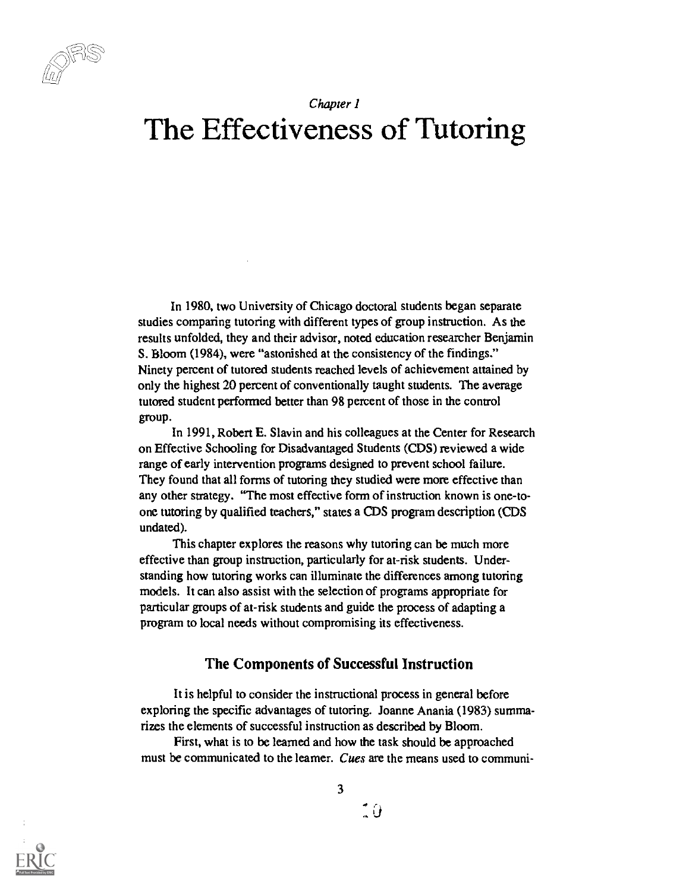*Chapter 1*

# The Effectiveness of Tutoring

In 1980, two University of Chicago doctoral students began separate studies comparing tutoring with different types of group instruction. As the results unfolded, they and their advisor, noted education researcher Benjamin S. Bloom (1984), were "astonished at the consistency of the findings." Ninety percent of tutored students reached levels of achievement attained by only the highest 20 percent of conventionally taught students. The average tutored student performed better than 98 percent of those in the control group.

In 1991, Robert E. Slavin and his colleagues at the Center for Research on Effective Schooling for Disadvantaged Students (CDS) reviewed a wide range of early intervention programs designed to prevent school failure. They found that all forms of tutoring they studied were more effective than any other strategy. "The most effective form of instruction known is one-to-one tutoring by qualified teachers," states a CDS program description (CDS undated).

This chapter explores the reasons why tutoring can be much more effective than group instruction, particularly for at-risk students. Understanding how tutoring works can illuminate the differences among tutoring models. It can also assist with the selection of programs appropriate for particular groups of at-risk students and guide the process of adapting a program to local needs without compromising its effectiveness.

## The Components of Successful Instruction

It is helpful to consider the instructional process in general before exploring the specific advantages of tutoring. Joanne Anania (1983) summarizes the elements of successful instruction as described by Bloom.

First, what is to be learned and how the task should be approached must be communicated to the learner. *Cues* are the means used to communi-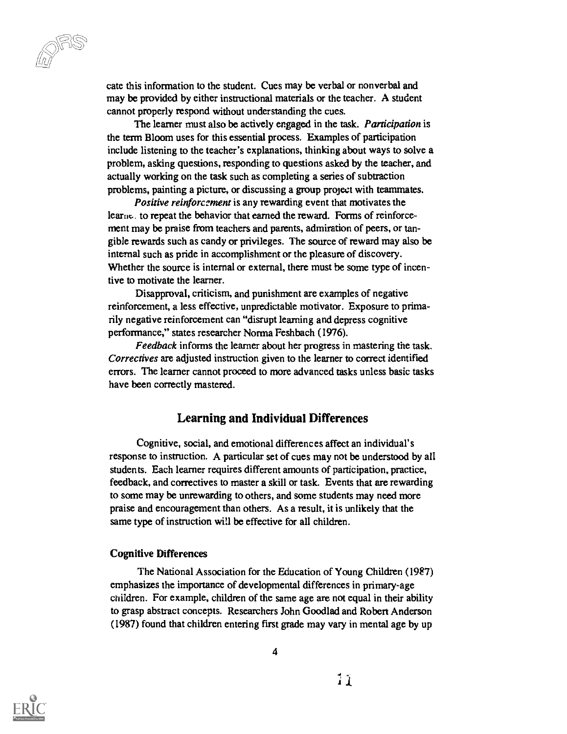cate this information to the student. Cues may be verbal or nonverbal and may be provided by either instructional materials or the teacher. A student cannot properly respond without understanding the cues.

The learner must also be actively engaged in the task. *Participation* is the term Bloom uses for this essential process. Examples of participation include listening to the teacher's explanations, thinking about ways to solve a problem, asking questions, responding to questions asked by the teacher, and actually working on the task such as completing a series of subtraction problems, painting a picture, or discussing a group project with teammates.

*Positive reinforcement* is any rewarding event that motivates the learner to repeat the behavior that earned the reward. Forms of reinforcement may be praise from teachers and parents, admiration of peers, or tangible rewards such as candy or privileges. The source of reward may also be internal such as pride in accomplishment or the pleasure of discovery. Whether the source is internal or external, there must be some type of incentive to motivate the learner.

Disapproval, criticism, and punishment are examples of negative reinforcement, a less effective, unpredictable motivator. Exposure to primarily negative reinforcement can "disrupt learning and depress cognitive performance," states researcher Norma Feshbach (1976).

*Feedback* informs the learner about her progress in mastering the task. *Correctives* are adjusted instruction given to the learner to correct identified errors. The learner cannot proceed to more advanced tasks unless basic tasks have been correctly mastered.

## Learning and Individual Differences

Cognitive, social, and emotional differences affect an individual's response to instruction. A particular set of cues may not be understood by all students. Each learner requires different amounts of participation, practice, feedback, and correctives to master a skill or task. Events that are rewarding to some may be unrewarding to others, and some students may need more praise and encouragement than others. As a result, it is unlikely that the same type of instruction will be effective for all children.

### Cognitive Differences

The National Association for the Education of Young Children (1987) emphasizes the importance of developmental differences in primary-age children. For example, children of the same age are not equal in their ability to grasp abstract concepts. Researchers John Goodlad and Robert Anderson (1987) found that children entering first grade may vary in mental age by up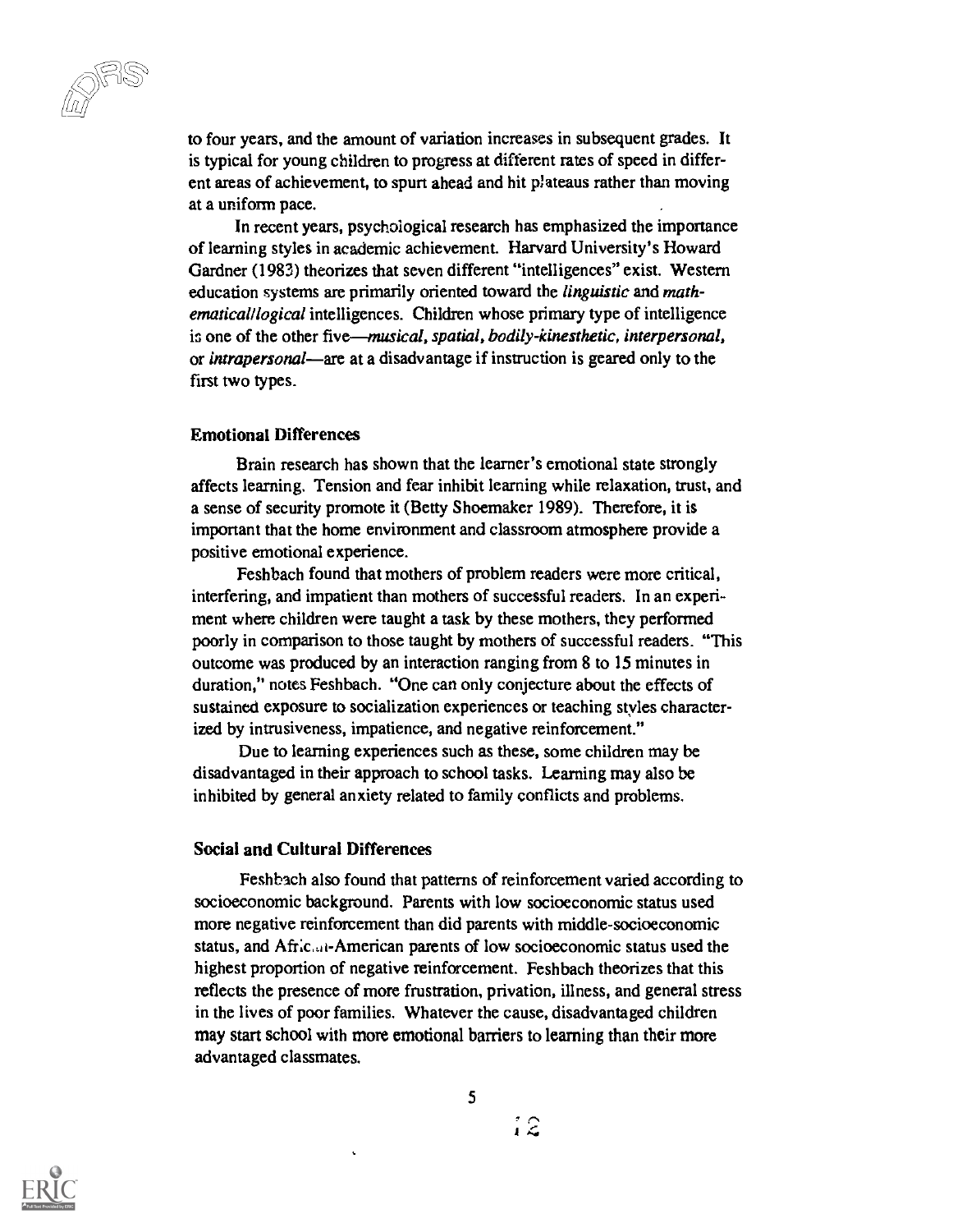to four years, and the amount of variation increases in subsequent grades. It is typical for young children to progress at different rates of speed in different areas of achievement, to spurt ahead and hit plateaus rather than moving at a uniform pace.

In recent years, psychological research has emphasized the importance of learning styles in academic achievement. Harvard University's Howard Gardner (1983) theorizes that seven different "intelligences" exist. Western education systems are primarily oriented toward the *linguistic* and *mathematical/logical* intelligences. Children whose primary type of intelligence is one of the other five—*musical, spatial, bodily-kinesthetic, interpersonal,* or *intrapersonal*—are at a disadvantage if instruction is geared only to the first two types.

### Emotional Differences

Brain research has shown that the learner's emotional state strongly affects learning. Tension and fear inhibit learning while relaxation, trust, and a sense of security promote it (Betty Shoemaker 1989). Therefore, it is important that the home environment and classroom atmosphere provide a positive emotional experience.

Feshbach found that mothers of problem readers were more critical, interfering, and impatient than mothers of successful readers. In an experiment where children were taught a task by these mothers, they performed poorly in comparison to those taught by mothers of successful readers. "This outcome was produced by an interaction ranging from 8 to 15 minutes in duration," notes Feshbach. "One can only conjecture about the effects of sustained exposure to socialization experiences or teaching styles characterized by intrusiveness, impatience, and negative reinforcement."

Due to learning experiences such as these, some children may be disadvantaged in their approach to school tasks. Learning may also be inhibited by general anxiety related to family conflicts and problems.

### Social and Cultural Differences

Feshbach also found that patterns of reinforcement varied according to socioeconomic background. Parents with low socioeconomic status used more negative reinforcement than did parents with middle-socioeconomic status, and African-American parents of low socioeconomic status used the highest proportion of negative reinforcement. Feshbach theorizes that this reflects the presence of more frustration, privation, illness, and general stress in the lives of poor families. Whatever the cause, disadvantaged children may start school with more emotional barriers to learning than their more advantaged classmates.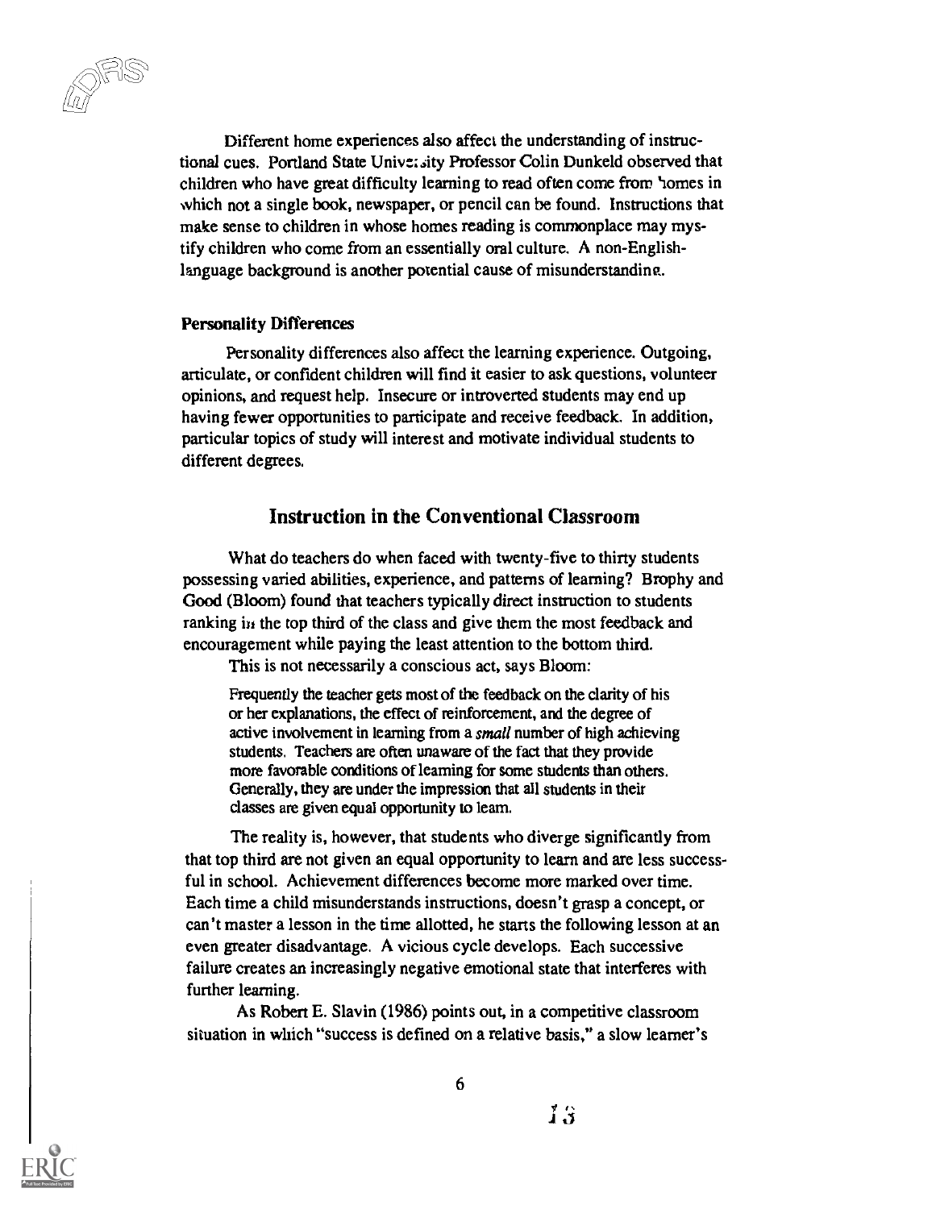Different home experiences also affect the understanding of instructional cues. Portland State University Professor Colin Dunkeld observed that children who have great difficulty learning to read often come from homes in which not a single book, newspaper, or pencil can be found. Instructions that make sense to children in whose homes reading is commonplace may mystify children who come from an essentially oral culture. A non-English-language background is another potential cause of misunderstanding.

### Personality Differences

Personality differences also affect the learning experience. Outgoing, articulate, or confident children will find it easier to ask questions, volunteer opinions, and request help. Insecure or introverted students may end up having fewer opportunities to participate and receive feedback. In addition, particular topics of study will interest and motivate individual students to different degrees.

## Instruction in the Conventional Classroom

What do teachers do when faced with twenty-five to thirty students possessing varied abilities, experience, and patterns of learning? Brophy and Good (Bloom) found that teachers typically direct instruction to students ranking in the top third of the class and give them the most feedback and encouragement while paying the least attention to the bottom third.

This is not necessarily a conscious act, says Bloom:

> Frequently the teacher gets most of the feedback on the clarity of his or her explanations, the effect of reinforcement, and the degree of active involvement in learning from a *small* number of high achieving students. Teachers are often unaware of the fact that they provide more favorable conditions of learning for some students than others. Generally, they are under the impression that all students in their classes are given equal opportunity to learn.

The reality is, however, that students who diverge significantly from that top third are not given an equal opportunity to learn and are less successful in school. Achievement differences become more marked over time. Each time a child misunderstands instructions, doesn't grasp a concept, or can't master a lesson in the time allotted, he starts the following lesson at an even greater disadvantage. A vicious cycle develops. Each successive failure creates an increasingly negative emotional state that interferes with further learning.

As Robert E. Slavin (1986) points out, in a competitive classroom situation in which "success is defined on a relative basis," a slow learner's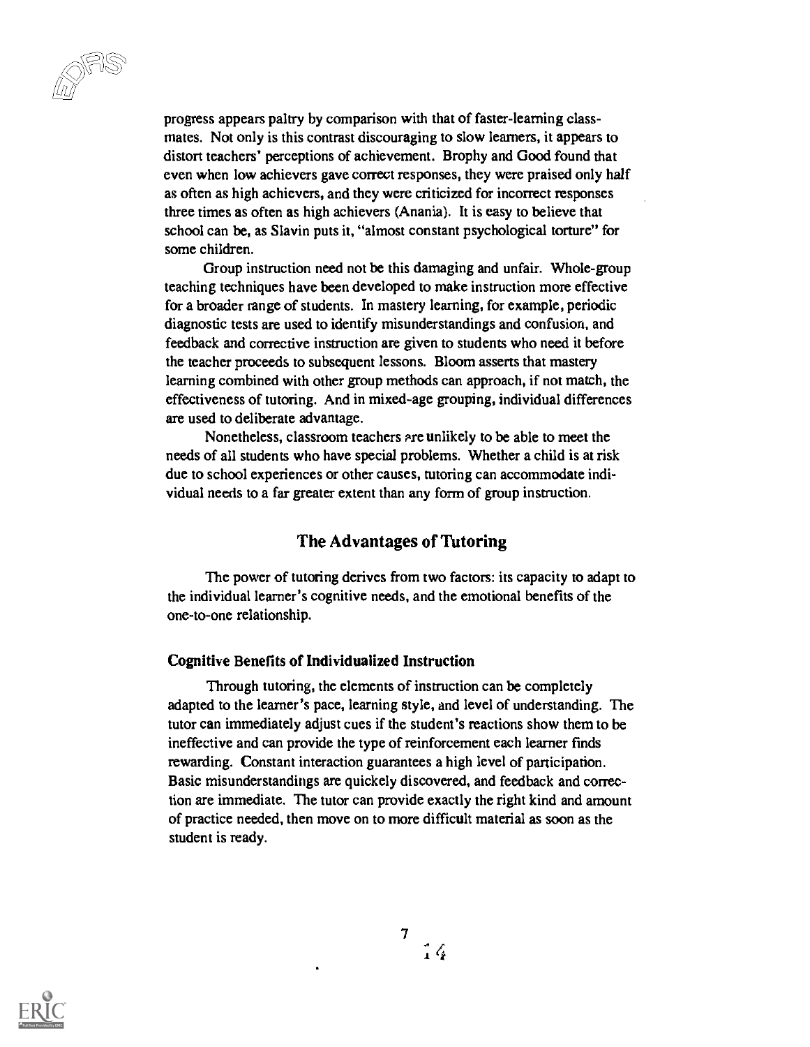progress appears paltry by comparison with that of faster-learning classmates. Not only is this contrast discouraging to slow learners, it appears to distort teachers' perceptions of achievement. Brophy and Good found that even when low achievers gave correct responses, they were praised only half as often as high achievers, and they were criticized for incorrect responses three times as often as high achievers (Anania). It is easy to believe that school can be, as Slavin puts it, "almost constant psychological torture" for some children.

Group instruction need not be this damaging and unfair. Whole-group teaching techniques have been developed to make instruction more effective for a broader range of students. In mastery learning, for example, periodic diagnostic tests are used to identify misunderstandings and confusion, and feedback and corrective instruction are given to students who need it before the teacher proceeds to subsequent lessons. Bloom asserts that mastery learning combined with other group methods can approach, if not match, the effectiveness of tutoring. And in mixed-age grouping, individual differences are used to deliberate advantage.

Nonetheless, classroom teachers are unlikely to be able to meet the needs of all students who have special problems. Whether a child is at risk due to school experiences or other causes, tutoring can accommodate individual needs to a far greater extent than any form of group instruction.

## The Advantages of Tutoring

The power of tutoring derives from two factors: its capacity to adapt to the individual learner's cognitive needs, and the emotional benefits of the one-to-one relationship.

### Cognitive Benefits of Individualized Instruction

Through tutoring, the elements of instruction can be completely adapted to the learner's pace, learning style, and level of understanding. The tutor can immediately adjust cues if the student's reactions show them to be ineffective and can provide the type of reinforcement each learner finds rewarding. Constant interaction guarantees a high level of participation. Basic misunderstandings are quickely discovered, and feedback and correction are immediate. The tutor can provide exactly the right kind and amount of practice needed, then move on to more difficult material as soon as the student is ready.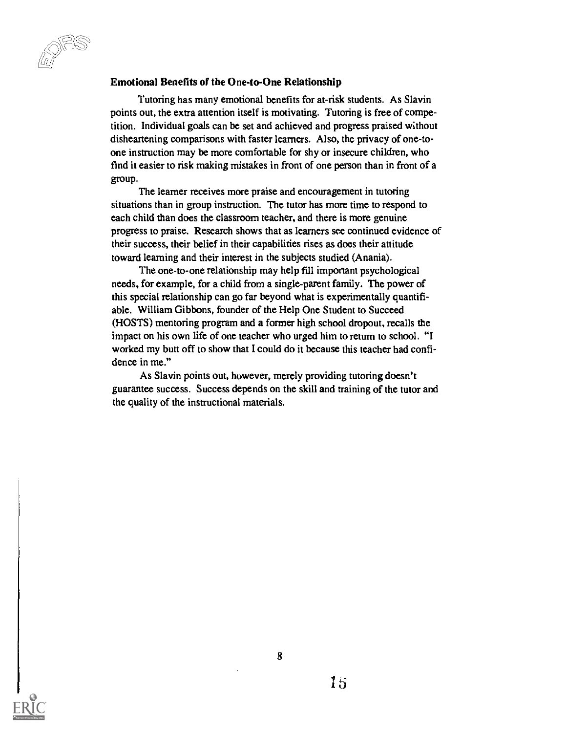### Emotional Benefits of the One-to-One Relationship

Tutoring has many emotional benefits for at-risk students. As Slavin points out, the extra attention itself is motivating. Tutoring is free of competition. Individual goals can be set and achieved and progress praised without disheartening comparisons with faster learners. Also, the privacy of one-to-one instruction may be more comfortable for shy or insecure children, who find it easier to risk making mistakes in front of one person than in front of a group.

The learner receives more praise and encouragement in tutoring situations than in group instruction. The tutor has more time to respond to each child than does the classroom teacher, and there is more genuine progress to praise. Research shows that as learners see continued evidence of their success, their belief in their capabilities rises as does their attitude toward learning and their interest in the subjects studied (Anania).

The one-to-one relationship may help fill important psychological needs, for example, for a child from a single-parent family. The power of this special relationship can go far beyond what is experimentally quantifiable. William Gibbons, founder of the Help One Student to Succeed (HOSTS) mentoring program and a former high school dropout, recalls the impact on his own life of one teacher who urged him to return to school. "I worked my butt off to show that I could do it because this teacher had confidence in me."

As Slavin points out, however, merely providing tutoring doesn't guarantee success. Success depends on the skill and training of the tutor and the quality of the instructional materials.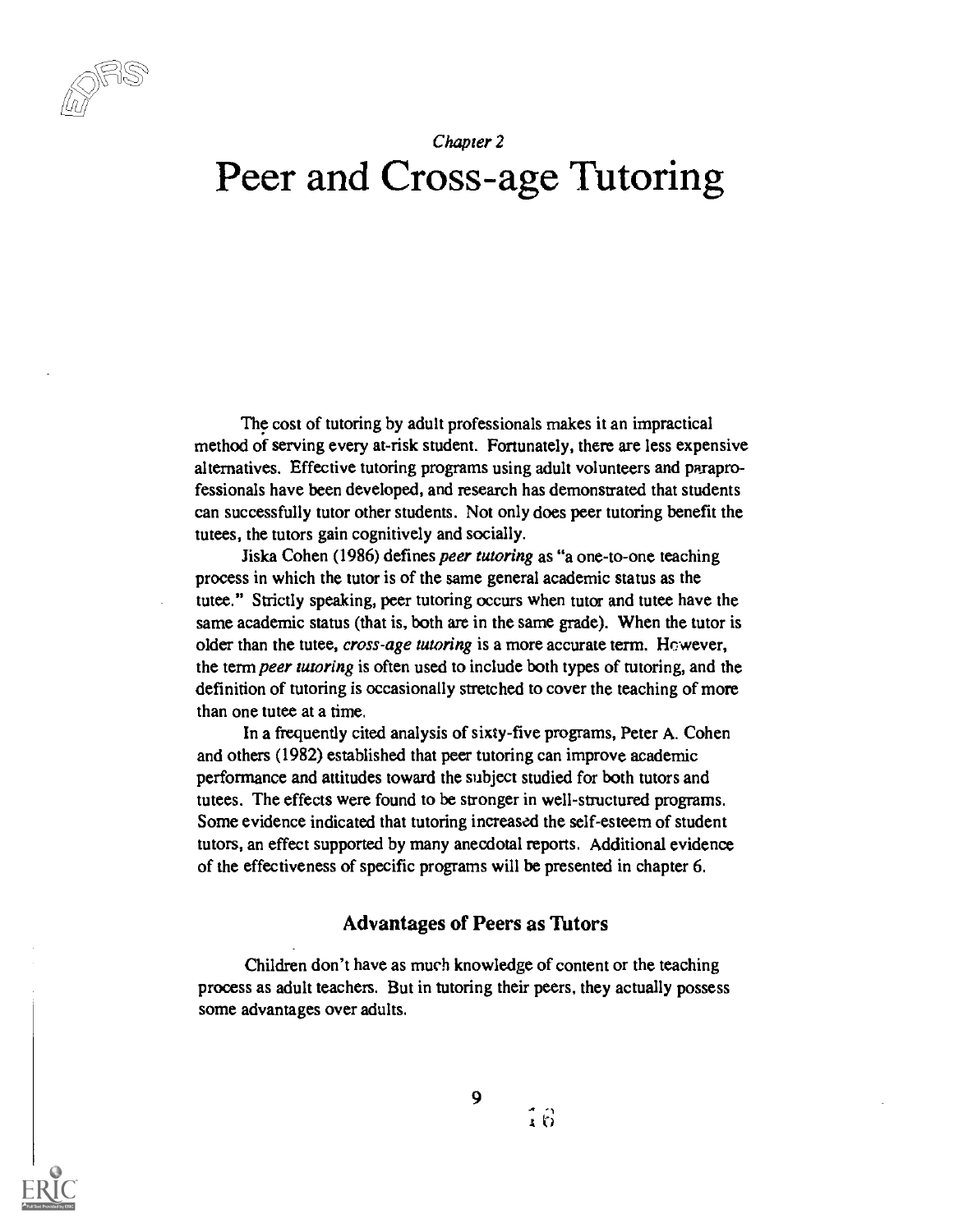*Chapter 2*

# Peer and Cross-age Tutoring

The cost of tutoring by adult professionals makes it an impractical method of serving every at-risk student. Fortunately, there are less expensive alternatives. Effective tutoring programs using adult volunteers and paraprofessionals have been developed, and research has demonstrated that students can successfully tutor other students. Not only does peer tutoring benefit the tutees, the tutors gain cognitively and socially.

Jiska Cohen (1986) defines *peer tutoring* as "a one-to-one teaching process in which the tutor is of the same general academic status as the tutee." Strictly speaking, peer tutoring occurs when tutor and tutee have the same academic status (that is, both are in the same grade). When the tutor is older than the tutee, *cross-age tutoring* is a more accurate term. However, the term *peer tutoring* is often used to include both types of tutoring, and the definition of tutoring is occasionally stretched to cover the teaching of more than one tutee at a time.

In a frequently cited analysis of sixty-five programs, Peter A. Cohen and others (1982) established that peer tutoring can improve academic performance and attitudes toward the subject studied for both tutors and tutees. The effects were found to be stronger in well-structured programs. Some evidence indicated that tutoring increased the self-esteem of student tutors, an effect supported by many anecdotal reports. Additional evidence of the effectiveness of specific programs will be presented in chapter 6.

## Advantages of Peers as Tutors

Children don't have as much knowledge of content or the teaching process as adult teachers. But in tutoring their peers, they actually possess some advantages over adults.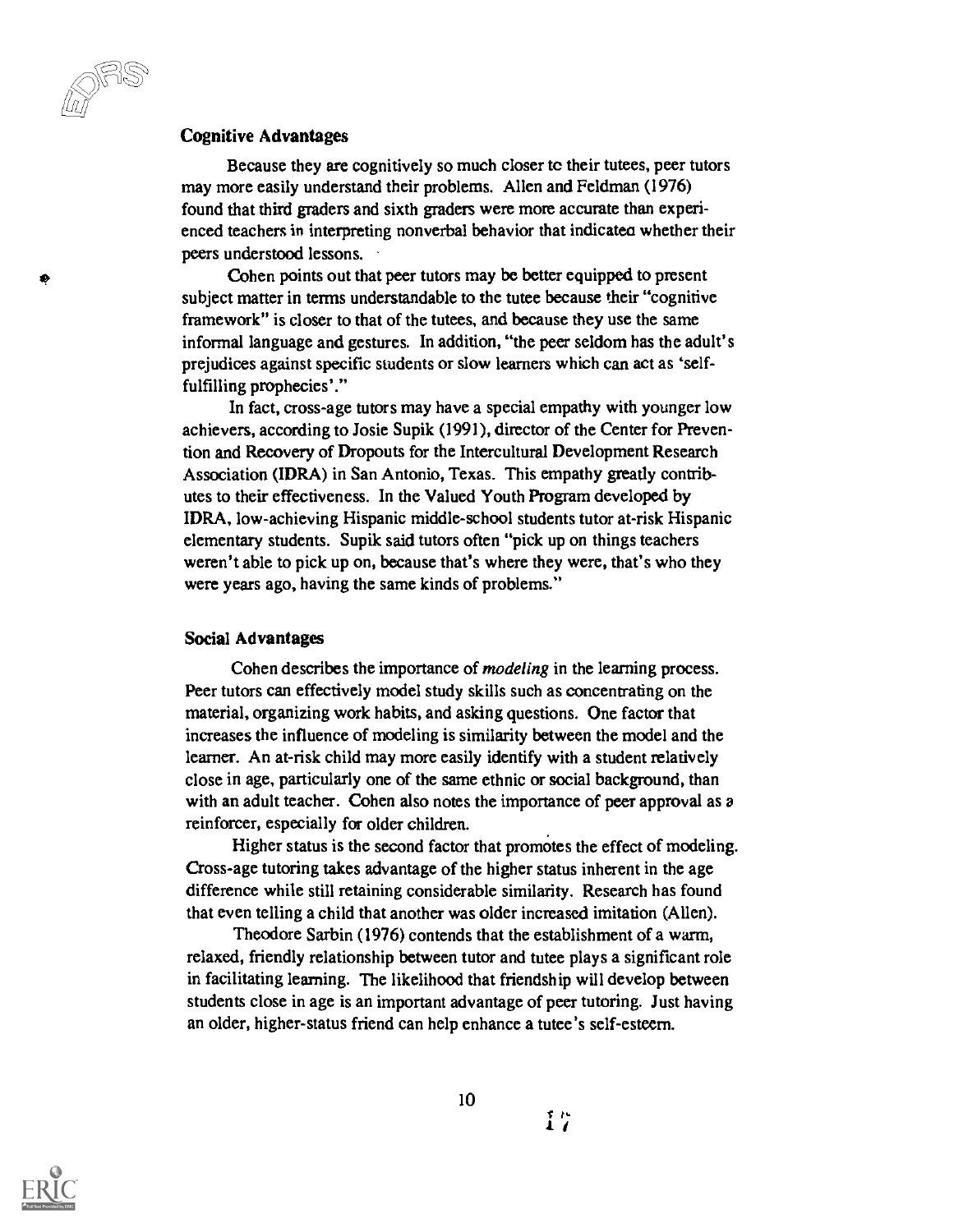### Cognitive Advantages

Because they are cognitively so much closer to their tutees, peer tutors may more easily understand their problems. Allen and Feldman (1976) found that third graders and sixth graders were more accurate than experienced teachers in interpreting nonverbal behavior that indicated whether their peers understood lessons.

Cohen points out that peer tutors may be better equipped to present subject matter in terms understandable to the tutee because their "cognitive framework" is closer to that of the tutees, and because they use the same informal language and gestures. In addition, "the peer seldom has the adult's prejudices against specific students or slow learners which can act as 'self-fulfilling prophecies'."

In fact, cross-age tutors may have a special empathy with younger low achievers, according to Josie Supik (1991), director of the Center for Prevention and Recovery of Dropouts for the Intercultural Development Research Association (IDRA) in San Antonio, Texas. This empathy greatly contributes to their effectiveness. In the Valued Youth Program developed by IDRA, low-achieving Hispanic middle-school students tutor at-risk Hispanic elementary students. Supik said tutors often "pick up on things teachers weren't able to pick up on, because that's where they were, that's who they were years ago, having the same kinds of problems."

### Social Advantages

Cohen describes the importance of *modeling* in the learning process. Peer tutors can effectively model study skills such as concentrating on the material, organizing work habits, and asking questions. One factor that increases the influence of modeling is similarity between the model and the learner. An at-risk child may more easily identify with a student relatively close in age, particularly one of the same ethnic or social background, than with an adult teacher. Cohen also notes the importance of peer approval as a reinforcer, especially for older children.

Higher status is the second factor that promotes the effect of modeling. Cross-age tutoring takes advantage of the higher status inherent in the age difference while still retaining considerable similarity. Research has found that even telling a child that another was older increased imitation (Allen).

Theodore Sarbin (1976) contends that the establishment of a warm, relaxed, friendly relationship between tutor and tutee plays a significant role in facilitating learning. The likelihood that friendship will develop between students close in age is an important advantage of peer tutoring. Just having an older, higher-status friend can help enhance a tutee's self-esteem.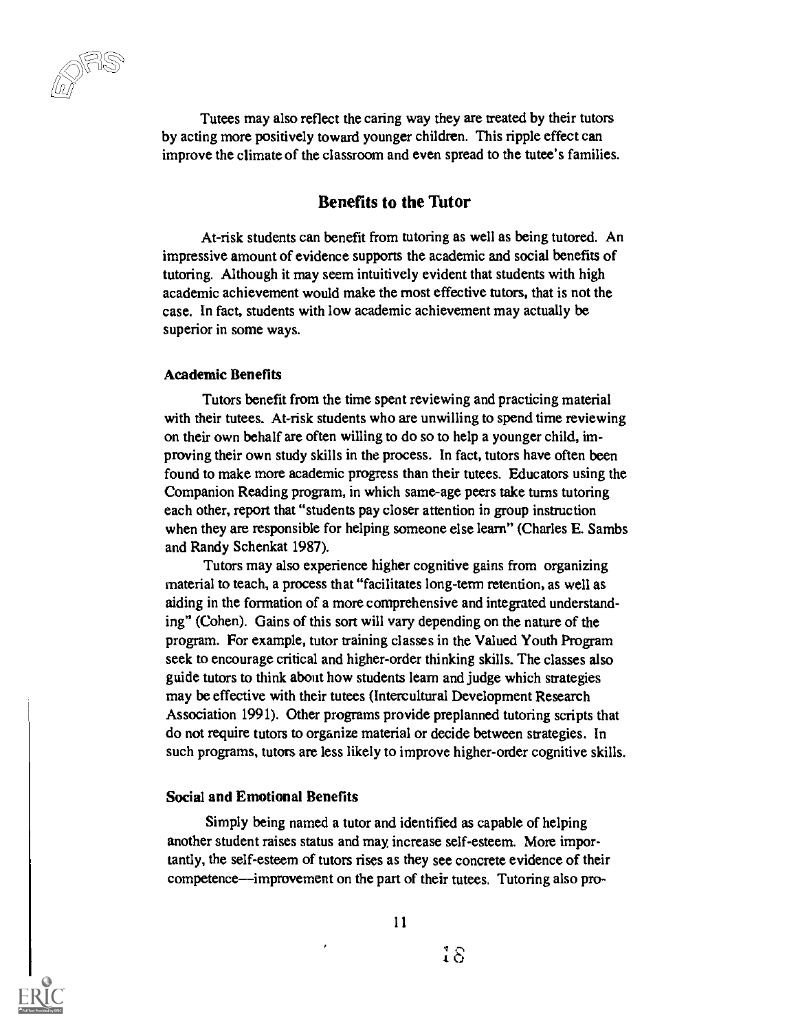Tutees may also reflect the caring way they are treated by their tutors by acting more positively toward younger children. This ripple effect can improve the climate of the classroom and even spread to the tutee's families.

## Benefits to the Tutor

At-risk students can benefit from tutoring as well as being tutored. An impressive amount of evidence supports the academic and social benefits of tutoring. Although it may seem intuitively evident that students with high academic achievement would make the most effective tutors, that is not the case. In fact, students with low academic achievement may actually be superior in some ways.

### Academic Benefits

Tutors benefit from the time spent reviewing and practicing material with their tutees. At-risk students who are unwilling to spend time reviewing on their own behalf are often willing to do so to help a younger child, improving their own study skills in the process. In fact, tutors have often been found to make more academic progress than their tutees. Educators using the Companion Reading program, in which same-age peers take turns tutoring each other, report that "students pay closer attention in group instruction when they are responsible for helping someone else learn" (Charles E. Sambs and Randy Schenkat 1987).

Tutors may also experience higher cognitive gains from organizing material to teach, a process that "facilitates long-term retention, as well as aiding in the formation of a more comprehensive and integrated understanding" (Cohen). Gains of this sort will vary depending on the nature of the program. For example, tutor training classes in the Valued Youth Program seek to encourage critical and higher-order thinking skills. The classes also guide tutors to think about how students learn and judge which strategies may be effective with their tutees (Intercultural Development Research Association 1991). Other programs provide preplanned tutoring scripts that do not require tutors to organize material or decide between strategies. In such programs, tutors are less likely to improve higher-order cognitive skills.

### Social and Emotional Benefits

Simply being named a tutor and identified as capable of helping another student raises status and may increase self-esteem. More importantly, the self-esteem of tutors rises as they see concrete evidence of their competence—improvement on the part of their tutees. Tutoring also pro-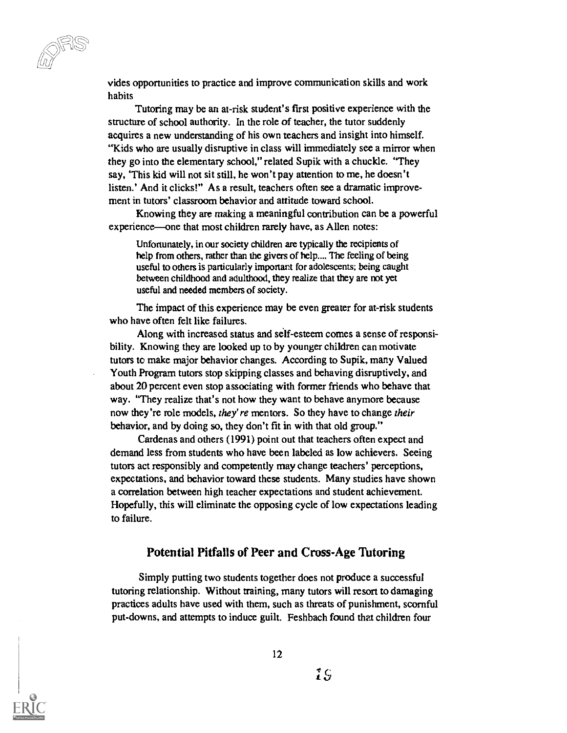vides opportunities to practice and improve communication skills and work habits

Tutoring may be an at-risk student's first positive experience with the structure of school authority. In the role of teacher, the tutor suddenly acquires a new understanding of his own teachers and insight into himself. "Kids who are usually disruptive in class will immediately see a mirror when they go into the elementary school," related Supik with a chuckle. "They say, 'This kid will not sit still, he won't pay attention to me, he doesn't listen.' And it clicks!" As a result, teachers often see a dramatic improvement in tutors' classroom behavior and attitude toward school.

Knowing they are making a meaningful contribution can be a powerful experience—one that most children rarely have, as Allen notes:

> Unfortunately, in our society children are typically the recipients of help from others, rather than the givers of help.... The feeling of being useful to others is particularly important for adolescents; being caught between childhood and adulthood, they realize that they are not yet useful and needed members of society.

The impact of this experience may be even greater for at-risk students who have often felt like failures.

Along with increased status and self-esteem comes a sense of responsibility. Knowing they are looked up to by younger children can motivate tutors to make major behavior changes. According to Supik, many Valued Youth Program tutors stop skipping classes and behaving disruptively, and about 20 percent even stop associating with former friends who behave that way. "They realize that's not how they want to behave anymore because now they're role models, *they're* mentors. So they have to change *their* behavior, and by doing so, they don't fit in with that old group."

Cardenas and others (1991) point out that teachers often expect and demand less from students who have been labeled as low achievers. Seeing tutors act responsibly and competently may change teachers' perceptions, expectations, and behavior toward these students. Many studies have shown a correlation between high teacher expectations and student achievement. Hopefully, this will eliminate the opposing cycle of low expectations leading to failure.

## Potential Pitfalls of Peer and Cross-Age Tutoring

Simply putting two students together does not produce a successful tutoring relationship. Without training, many tutors will resort to damaging practices adults have used with them, such as threats of punishment, scornful put-downs, and attempts to induce guilt. Feshbach found that children four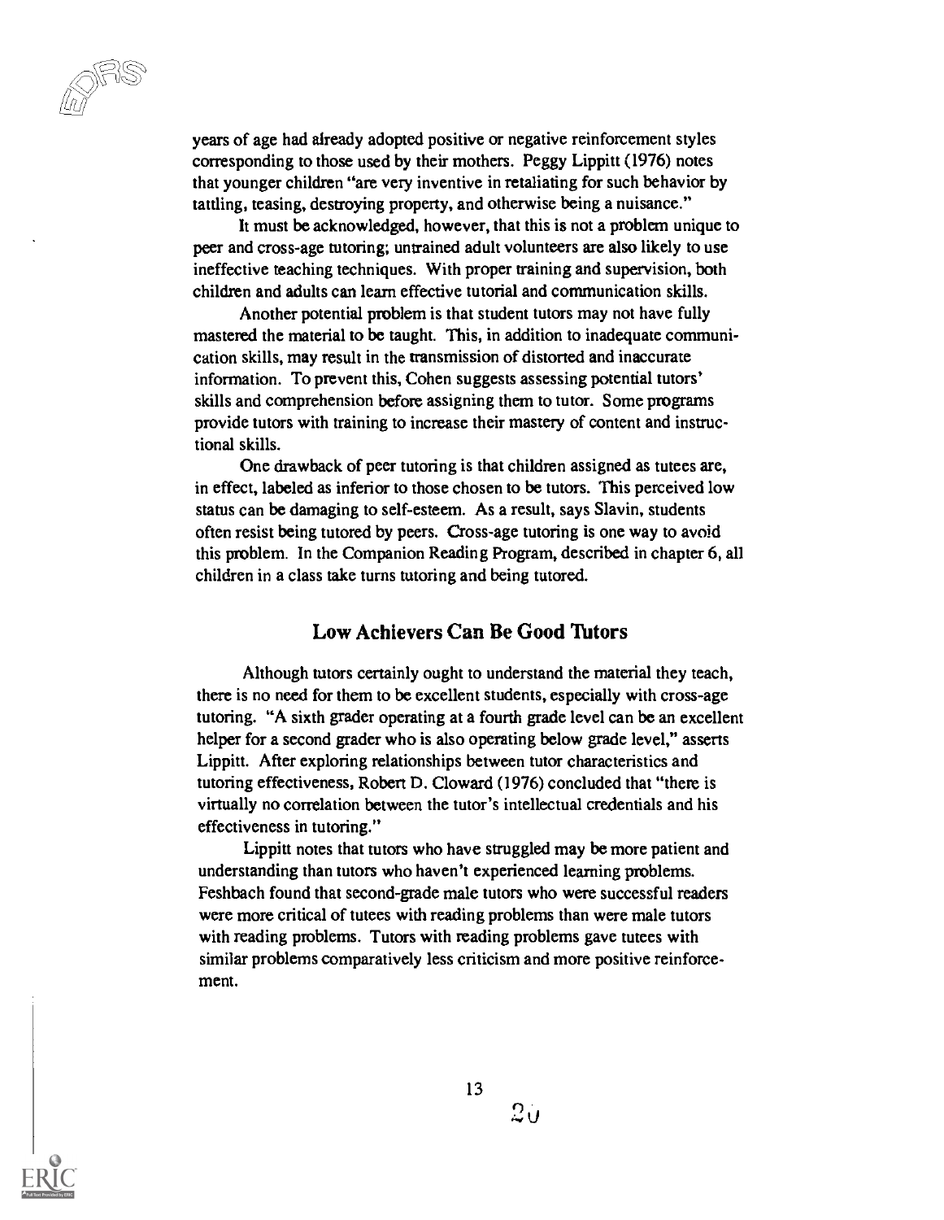years of age had already adopted positive or negative reinforcement styles corresponding to those used by their mothers. Peggy Lippitt (1976) notes that younger children "are very inventive in retaliating for such behavior by tattling, teasing, destroying property, and otherwise being a nuisance."

It must be acknowledged, however, that this is not a problem unique to peer and cross-age tutoring; untrained adult volunteers are also likely to use ineffective teaching techniques. With proper training and supervision, both children and adults can learn effective tutorial and communication skills.

Another potential problem is that student tutors may not have fully mastered the material to be taught. This, in addition to inadequate communication skills, may result in the transmission of distorted and inaccurate information. To prevent this, Cohen suggests assessing potential tutors' skills and comprehension before assigning them to tutor. Some programs provide tutors with training to increase their mastery of content and instructional skills.

One drawback of peer tutoring is that children assigned as tutees are, in effect, labeled as inferior to those chosen to be tutors. This perceived low status can be damaging to self-esteem. As a result, says Slavin, students often resist being tutored by peers. Cross-age tutoring is one way to avoid this problem. In the Companion Reading Program, described in chapter 6, all children in a class take turns tutoring and being tutored.

## Low Achievers Can Be Good Tutors

Although tutors certainly ought to understand the material they teach, there is no need for them to be excellent students, especially with cross-age tutoring. "A sixth grader operating at a fourth grade level can be an excellent helper for a second grader who is also operating below grade level," asserts Lippitt. After exploring relationships between tutor characteristics and tutoring effectiveness, Robert D. Cloward (1976) concluded that "there is virtually no correlation between the tutor's intellectual credentials and his effectiveness in tutoring."

Lippitt notes that tutors who have struggled may be more patient and understanding than tutors who haven't experienced learning problems. Feshbach found that second-grade male tutors who were successful readers were more critical of tutees with reading problems than were male tutors with reading problems. Tutors with reading problems gave tutees with similar problems comparatively less criticism and more positive reinforcement.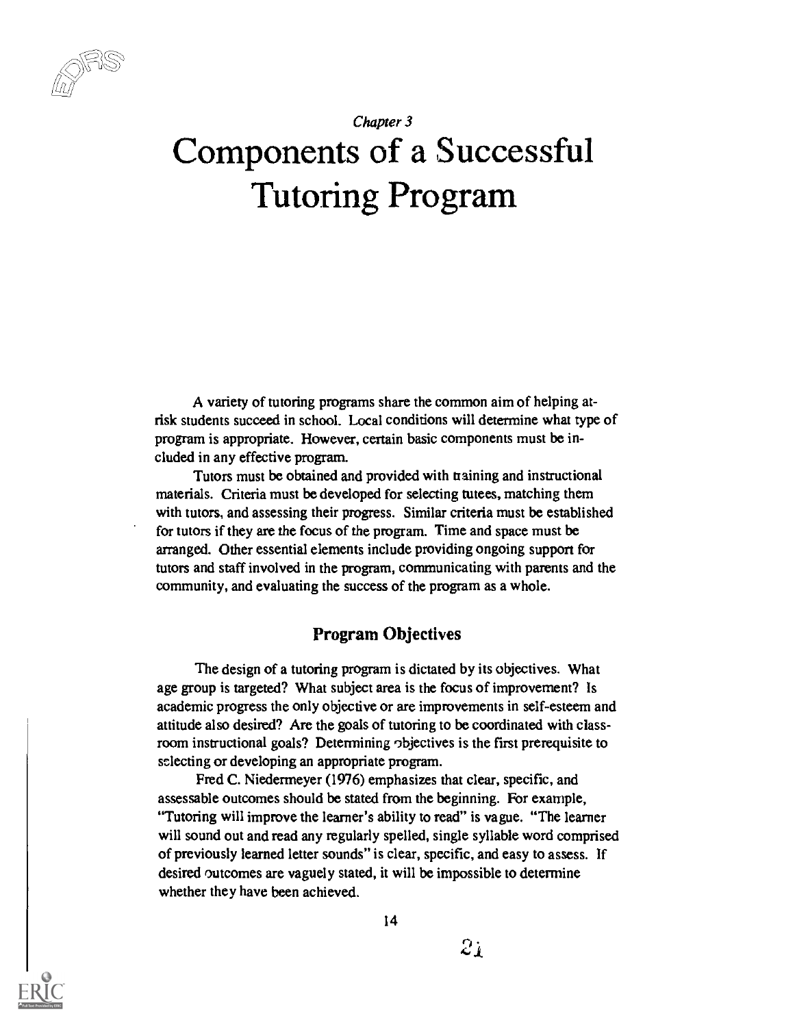*Chapter 3*

# Components of a Successful Tutoring Program

A variety of tutoring programs share the common aim of helping at-risk students succeed in school. Local conditions will determine what type of program is appropriate. However, certain basic components must be included in any effective program.

Tutors must be obtained and provided with training and instructional materials. Criteria must be developed for selecting tutees, matching them with tutors, and assessing their progress. Similar criteria must be established for tutors if they are the focus of the program. Time and space must be arranged. Other essential elements include providing ongoing support for tutors and staff involved in the program, communicating with parents and the community, and evaluating the success of the program as a whole.

## Program Objectives

The design of a tutoring program is dictated by its objectives. What age group is targeted? What subject area is the focus of improvement? Is academic progress the only objective or are improvements in self-esteem and attitude also desired? Are the goals of tutoring to be coordinated with classroom instructional goals? Determining objectives is the first prerequisite to selecting or developing an appropriate program.

Fred C. Niedermeyer (1976) emphasizes that clear, specific, and assessable outcomes should be stated from the beginning. For example, "Tutoring will improve the learner's ability to read" is vague. "The learner will sound out and read any regularly spelled, single syllable word comprised of previously learned letter sounds" is clear, specific, and easy to assess. If desired outcomes are vaguely stated, it will be impossible to determine whether they have been achieved.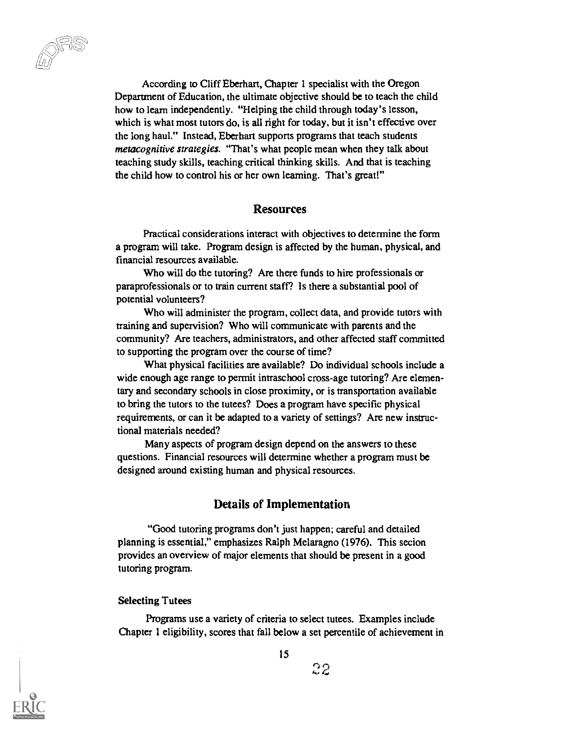According to Cliff Eberhart, Chapter 1 specialist with the Oregon Department of Education, the ultimate objective should be to teach the child how to learn independently. "Helping the child through today's lesson, which is what most tutors do, is all right for today, but it isn't effective over the long haul." Instead, Eberhart supports programs that teach students *metacognitive strategies*. "That's what people mean when they talk about teaching study skills, teaching critical thinking skills. And that is teaching the child how to control his or her own learning. That's great!"

## Resources

Practical considerations interact with objectives to determine the form a program will take. Program design is affected by the human, physical, and financial resources available.

Who will do the tutoring? Are there funds to hire professionals or paraprofessionals or to train current staff? Is there a substantial pool of potential volunteers?

Who will administer the program, collect data, and provide tutors with training and supervision? Who will communicate with parents and the community? Are teachers, administrators, and other affected staff committed to supporting the program over the course of time?

What physical facilities are available? Do individual schools include a wide enough age range to permit intraschool cross-age tutoring? Are elementary and secondary schools in close proximity, or is transportation available to bring the tutors to the tutees? Does a program have specific physical requirements, or can it be adapted to a variety of settings? Are new instructional materials needed?

Many aspects of program design depend on the answers to these questions. Financial resources will determine whether a program must be designed around existing human and physical resources.

## Details of Implementation

"Good tutoring programs don't just happen; careful and detailed planning is essential," emphasizes Ralph Melaragno (1976). This secion provides an overview of major elements that should be present in a good tutoring program.

### Selecting Tutees

Programs use a variety of criteria to select tutees. Examples include Chapter 1 eligibility, scores that fall below a set percentile of achievement in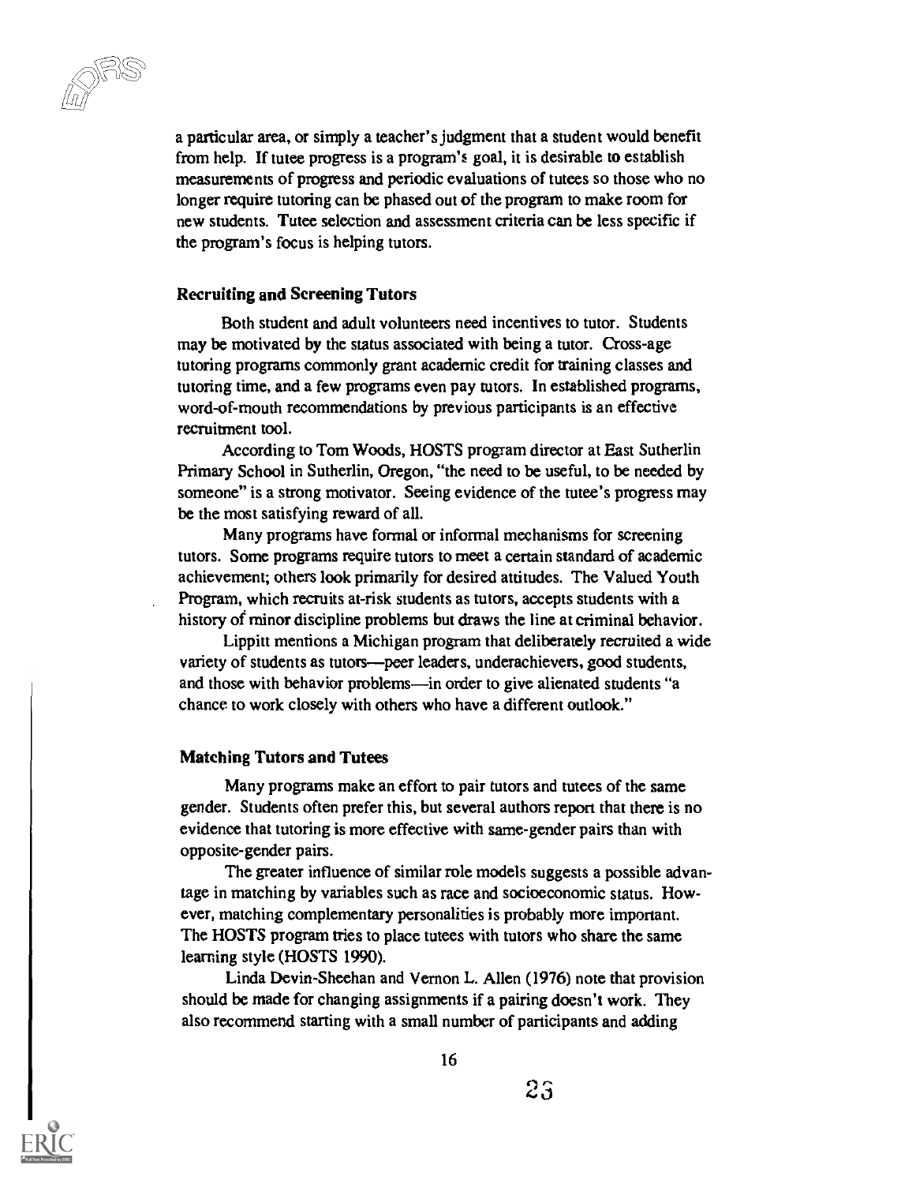a particular area, or simply a teacher's judgment that a student would benefit from help. If tutee progress is a program's goal, it is desirable to establish measurements of progress and periodic evaluations of tutees so those who no longer require tutoring can be phased out of the program to make room for new students. Tutee selection and assessment criteria can be less specific if the program's focus is helping tutors.

### Recruiting and Screening Tutors

Both student and adult volunteers need incentives to tutor. Students may be motivated by the status associated with being a tutor. Cross-age tutoring programs commonly grant academic credit for training classes and tutoring time, and a few programs even pay tutors. In established programs, word-of-mouth recommendations by previous participants is an effective recruitment tool.

According to Tom Woods, HOSTS program director at East Sutherlin Primary School in Sutherlin, Oregon, "the need to be useful, to be needed by someone" is a strong motivator. Seeing evidence of the tutee's progress may be the most satisfying reward of all.

Many programs have formal or informal mechanisms for screening tutors. Some programs require tutors to meet a certain standard of academic achievement; others look primarily for desired attitudes. The Valued Youth Program, which recruits at-risk students as tutors, accepts students with a history of minor discipline problems but draws the line at criminal behavior.

Lippitt mentions a Michigan program that deliberately recruited a wide variety of students as tutors—peer leaders, underachievers, good students, and those with behavior problems—in order to give alienated students "a chance to work closely with others who have a different outlook."

### Matching Tutors and Tutees

Many programs make an effort to pair tutors and tutees of the same gender. Students often prefer this, but several authors report that there is no evidence that tutoring is more effective with same-gender pairs than with opposite-gender pairs.

The greater influence of similar role models suggests a possible advantage in matching by variables such as race and socioeconomic status. However, matching complementary personalities is probably more important. The HOSTS program tries to place tutees with tutors who share the same learning style (HOSTS 1990).

Linda Devin-Sheehan and Vernon L. Allen (1976) note that provision should be made for changing assignments if a pairing doesn't work. They also recommend starting with a small number of participants and adding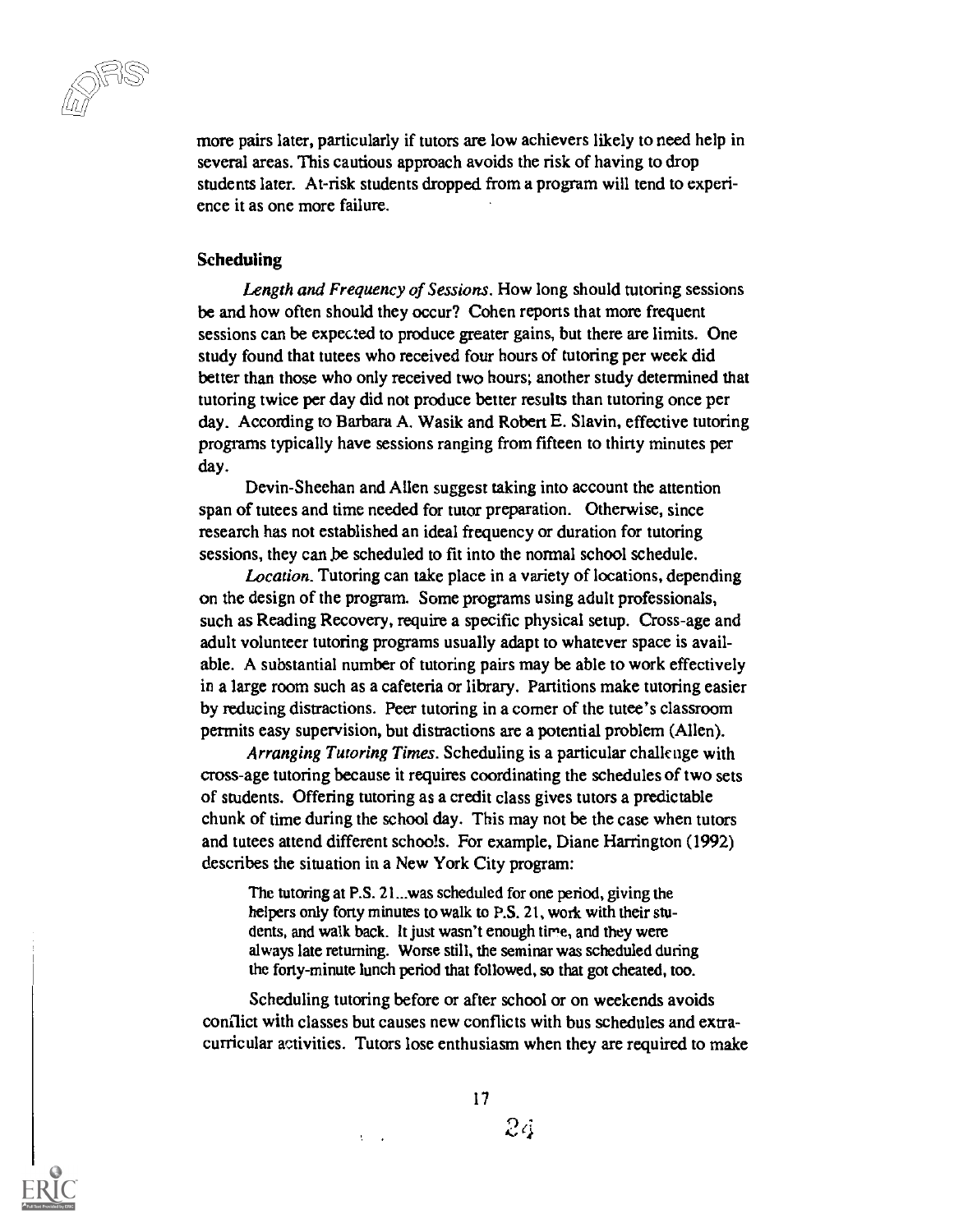more pairs later, particularly if tutors are low achievers likely to need help in several areas. This cautious approach avoids the risk of having to drop students later. At-risk students dropped from a program will tend to experience it as one more failure.

### Scheduling

*Length and Frequency of Sessions.* How long should tutoring sessions be and how often should they occur? Cohen reports that more frequent sessions can be expected to produce greater gains, but there are limits. One study found that tutees who received four hours of tutoring per week did better than those who only received two hours; another study determined that tutoring twice per day did not produce better results than tutoring once per day. According to Barbara A. Wasik and Robert E. Slavin, effective tutoring programs typically have sessions ranging from fifteen to thirty minutes per day.

Devin-Sheehan and Allen suggest taking into account the attention span of tutees and time needed for tutor preparation. Otherwise, since research has not established an ideal frequency or duration for tutoring sessions, they can be scheduled to fit into the normal school schedule.

*Location.* Tutoring can take place in a variety of locations, depending on the design of the program. Some programs using adult professionals, such as Reading Recovery, require a specific physical setup. Cross-age and adult volunteer tutoring programs usually adapt to whatever space is available. A substantial number of tutoring pairs may be able to work effectively in a large room such as a cafeteria or library. Partitions make tutoring easier by reducing distractions. Peer tutoring in a corner of the tutee's classroom permits easy supervision, but distractions are a potential problem (Allen).

*Arranging Tutoring Times.* Scheduling is a particular challenge with cross-age tutoring because it requires coordinating the schedules of two sets of students. Offering tutoring as a credit class gives tutors a predictable chunk of time during the school day. This may not be the case when tutors and tutees attend different schools. For example, Diane Harrington (1992) describes the situation in a New York City program:

> The tutoring at P.S. 21...was scheduled for one period, giving the helpers only forty minutes to walk to P.S. 21, work with their students, and walk back. It just wasn't enough time, and they were always late returning. Worse still, the seminar was scheduled during the forty-minute lunch period that followed, so that got cheated, too.

Scheduling tutoring before or after school or on weekends avoids conflict with classes but causes new conflicts with bus schedules and extracurricular activities. Tutors lose enthusiasm when they are required to make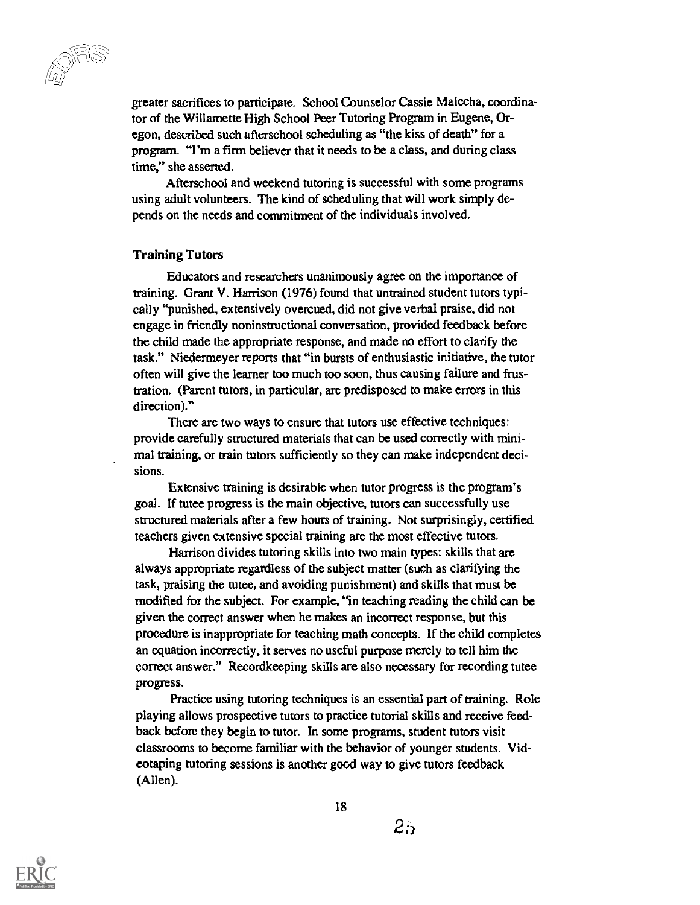greater sacrifices to participate. School Counselor Cassie Malecha, coordinator of the Willamette High School Peer Tutoring Program in Eugene, Oregon, described such afterschool scheduling as "the kiss of death" for a program. "I'm a firm believer that it needs to be a class, and during class time," she asserted.

Afterschool and weekend tutoring is successful with some programs using adult volunteers. The kind of scheduling that will work simply depends on the needs and commitment of the individuals involved.

### Training Tutors

Educators and researchers unanimously agree on the importance of training. Grant V. Harrison (1976) found that untrained student tutors typically "punished, extensively overcued, did not give verbal praise, did not engage in friendly noninstructional conversation, provided feedback before the child made the appropriate response, and made no effort to clarify the task." Niedermeyer reports that "in bursts of enthusiastic initiative, the tutor often will give the learner too much too soon, thus causing failure and frustration. (Parent tutors, in particular, are predisposed to make errors in this direction)."

There are two ways to ensure that tutors use effective techniques: provide carefully structured materials that can be used correctly with minimal training, or train tutors sufficiently so they can make independent decisions.

Extensive training is desirable when tutor progress is the program's goal. If tutee progress is the main objective, tutors can successfully use structured materials after a few hours of training. Not surprisingly, certified teachers given extensive special training are the most effective tutors.

Harrison divides tutoring skills into two main types: skills that are always appropriate regardless of the subject matter (such as clarifying the task, praising the tutee, and avoiding punishment) and skills that must be modified for the subject. For example, "in teaching reading the child can be given the correct answer when he makes an incorrect response, but this procedure is inappropriate for teaching math concepts. If the child completes an equation incorrectly, it serves no useful purpose merely to tell him the correct answer." Recordkeeping skills are also necessary for recording tutee progress.

Practice using tutoring techniques is an essential part of training. Role playing allows prospective tutors to practice tutorial skills and receive feedback before they begin to tutor. In some programs, student tutors visit classrooms to become familiar with the behavior of younger students. Videotaping tutoring sessions is another good way to give tutors feedback (Allen).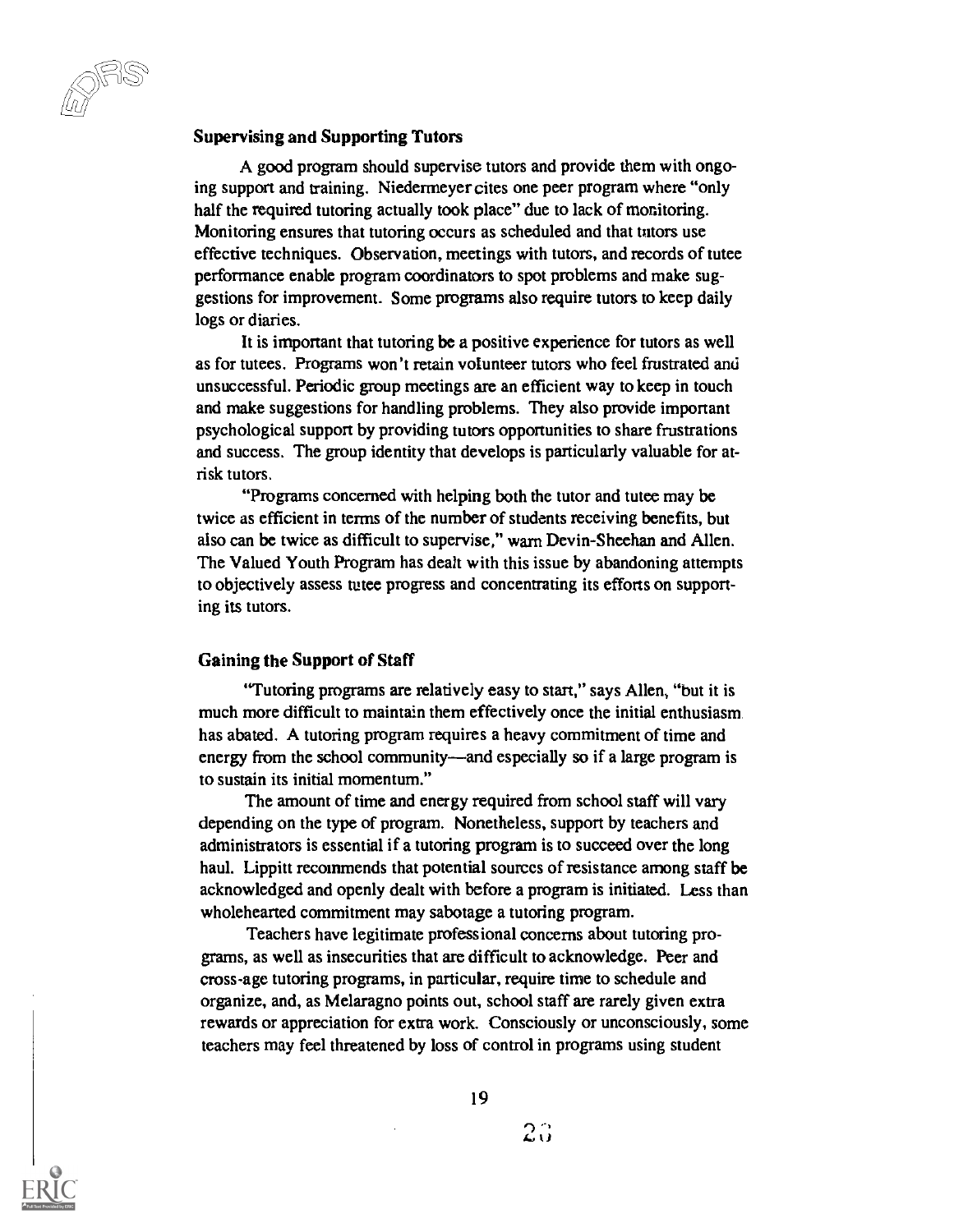## Supervising and Supporting Tutors

A good program should supervise tutors and provide them with ongoing support and training. Niedermeyer cites one peer program where "only half the required tutoring actually took place" due to lack of monitoring. Monitoring ensures that tutoring occurs as scheduled and that tutors use effective techniques. Observation, meetings with tutors, and records of tutee performance enable program coordinators to spot problems and make suggestions for improvement. Some programs also require tutors to keep daily logs or diaries.

It is important that tutoring be a positive experience for tutors as well as for tutees. Programs won't retain volunteer tutors who feel frustrated and unsuccessful. Periodic group meetings are an efficient way to keep in touch and make suggestions for handling problems. They also provide important psychological support by providing tutors opportunities to share frustrations and success. The group identity that develops is particularly valuable for at-risk tutors.

"Programs concerned with helping both the tutor and tutee may be twice as efficient in terms of the number of students receiving benefits, but also can be twice as difficult to supervise," warn Devin-Sheehan and Allen. The Valued Youth Program has dealt with this issue by abandoning attempts to objectively assess tutee progress and concentrating its efforts on supporting its tutors.

## Gaining the Support of Staff

"Tutoring programs are relatively easy to start," says Allen, "but it is much more difficult to maintain them effectively once the initial enthusiasm has abated. A tutoring program requires a heavy commitment of time and energy from the school community—and especially so if a large program is to sustain its initial momentum."

The amount of time and energy required from school staff will vary depending on the type of program. Nonetheless, support by teachers and administrators is essential if a tutoring program is to succeed over the long haul. Lippitt recommends that potential sources of resistance among staff be acknowledged and openly dealt with before a program is initiated. Less than wholehearted commitment may sabotage a tutoring program.

Teachers have legitimate professional concerns about tutoring programs, as well as insecurities that are difficult to acknowledge. Peer and cross-age tutoring programs, in particular, require time to schedule and organize, and, as Melaragno points out, school staff are rarely given extra rewards or appreciation for extra work. Consciously or unconsciously, some teachers may feel threatened by loss of control in programs using student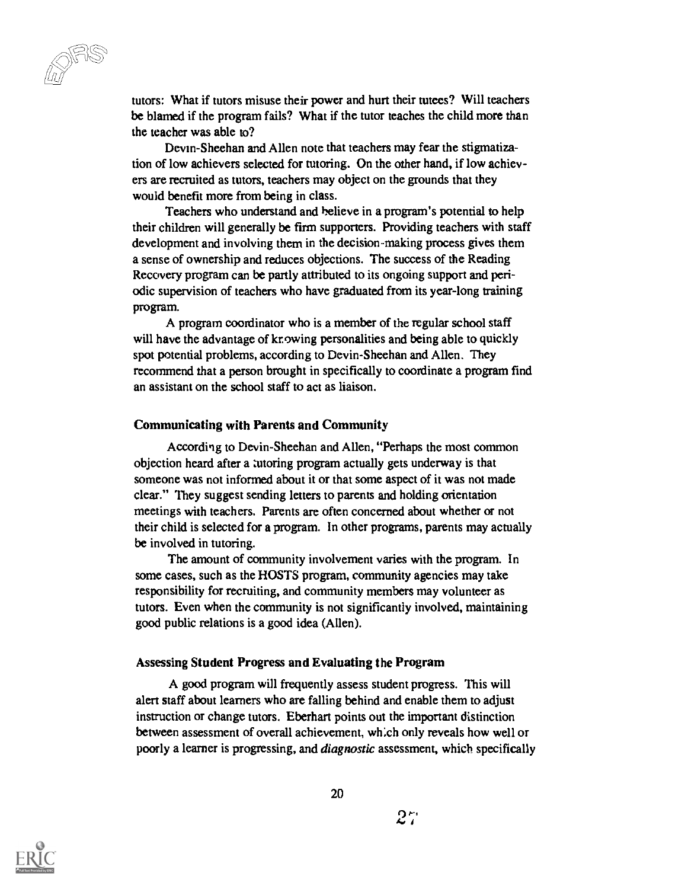tutors: What if tutors misuse their power and hurt their tutees? Will teachers be blamed if the program fails? What if the tutor teaches the child more than the teacher was able to?

Devin-Sheehan and Allen note that teachers may fear the stigmatization of low achievers selected for tutoring. On the other hand, if low achievers are recruited as tutors, teachers may object on the grounds that they would benefit more from being in class.

Teachers who understand and believe in a program's potential to help their children will generally be firm supporters. Providing teachers with staff development and involving them in the decision-making process gives them a sense of ownership and reduces objections. The success of the Reading Recovery program can be partly attributed to its ongoing support and periodic supervision of teachers who have graduated from its year-long training program.

A program coordinator who is a member of the regular school staff will have the advantage of knowing personalities and being able to quickly spot potential problems, according to Devin-Sheehan and Allen. They recommend that a person brought in specifically to coordinate a program find an assistant on the school staff to act as liaison.

### Communicating with Parents and Community

According to Devin-Sheehan and Allen, "Perhaps the most common objection heard after a tutoring program actually gets underway is that someone was not informed about it or that some aspect of it was not made clear." They suggest sending letters to parents and holding orientation meetings with teachers. Parents are often concerned about whether or not their child is selected for a program. In other programs, parents may actually be involved in tutoring.

The amount of community involvement varies with the program. In some cases, such as the HOSTS program, community agencies may take responsibility for recruiting, and community members may volunteer as tutors. Even when the community is not significantly involved, maintaining good public relations is a good idea (Allen).

### Assessing Student Progress and Evaluating the Program

A good program will frequently assess student progress. This will alert staff about learners who are falling behind and enable them to adjust instruction or change tutors. Eberhart points out the important distinction between assessment of overall achievement, which only reveals how well or poorly a learner is progressing, and *diagnostic* assessment, which specifically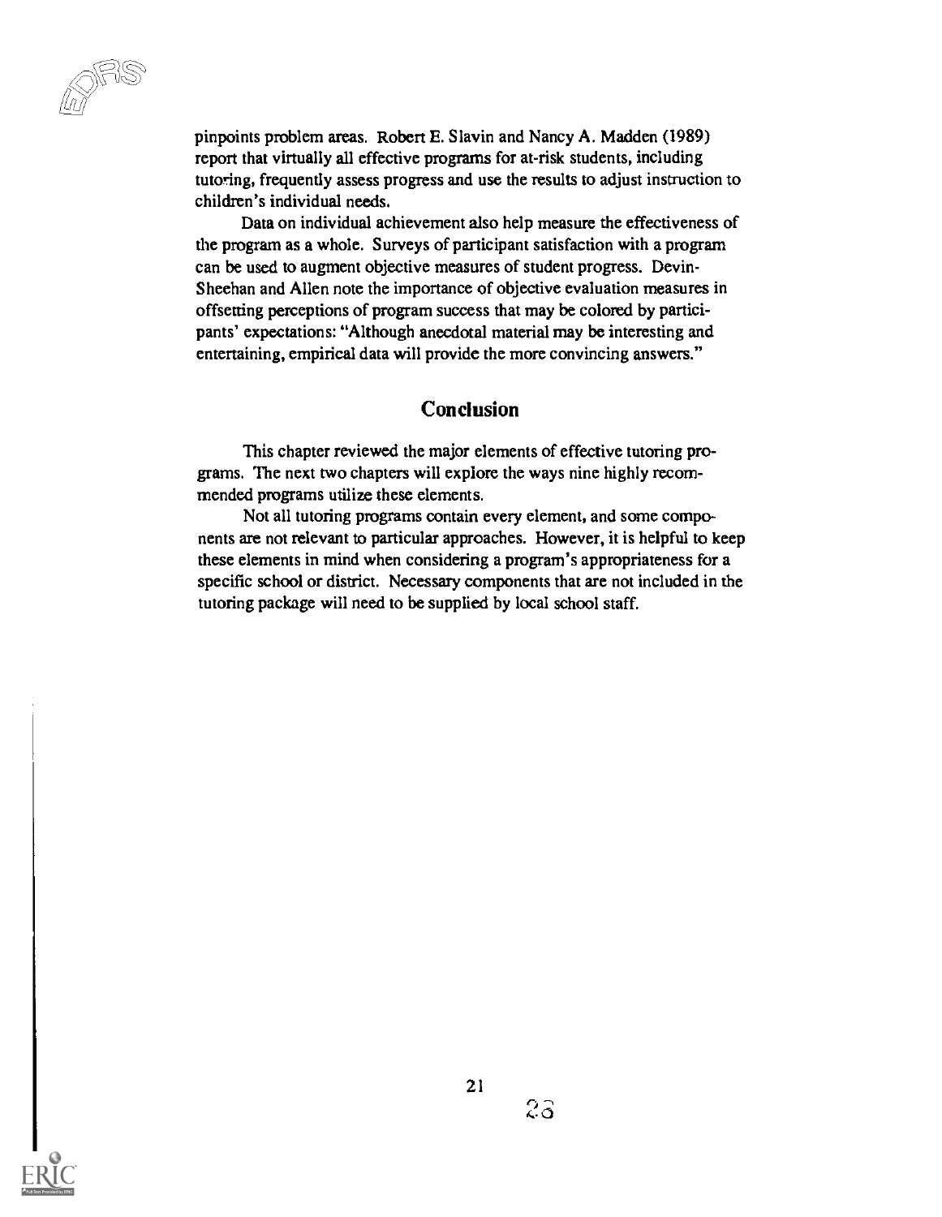pinpoints problem areas. Robert E. Slavin and Nancy A. Madden (1989) report that virtually all effective programs for at-risk students, including tutoring, frequently assess progress and use the results to adjust instruction to children's individual needs.

Data on individual achievement also help measure the effectiveness of the program as a whole. Surveys of participant satisfaction with a program can be used to augment objective measures of student progress. Devin-Sheehan and Allen note the importance of objective evaluation measures in offsetting perceptions of program success that may be colored by participants' expectations: "Although anecdotal material may be interesting and entertaining, empirical data will provide the more convincing answers."

## Conclusion

This chapter reviewed the major elements of effective tutoring programs. The next two chapters will explore the ways nine highly recommended programs utilize these elements.

Not all tutoring programs contain every element, and some components are not relevant to particular approaches. However, it is helpful to keep these elements in mind when considering a program's appropriateness for a specific school or district. Necessary components that are not included in the tutoring package will need to be supplied by local school staff.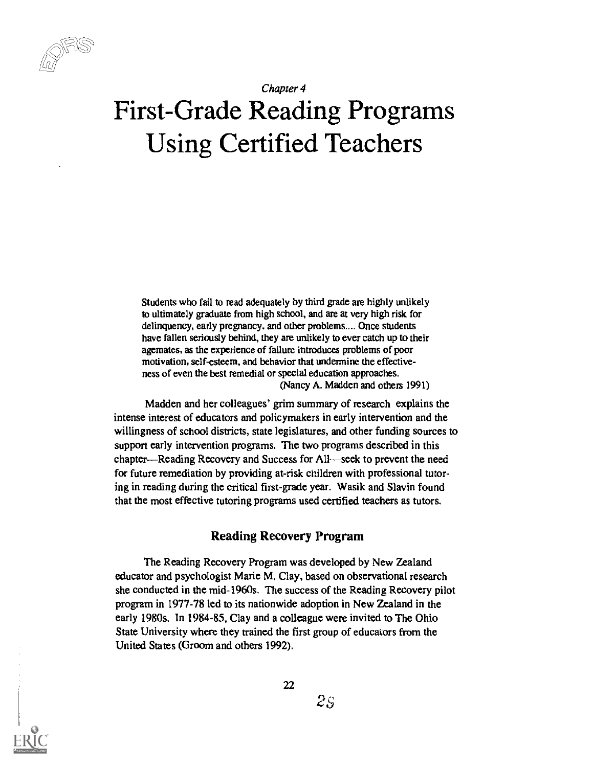*Chapter 4*

# First-Grade Reading Programs Using Certified Teachers

> Students who fail to read adequately by third grade are highly unlikely to ultimately graduate from high school, and are at very high risk for delinquency, early pregnancy, and other problems.... Once students have fallen seriously behind, they are unlikely to ever catch up to their agemates, as the experience of failure introduces problems of poor motivation, self-esteem, and behavior that undermine the effectiveness of even the best remedial or special education approaches.
>
> (Nancy A. Madden and others 1991)

Madden and her colleagues' grim summary of research explains the intense interest of educators and policymakers in early intervention and the willingness of school districts, state legislatures, and other funding sources to support early intervention programs. The two programs described in this chapter—Reading Recovery and Success for All—seek to prevent the need for future remediation by providing at-risk children with professional tutoring in reading during the critical first-grade year. Wasik and Slavin found that the most effective tutoring programs used certified teachers as tutors.

## Reading Recovery Program

The Reading Recovery Program was developed by New Zealand educator and psychologist Marie M. Clay, based on observational research she conducted in the mid-1960s. The success of the Reading Recovery pilot program in 1977-78 led to its nationwide adoption in New Zealand in the early 1980s. In 1984-85, Clay and a colleague were invited to The Ohio State University where they trained the first group of educators from the United States (Groom and others 1992).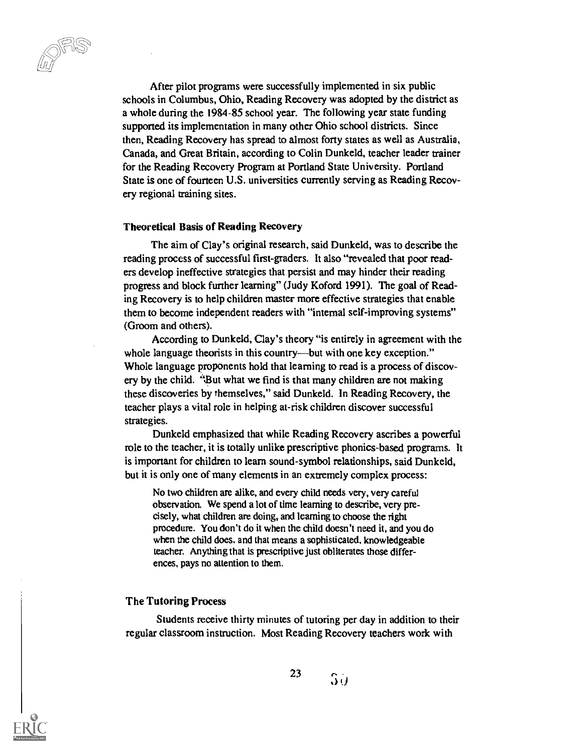After pilot programs were successfully implemented in six public schools in Columbus, Ohio, Reading Recovery was adopted by the district as a whole during the 1984-85 school year. The following year state funding supported its implementation in many other Ohio school districts. Since then, Reading Recovery has spread to almost forty states as well as Australia, Canada, and Great Britain, according to Colin Dunkeld, teacher leader trainer for the Reading Recovery Program at Portland State University. Portland State is one of fourteen U.S. universities currently serving as Reading Recovery regional training sites.

### Theoretical Basis of Reading Recovery

The aim of Clay's original research, said Dunkeld, was to describe the reading process of successful first-graders. It also "revealed that poor readers develop ineffective strategies that persist and may hinder their reading progress and block further learning" (Judy Koford 1991). The goal of Reading Recovery is to help children master more effective strategies that enable them to become independent readers with "internal self-improving systems" (Groom and others).

According to Dunkeld, Clay's theory "is entirely in agreement with the whole language theorists in this country—but with one key exception." Whole language proponents hold that learning to read is a process of discovery by the child. "But what we find is that many children are not making these discoveries by themselves," said Dunkeld. In Reading Recovery, the teacher plays a vital role in helping at-risk children discover successful strategies.

Dunkeld emphasized that while Reading Recovery ascribes a powerful role to the teacher, it is totally unlike prescriptive phonics-based programs. It is important for children to learn sound-symbol relationships, said Dunkeld, but it is only one of many elements in an extremely complex process:

> No two children are alike, and every child needs very, very careful observation. We spend a lot of time learning to describe, very precisely, what children are doing, and learning to choose the right procedure. You don't do it when the child doesn't need it, and you do when the child does, and that means a sophisticated, knowledgeable teacher. Anything that is prescriptive just obliterates those differences, pays no attention to them.

### The Tutoring Process

Students receive thirty minutes of tutoring per day in addition to their regular classroom instruction. Most Reading Recovery teachers work with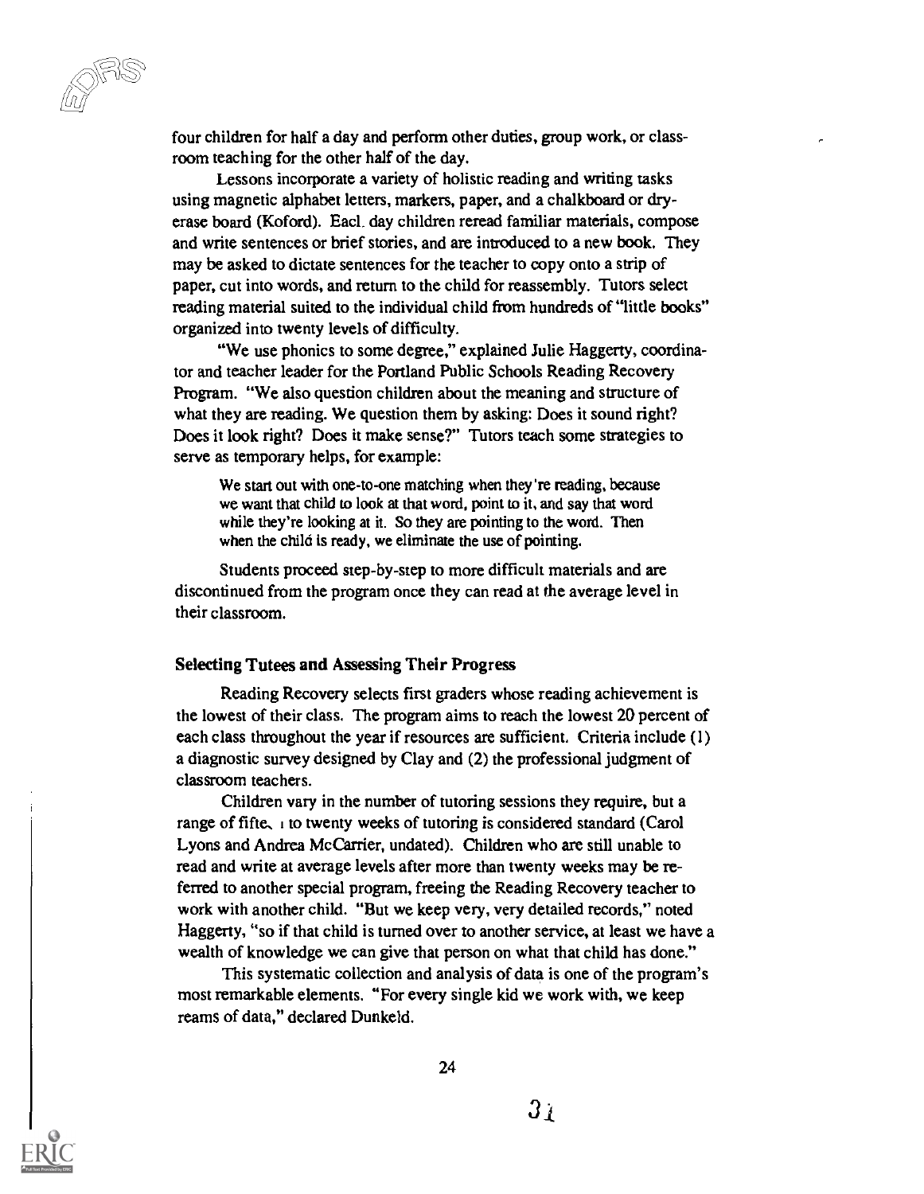four children for half a day and perform other duties, group work, or classroom teaching for the other half of the day.

Lessons incorporate a variety of holistic reading and writing tasks using magnetic alphabet letters, markers, paper, and a chalkboard or dry-erase board (Koford). Each day children reread familiar materials, compose and write sentences or brief stories, and are introduced to a new book. They may be asked to dictate sentences for the teacher to copy onto a strip of paper, cut into words, and return to the child for reassembly. Tutors select reading material suited to the individual child from hundreds of "little books" organized into twenty levels of difficulty.

"We use phonics to some degree," explained Julie Haggerty, coordinator and teacher leader for the Portland Public Schools Reading Recovery Program. "We also question children about the meaning and structure of what they are reading. We question them by asking: Does it sound right? Does it look right? Does it make sense?" Tutors teach some strategies to serve as temporary helps, for example:

> We start out with one-to-one matching when they're reading, because we want that child to look at that word, point to it, and say that word while they're looking at it. So they are pointing to the word. Then when the child is ready, we eliminate the use of pointing.

Students proceed step-by-step to more difficult materials and are discontinued from the program once they can read at the average level in their classroom.

### Selecting Tutees and Assessing Their Progress

Reading Recovery selects first graders whose reading achievement is the lowest of their class. The program aims to reach the lowest 20 percent of each class throughout the year if resources are sufficient. Criteria include (1) a diagnostic survey designed by Clay and (2) the professional judgment of classroom teachers.

Children vary in the number of tutoring sessions they require, but a range of fifteen to twenty weeks of tutoring is considered standard (Carol Lyons and Andrea McCarrier, undated). Children who are still unable to read and write at average levels after more than twenty weeks may be referred to another special program, freeing the Reading Recovery teacher to work with another child. "But we keep very, very detailed records," noted Haggerty, "so if that child is turned over to another service, at least we have a wealth of knowledge we can give that person on what that child has done."

This systematic collection and analysis of data is one of the program's most remarkable elements. "For every single kid we work with, we keep reams of data," declared Dunkeld.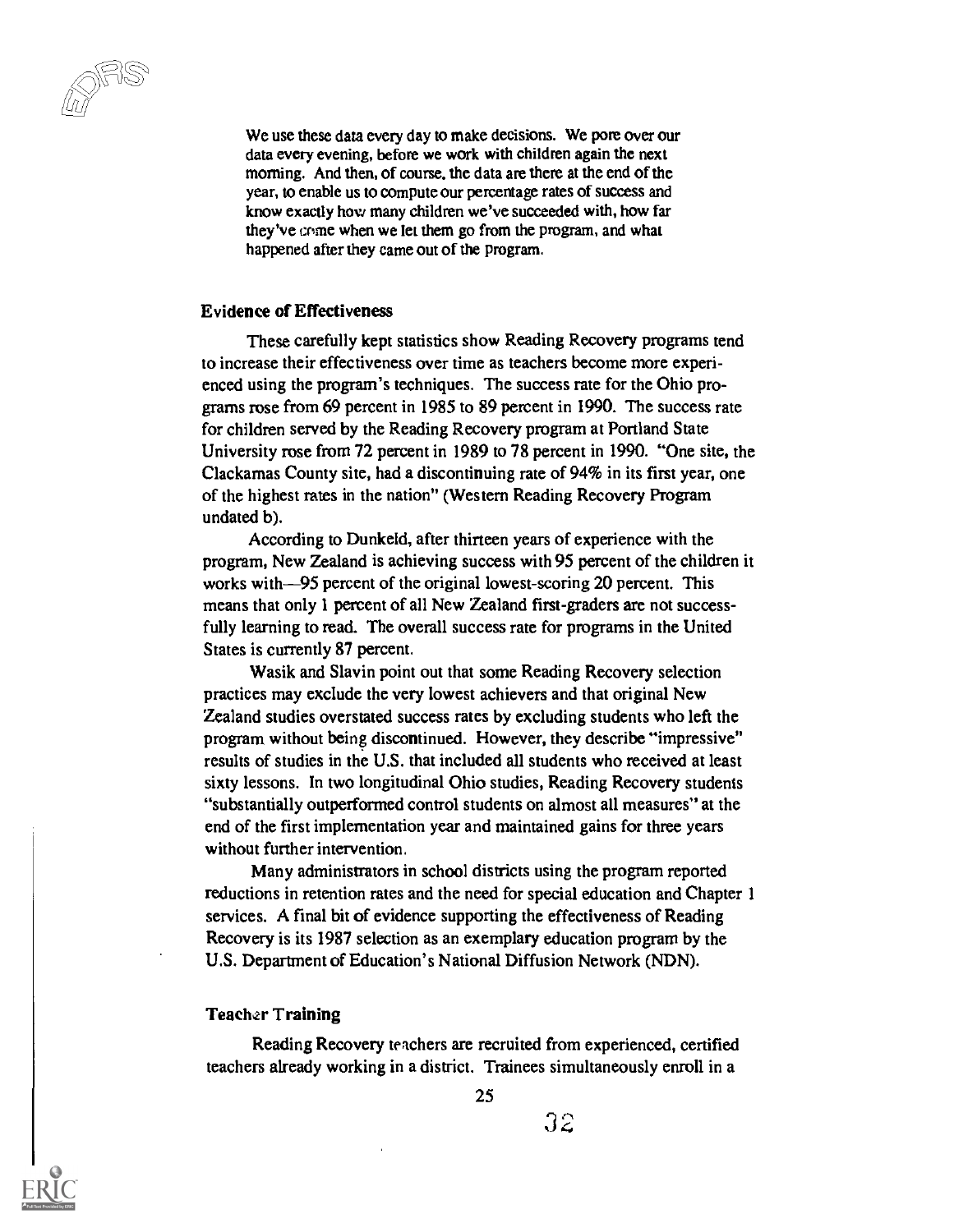> We use these data every day to make decisions. We pore over our data every evening, before we work with children again the next morning. And then, of course, the data are there at the end of the year, to enable us to compute our percentage rates of success and know exactly how many children we've succeeded with, how far they've come when we let them go from the program, and what happened after they came out of the program.

### Evidence of Effectiveness

These carefully kept statistics show Reading Recovery programs tend to increase their effectiveness over time as teachers become more experienced using the program's techniques. The success rate for the Ohio programs rose from 69 percent in 1985 to 89 percent in 1990. The success rate for children served by the Reading Recovery program at Portland State University rose from 72 percent in 1989 to 78 percent in 1990. "One site, the Clackamas County site, had a discontinuing rate of 94% in its first year, one of the highest rates in the nation" (Western Reading Recovery Program undated b).

According to Dunkeld, after thirteen years of experience with the program, New Zealand is achieving success with 95 percent of the children it works with—95 percent of the original lowest-scoring 20 percent. This means that only 1 percent of all New Zealand first-graders are not successfully learning to read. The overall success rate for programs in the United States is currently 87 percent.

Wasik and Slavin point out that some Reading Recovery selection practices may exclude the very lowest achievers and that original New Zealand studies overstated success rates by excluding students who left the program without being discontinued. However, they describe "impressive" results of studies in the U.S. that included all students who received at least sixty lessons. In two longitudinal Ohio studies, Reading Recovery students "substantially outperformed control students on almost all measures" at the end of the first implementation year and maintained gains for three years without further intervention.

Many administrators in school districts using the program reported reductions in retention rates and the need for special education and Chapter 1 services. A final bit of evidence supporting the effectiveness of Reading Recovery is its 1987 selection as an exemplary education program by the U.S. Department of Education's National Diffusion Network (NDN).

### Teacher Training

Reading Recovery teachers are recruited from experienced, certified teachers already working in a district. Trainees simultaneously enroll in a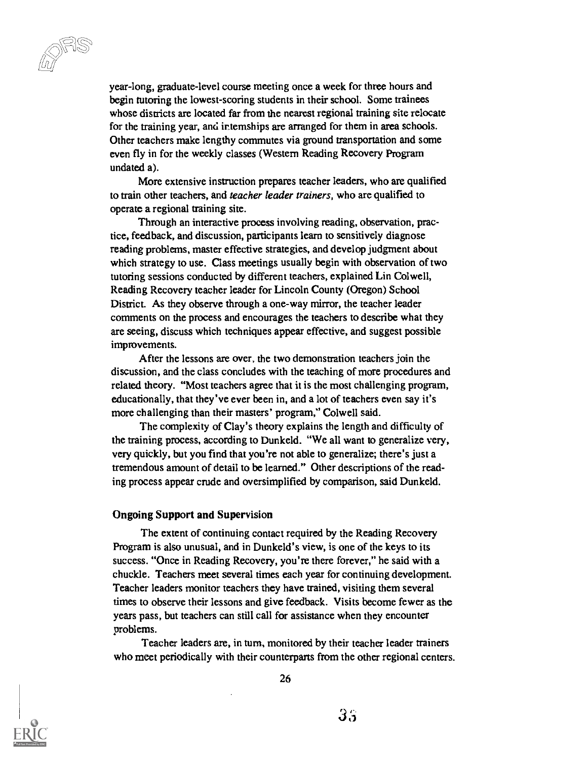year-long, graduate-level course meeting once a week for three hours and begin tutoring the lowest-scoring students in their school. Some trainees whose districts are located far from the nearest regional training site relocate for the training year, and internships are arranged for them in area schools. Other teachers make lengthy commutes via ground transportation and some even fly in for the weekly classes (Western Reading Recovery Program undated a).

More extensive instruction prepares teacher leaders, who are qualified to train other teachers, and *teacher leader trainers*, who are qualified to operate a regional training site.

Through an interactive process involving reading, observation, practice, feedback, and discussion, participants learn to sensitively diagnose reading problems, master effective strategies, and develop judgment about which strategy to use. Class meetings usually begin with observation of two tutoring sessions conducted by different teachers, explained Lin Colwell, Reading Recovery teacher leader for Lincoln County (Oregon) School District. As they observe through a one-way mirror, the teacher leader comments on the process and encourages the teachers to describe what they are seeing, discuss which techniques appear effective, and suggest possible improvements.

After the lessons are over, the two demonstration teachers join the discussion, and the class concludes with the teaching of more procedures and related theory. "Most teachers agree that it is the most challenging program, educationally, that they've ever been in, and a lot of teachers even say it's more challenging than their masters' program," Colwell said.

The complexity of Clay's theory explains the length and difficulty of the training process, according to Dunkeld. "We all want to generalize very, very quickly, but you find that you're not able to generalize; there's just a tremendous amount of detail to be learned." Other descriptions of the reading process appear crude and oversimplified by comparison, said Dunkeld.

### Ongoing Support and Supervision

The extent of continuing contact required by the Reading Recovery Program is also unusual, and in Dunkeld's view, is one of the keys to its success. "Once in Reading Recovery, you're there forever," he said with a chuckle. Teachers meet several times each year for continuing development. Teacher leaders monitor teachers they have trained, visiting them several times to observe their lessons and give feedback. Visits become fewer as the years pass, but teachers can still call for assistance when they encounter problems.

Teacher leaders are, in turn, monitored by their teacher leader trainers who meet periodically with their counterparts from the other regional centers.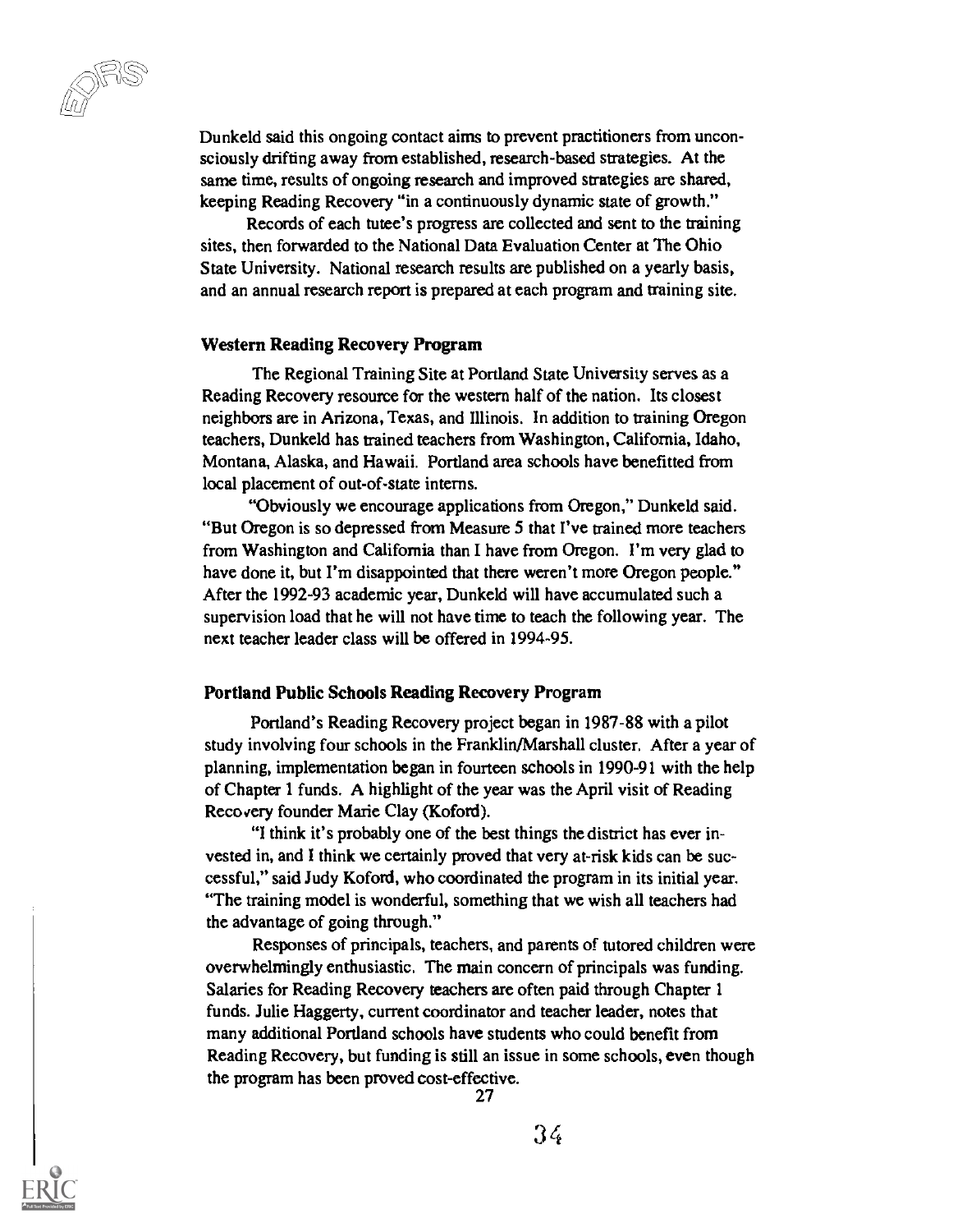Dunkeld said this ongoing contact aims to prevent practitioners from unconsciously drifting away from established, research-based strategies. At the same time, results of ongoing research and improved strategies are shared, keeping Reading Recovery "in a continuously dynamic state of growth."

Records of each tutee's progress are collected and sent to the training sites, then forwarded to the National Data Evaluation Center at The Ohio State University. National research results are published on a yearly basis, and an annual research report is prepared at each program and training site.

### Western Reading Recovery Program

The Regional Training Site at Portland State University serves as a Reading Recovery resource for the western half of the nation. Its closest neighbors are in Arizona, Texas, and Illinois. In addition to training Oregon teachers, Dunkeld has trained teachers from Washington, California, Idaho, Montana, Alaska, and Hawaii. Portland area schools have benefitted from local placement of out-of-state interns.

"Obviously we encourage applications from Oregon," Dunkeld said. "But Oregon is so depressed from Measure 5 that I've trained more teachers from Washington and California than I have from Oregon. I'm very glad to have done it, but I'm disappointed that there weren't more Oregon people." After the 1992-93 academic year, Dunkeld will have accumulated such a supervision load that he will not have time to teach the following year. The next teacher leader class will be offered in 1994-95.

### Portland Public Schools Reading Recovery Program

Portland's Reading Recovery project began in 1987-88 with a pilot study involving four schools in the Franklin/Marshall cluster. After a year of planning, implementation began in fourteen schools in 1990-91 with the help of Chapter 1 funds. A highlight of the year was the April visit of Reading Recovery founder Marie Clay (Koford).

"I think it's probably one of the best things the district has ever invested in, and I think we certainly proved that very at-risk kids can be successful," said Judy Koford, who coordinated the program in its initial year. "The training model is wonderful, something that we wish all teachers had the advantage of going through."

Responses of principals, teachers, and parents of tutored children were overwhelmingly enthusiastic. The main concern of principals was funding. Salaries for Reading Recovery teachers are often paid through Chapter 1 funds. Julie Haggerty, current coordinator and teacher leader, notes that many additional Portland schools have students who could benefit from Reading Recovery, but funding is still an issue in some schools, even though the program has been proved cost-effective.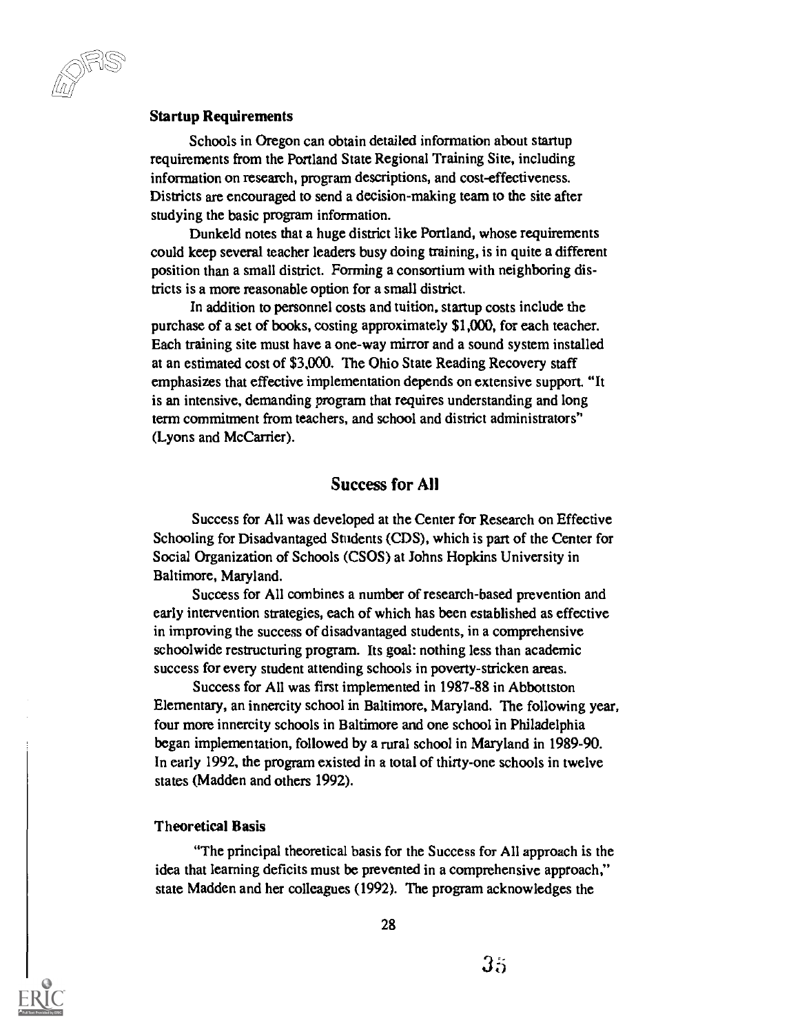### Startup Requirements

Schools in Oregon can obtain detailed information about startup requirements from the Portland State Regional Training Site, including information on research, program descriptions, and cost-effectiveness. Districts are encouraged to send a decision-making team to the site after studying the basic program information.

Dunkeld notes that a huge district like Portland, whose requirements could keep several teacher leaders busy doing training, is in quite a different position than a small district. Forming a consortium with neighboring districts is a more reasonable option for a small district.

In addition to personnel costs and tuition, startup costs include the purchase of a set of books, costing approximately $1,000, for each teacher. Each training site must have a one-way mirror and a sound system installed at an estimated cost of $3,000. The Ohio State Reading Recovery staff emphasizes that effective implementation depends on extensive support. "It is an intensive, demanding program that requires understanding and long term commitment from teachers, and school and district administrators" (Lyons and McCarrier).

## Success for All

Success for All was developed at the Center for Research on Effective Schooling for Disadvantaged Students (CDS), which is part of the Center for Social Organization of Schools (CSOS) at Johns Hopkins University in Baltimore, Maryland.

Success for All combines a number of research-based prevention and early intervention strategies, each of which has been established as effective in improving the success of disadvantaged students, in a comprehensive schoolwide restructuring program. Its goal: nothing less than academic success for every student attending schools in poverty-stricken areas.

Success for All was first implemented in 1987-88 in Abbottston Elementary, an innercity school in Baltimore, Maryland. The following year, four more innercity schools in Baltimore and one school in Philadelphia began implementation, followed by a rural school in Maryland in 1989-90. In early 1992, the program existed in a total of thirty-one schools in twelve states (Madden and others 1992).

### Theoretical Basis

"The principal theoretical basis for the Success for All approach is the idea that learning deficits must be prevented in a comprehensive approach," state Madden and her colleagues (1992). The program acknowledges the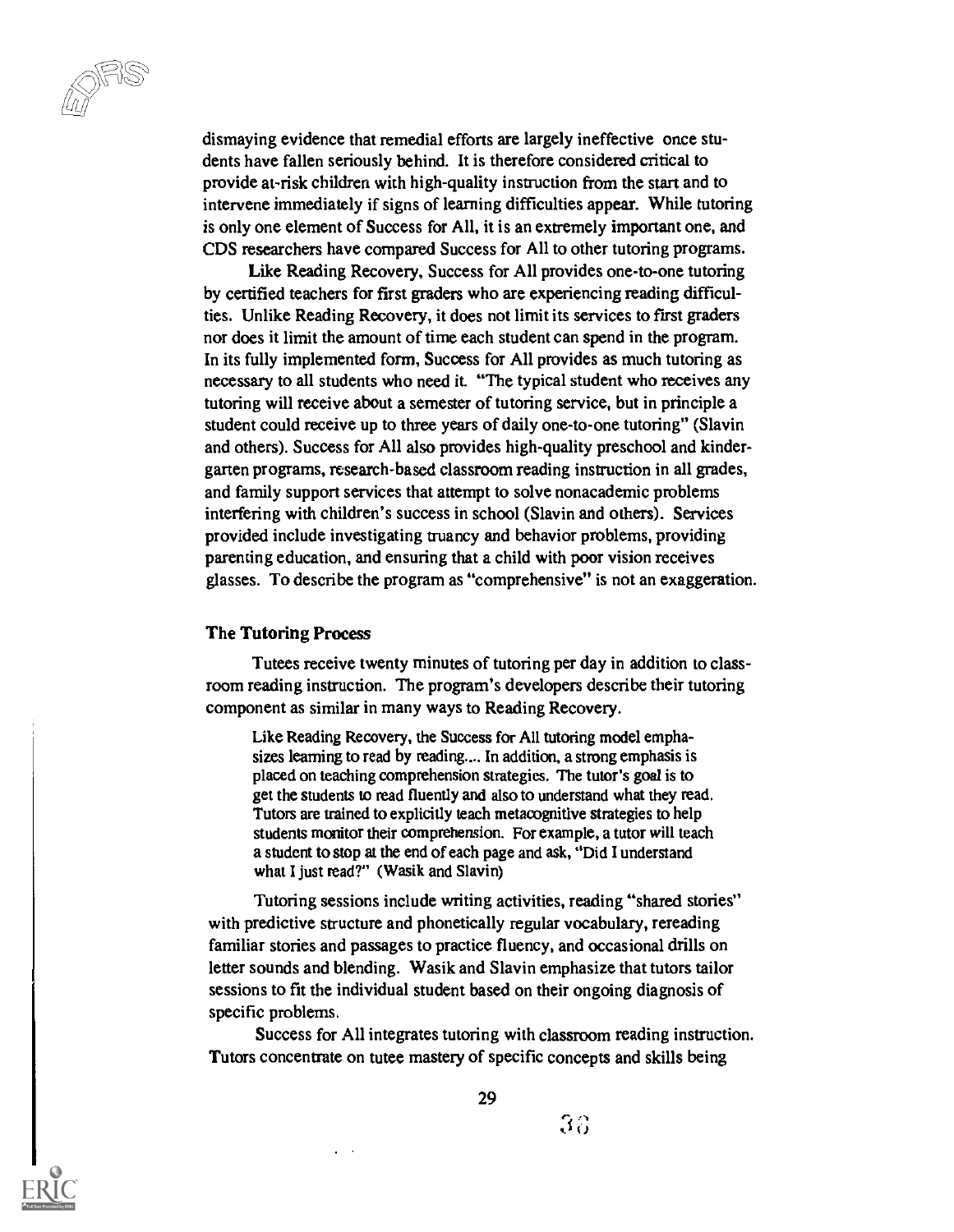dismaying evidence that remedial efforts are largely ineffective once students have fallen seriously behind. It is therefore considered critical to provide at-risk children with high-quality instruction from the start and to intervene immediately if signs of learning difficulties appear. While tutoring is only one element of Success for All, it is an extremely important one, and CDS researchers have compared Success for All to other tutoring programs.

Like Reading Recovery, Success for All provides one-to-one tutoring by certified teachers for first graders who are experiencing reading difficulties. Unlike Reading Recovery, it does not limit its services to first graders nor does it limit the amount of time each student can spend in the program. In its fully implemented form, Success for All provides as much tutoring as necessary to all students who need it. "The typical student who receives any tutoring will receive about a semester of tutoring service, but in principle a student could receive up to three years of daily one-to-one tutoring" (Slavin and others). Success for All also provides high-quality preschool and kindergarten programs, research-based classroom reading instruction in all grades, and family support services that attempt to solve nonacademic problems interfering with children's success in school (Slavin and others). Services provided include investigating truancy and behavior problems, providing parenting education, and ensuring that a child with poor vision receives glasses. To describe the program as "comprehensive" is not an exaggeration.

### The Tutoring Process

Tutees receive twenty minutes of tutoring per day in addition to classroom reading instruction. The program's developers describe their tutoring component as similar in many ways to Reading Recovery.

> Like Reading Recovery, the Success for All tutoring model emphasizes learning to read by reading.... In addition, a strong emphasis is placed on teaching comprehension strategies. The tutor's goal is to get the students to read fluently and also to understand what they read. Tutors are trained to explicitly teach metacognitive strategies to help students monitor their comprehension. For example, a tutor will teach a student to stop at the end of each page and ask, "Did I understand what I just read?" (Wasik and Slavin)

Tutoring sessions include writing activities, reading "shared stories" with predictive structure and phonetically regular vocabulary, rereading familiar stories and passages to practice fluency, and occasional drills on letter sounds and blending. Wasik and Slavin emphasize that tutors tailor sessions to fit the individual student based on their ongoing diagnosis of specific problems.

Success for All integrates tutoring with classroom reading instruction. Tutors concentrate on tutee mastery of specific concepts and skills being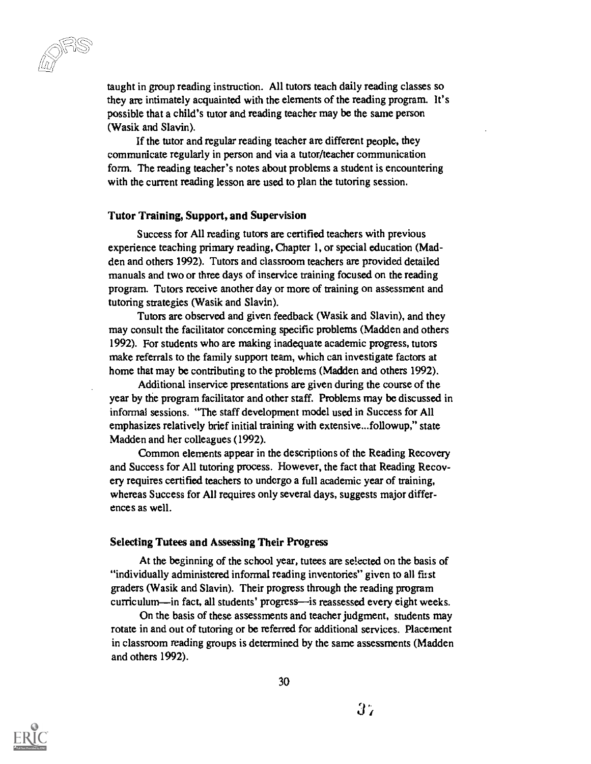taught in group reading instruction. All tutors teach daily reading classes so they are intimately acquainted with the elements of the reading program. It's possible that a child's tutor and reading teacher may be the same person (Wasik and Slavin).

If the tutor and regular reading teacher are different people, they communicate regularly in person and via a tutor/teacher communication form. The reading teacher's notes about problems a student is encountering with the current reading lesson are used to plan the tutoring session.

### Tutor Training, Support, and Supervision

Success for All reading tutors are certified teachers with previous experience teaching primary reading, Chapter 1, or special education (Madden and others 1992). Tutors and classroom teachers are provided detailed manuals and two or three days of inservice training focused on the reading program. Tutors receive another day or more of training on assessment and tutoring strategies (Wasik and Slavin).

Tutors are observed and given feedback (Wasik and Slavin), and they may consult the facilitator concerning specific problems (Madden and others 1992). For students who are making inadequate academic progress, tutors make referrals to the family support team, which can investigate factors at home that may be contributing to the problems (Madden and others 1992).

Additional inservice presentations are given during the course of the year by the program facilitator and other staff. Problems may be discussed in informal sessions. "The staff development model used in Success for All emphasizes relatively brief initial training with extensive...followup," state Madden and her colleagues (1992).

Common elements appear in the descriptions of the Reading Recovery and Success for All tutoring process. However, the fact that Reading Recovery requires certified teachers to undergo a full academic year of training, whereas Success for All requires only several days, suggests major differences as well.

### Selecting Tutees and Assessing Their Progress

At the beginning of the school year, tutees are selected on the basis of "individually administered informal reading inventories" given to all first graders (Wasik and Slavin). Their progress through the reading program curriculum—in fact, all students' progress—is reassessed every eight weeks.

On the basis of these assessments and teacher judgment, students may rotate in and out of tutoring or be referred for additional services. Placement in classroom reading groups is determined by the same assessments (Madden and others 1992).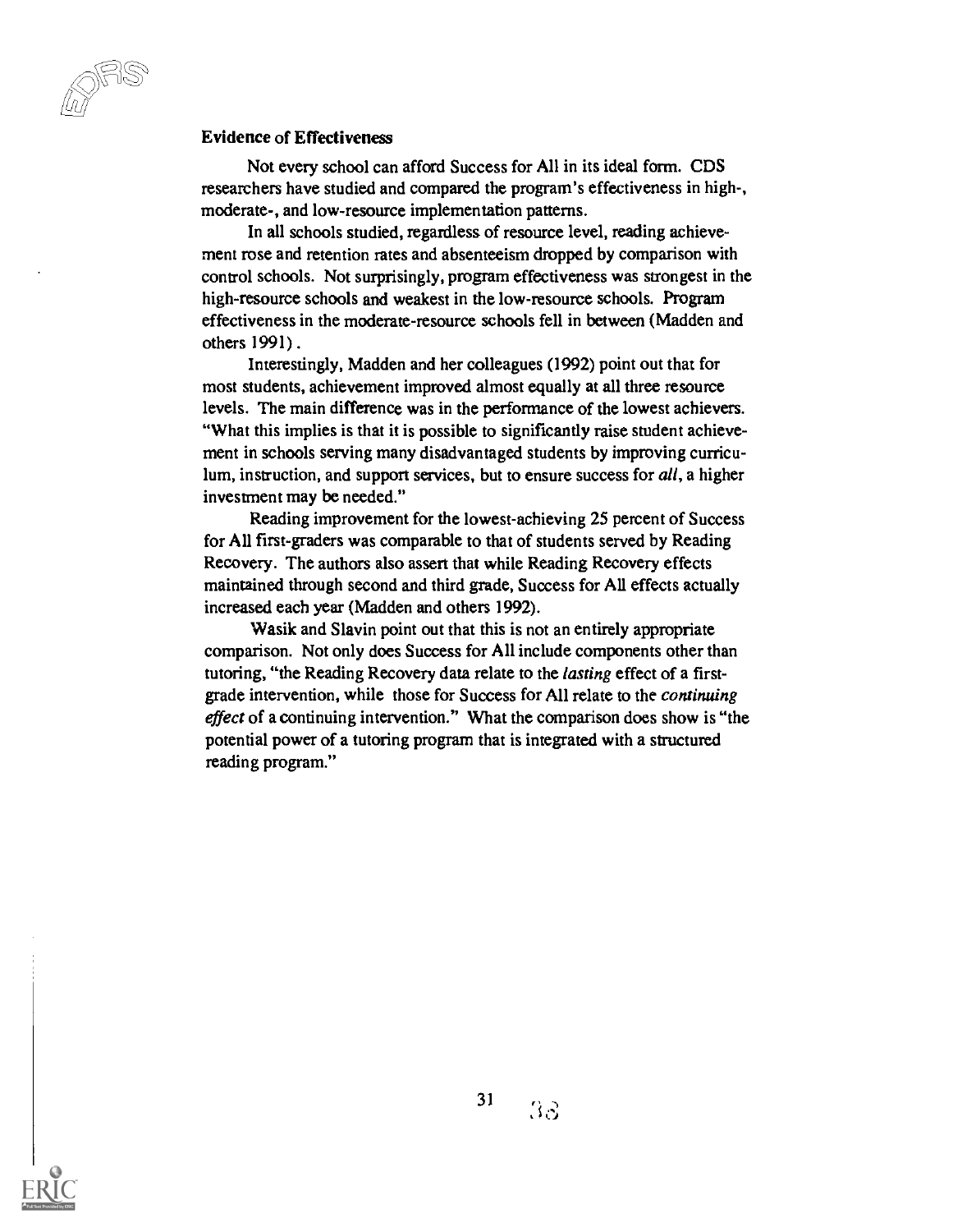### Evidence of Effectiveness

Not every school can afford Success for All in its ideal form. CDS researchers have studied and compared the program's effectiveness in high-, moderate-, and low-resource implementation patterns.

In all schools studied, regardless of resource level, reading achievement rose and retention rates and absenteeism dropped by comparison with control schools. Not surprisingly, program effectiveness was strongest in the high-resource schools and weakest in the low-resource schools. Program effectiveness in the moderate-resource schools fell in between (Madden and others 1991).

Interestingly, Madden and her colleagues (1992) point out that for most students, achievement improved almost equally at all three resource levels. The main difference was in the performance of the lowest achievers. "What this implies is that it is possible to significantly raise student achievement in schools serving many disadvantaged students by improving curriculum, instruction, and support services, but to ensure success for *all*, a higher investment may be needed."

Reading improvement for the lowest-achieving 25 percent of Success for All first-graders was comparable to that of students served by Reading Recovery. The authors also assert that while Reading Recovery effects maintained through second and third grade, Success for All effects actually increased each year (Madden and others 1992).

Wasik and Slavin point out that this is not an entirely appropriate comparison. Not only does Success for All include components other than tutoring, "the Reading Recovery data relate to the *lasting* effect of a first-grade intervention, while those for Success for All relate to the *continuing effect* of a continuing intervention." What the comparison does show is "the potential power of a tutoring program that is integrated with a structured reading program."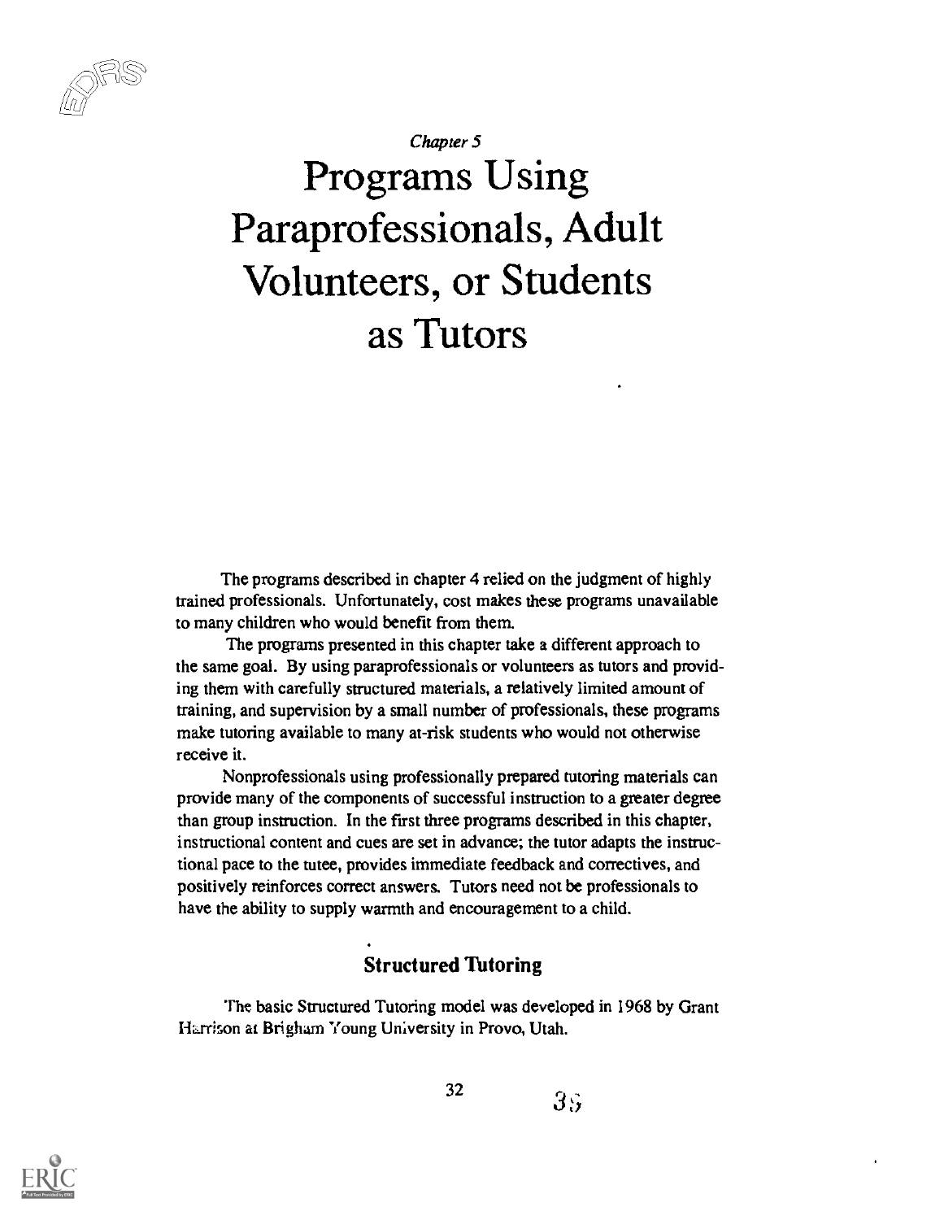*Chapter 5*

# Programs Using Paraprofessionals, Adult Volunteers, or Students as Tutors

The programs described in chapter 4 relied on the judgment of highly trained professionals. Unfortunately, cost makes these programs unavailable to many children who would benefit from them.

The programs presented in this chapter take a different approach to the same goal. By using paraprofessionals or volunteers as tutors and providing them with carefully structured materials, a relatively limited amount of training, and supervision by a small number of professionals, these programs make tutoring available to many at-risk students who would not otherwise receive it.

Nonprofessionals using professionally prepared tutoring materials can provide many of the components of successful instruction to a greater degree than group instruction. In the first three programs described in this chapter, instructional content and cues are set in advance; the tutor adapts the instructional pace to the tutee, provides immediate feedback and correctives, and positively reinforces correct answers. Tutors need not be professionals to have the ability to supply warmth and encouragement to a child.

## Structured Tutoring

The basic Structured Tutoring model was developed in 1968 by Grant Harrison at Brigham Young University in Provo, Utah.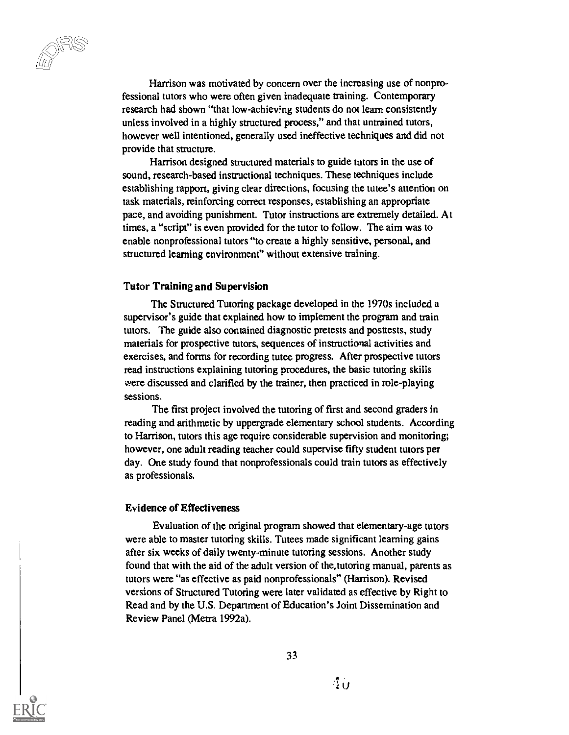Harrison was motivated by concern over the increasing use of nonprofessional tutors who were often given inadequate training. Contemporary research had shown "that low-achieving students do not learn consistently unless involved in a highly structured process," and that untrained tutors, however well intentioned, generally used ineffective techniques and did not provide that structure.

Harrison designed structured materials to guide tutors in the use of sound, research-based instructional techniques. These techniques include establishing rapport, giving clear directions, focusing the tutee's attention on task materials, reinforcing correct responses, establishing an appropriate pace, and avoiding punishment. Tutor instructions are extremely detailed. At times, a "script" is even provided for the tutor to follow. The aim was to enable nonprofessional tutors "to create a highly sensitive, personal, and structured learning environment" without extensive training.

### Tutor Training and Supervision

The Structured Tutoring package developed in the 1970s included a supervisor's guide that explained how to implement the program and train tutors. The guide also contained diagnostic pretests and posttests, study materials for prospective tutors, sequences of instructional activities and exercises, and forms for recording tutee progress. After prospective tutors read instructions explaining tutoring procedures, the basic tutoring skills were discussed and clarified by the trainer, then practiced in role-playing sessions.

The first project involved the tutoring of first and second graders in reading and arithmetic by uppergrade elementary school students. According to Harrison, tutors this age require considerable supervision and monitoring; however, one adult reading teacher could supervise fifty student tutors per day. One study found that nonprofessionals could train tutors as effectively as professionals.

### Evidence of Effectiveness

Evaluation of the original program showed that elementary-age tutors were able to master tutoring skills. Tutees made significant learning gains after six weeks of daily twenty-minute tutoring sessions. Another study found that with the aid of the adult version of the tutoring manual, parents as tutors were "as effective as paid nonprofessionals" (Harrison). Revised versions of Structured Tutoring were later validated as effective by Right to Read and by the U.S. Department of Education's Joint Dissemination and Review Panel (Metra 1992a).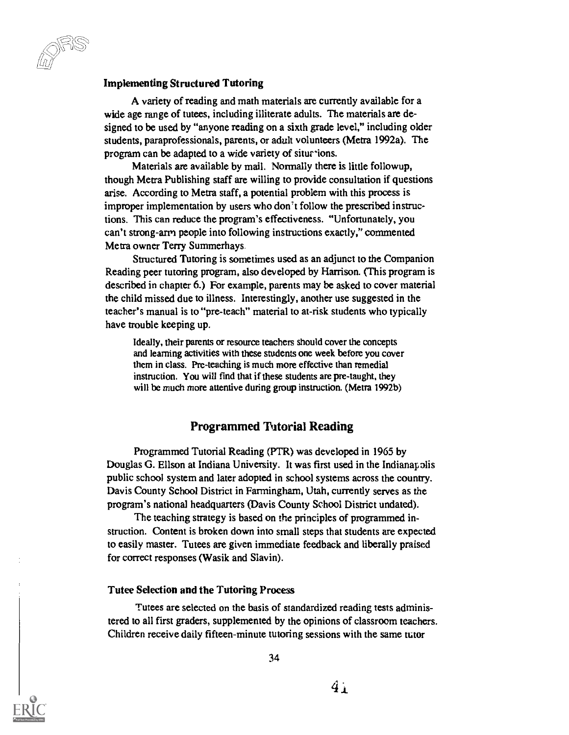### Implementing Structured Tutoring

A variety of reading and math materials are currently available for a wide age range of tutees, including illiterate adults. The materials are designed to be used by "anyone reading on a sixth grade level," including older students, paraprofessionals, parents, or adult volunteers (Metra 1992a). The program can be adapted to a wide variety of situations.

Materials are available by mail. Normally there is little followup, though Metra Publishing staff are willing to provide consultation if questions arise. According to Metra staff, a potential problem with this process is improper implementation by users who don't follow the prescribed instructions. This can reduce the program's effectiveness. "Unfortunately, you can't strong-arm people into following instructions exactly," commented Metra owner Terry Summerhays.

Structured Tutoring is sometimes used as an adjunct to the Companion Reading peer tutoring program, also developed by Harrison. (This program is described in chapter 6.) For example, parents may be asked to cover material the child missed due to illness. Interestingly, another use suggested in the teacher's manual is to "pre-teach" material to at-risk students who typically have trouble keeping up.

> Ideally, their parents or resource teachers should cover the concepts and learning activities with these students one week before you cover them in class. Pre-teaching is much more effective than remedial instruction. You will find that if these students are pre-taught, they will be much more attentive during group instruction. (Metra 1992b)

## Programmed Tutorial Reading

Programmed Tutorial Reading (PTR) was developed in 1965 by Douglas G. Ellson at Indiana University. It was first used in the Indianapolis public school system and later adopted in school systems across the country. Davis County School District in Farmingham, Utah, currently serves as the program's national headquarters (Davis County School District undated).

The teaching strategy is based on the principles of programmed instruction. Content is broken down into small steps that students are expected to easily master. Tutees are given immediate feedback and liberally praised for correct responses (Wasik and Slavin).

### Tutee Selection and the Tutoring Process

Tutees are selected on the basis of standardized reading tests administered to all first graders, supplemented by the opinions of classroom teachers. Children receive daily fifteen-minute tutoring sessions with the same tutor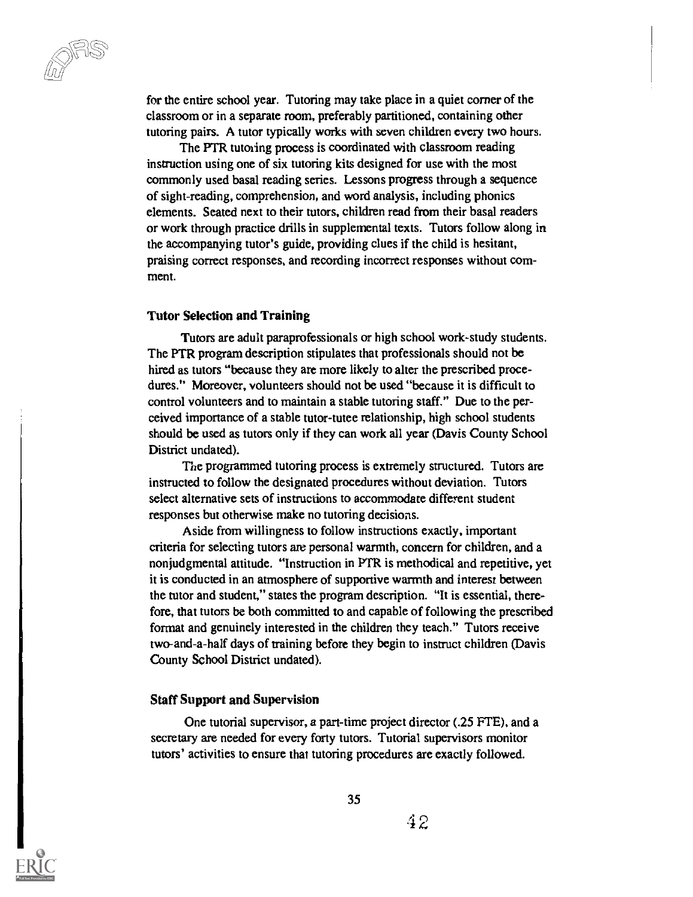for the entire school year. Tutoring may take place in a quiet corner of the classroom or in a separate room, preferably partitioned, containing other tutoring pairs. A tutor typically works with seven children every two hours.

The PTR tutoring process is coordinated with classroom reading instruction using one of six tutoring kits designed for use with the most commonly used basal reading series. Lessons progress through a sequence of sight-reading, comprehension, and word analysis, including phonics elements. Seated next to their tutors, children read from their basal readers or work through practice drills in supplemental texts. Tutors follow along in the accompanying tutor's guide, providing clues if the child is hesitant, praising correct responses, and recording incorrect responses without comment.

### Tutor Selection and Training

Tutors are adult paraprofessionals or high school work-study students. The PTR program description stipulates that professionals should not be hired as tutors "because they are more likely to alter the prescribed procedures." Moreover, volunteers should not be used "because it is difficult to control volunteers and to maintain a stable tutoring staff." Due to the perceived importance of a stable tutor-tutee relationship, high school students should be used as tutors only if they can work all year (Davis County School District undated).

The programmed tutoring process is extremely structured. Tutors are instructed to follow the designated procedures without deviation. Tutors select alternative sets of instructions to accommodate different student responses but otherwise make no tutoring decisions.

Aside from willingness to follow instructions exactly, important criteria for selecting tutors are personal warmth, concern for children, and a nonjudgmental attitude. "Instruction in PTR is methodical and repetitive, yet it is conducted in an atmosphere of supportive warmth and interest between the tutor and student," states the program description. "It is essential, therefore, that tutors be both committed to and capable of following the prescribed format and genuinely interested in the children they teach." Tutors receive two-and-a-half days of training before they begin to instruct children (Davis County School District undated).

### Staff Support and Supervision

One tutorial supervisor, a part-time project director (.25 FTE), and a secretary are needed for every forty tutors. Tutorial supervisors monitor tutors' activities to ensure that tutoring procedures are exactly followed.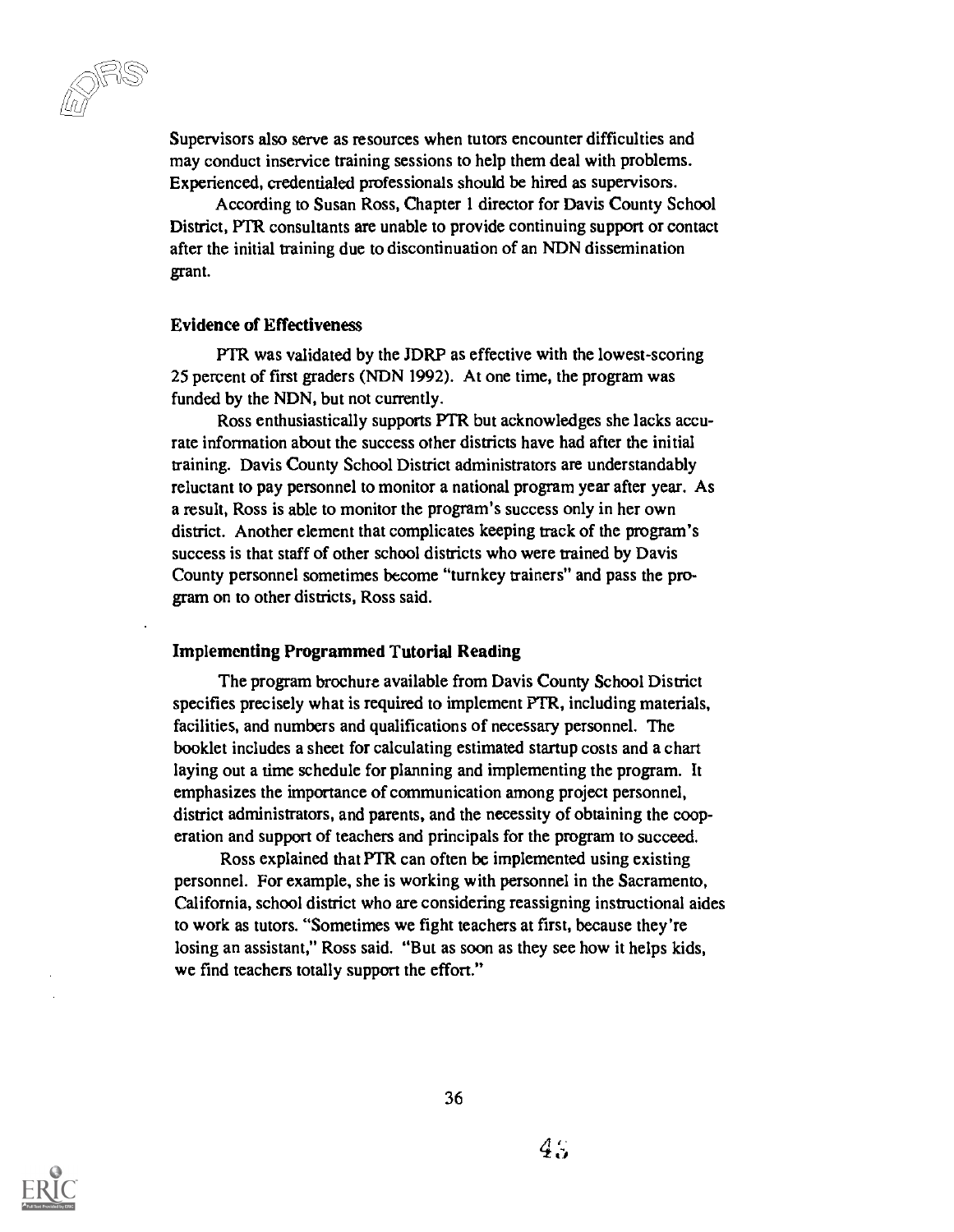Supervisors also serve as resources when tutors encounter difficulties and may conduct inservice training sessions to help them deal with problems. Experienced, credentialed professionals should be hired as supervisors.

According to Susan Ross, Chapter 1 director for Davis County School District, PTR consultants are unable to provide continuing support or contact after the initial training due to discontinuation of an NDN dissemination grant.

### Evidence of Effectiveness

PTR was validated by the JDRP as effective with the lowest-scoring 25 percent of first graders (NDN 1992). At one time, the program was funded by the NDN, but not currently.

Ross enthusiastically supports PTR but acknowledges she lacks accurate information about the success other districts have had after the initial training. Davis County School District administrators are understandably reluctant to pay personnel to monitor a national program year after year. As a result, Ross is able to monitor the program's success only in her own district. Another element that complicates keeping track of the program's success is that staff of other school districts who were trained by Davis County personnel sometimes become "turnkey trainers" and pass the program on to other districts, Ross said.

### Implementing Programmed Tutorial Reading

The program brochure available from Davis County School District specifies precisely what is required to implement PTR, including materials, facilities, and numbers and qualifications of necessary personnel. The booklet includes a sheet for calculating estimated startup costs and a chart laying out a time schedule for planning and implementing the program. It emphasizes the importance of communication among project personnel, district administrators, and parents, and the necessity of obtaining the cooperation and support of teachers and principals for the program to succeed.

Ross explained that PTR can often be implemented using existing personnel. For example, she is working with personnel in the Sacramento, California, school district who are considering reassigning instructional aides to work as tutors. "Sometimes we fight teachers at first, because they're losing an assistant," Ross said. "But as soon as they see how it helps kids, we find teachers totally support the effort."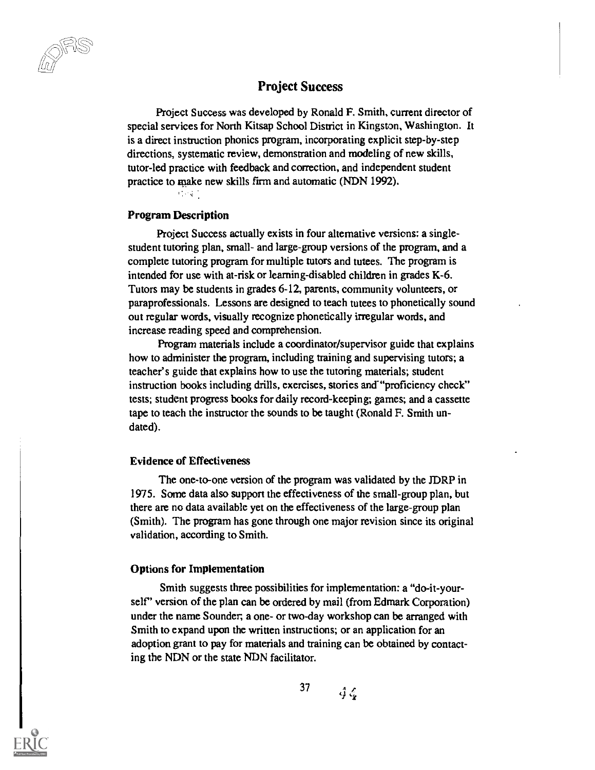## Project Success

Project Success was developed by Ronald F. Smith, current director of special services for North Kitsap School District in Kingston, Washington. It is a direct instruction phonics program, incorporating explicit step-by-step directions, systematic review, demonstration and modeling of new skills, tutor-led practice with feedback and correction, and independent student practice to make new skills firm and automatic (NDN 1992).

### Program Description

Project Success actually exists in four alternative versions: a single-student tutoring plan, small- and large-group versions of the program, and a complete tutoring program for multiple tutors and tutees. The program is intended for use with at-risk or learning-disabled children in grades K-6. Tutors may be students in grades 6-12, parents, community volunteers, or paraprofessionals. Lessons are designed to teach tutees to phonetically sound out regular words, visually recognize phonetically irregular words, and increase reading speed and comprehension.

Program materials include a coordinator/supervisor guide that explains how to administer the program, including training and supervising tutors; a teacher's guide that explains how to use the tutoring materials; student instruction books including drills, exercises, stories and "proficiency check" tests; student progress books for daily record-keeping; games; and a cassette tape to teach the instructor the sounds to be taught (Ronald F. Smith undated).

### Evidence of Effectiveness

The one-to-one version of the program was validated by the JDRP in 1975. Some data also support the effectiveness of the small-group plan, but there are no data available yet on the effectiveness of the large-group plan (Smith). The program has gone through one major revision since its original validation, according to Smith.

### Options for Implementation

Smith suggests three possibilities for implementation: a "do-it-yourself" version of the plan can be ordered by mail (from Edmark Corporation) under the name Sounder; a one- or two-day workshop can be arranged with Smith to expand upon the written instructions; or an application for an adoption grant to pay for materials and training can be obtained by contacting the NDN or the state NDN facilitator.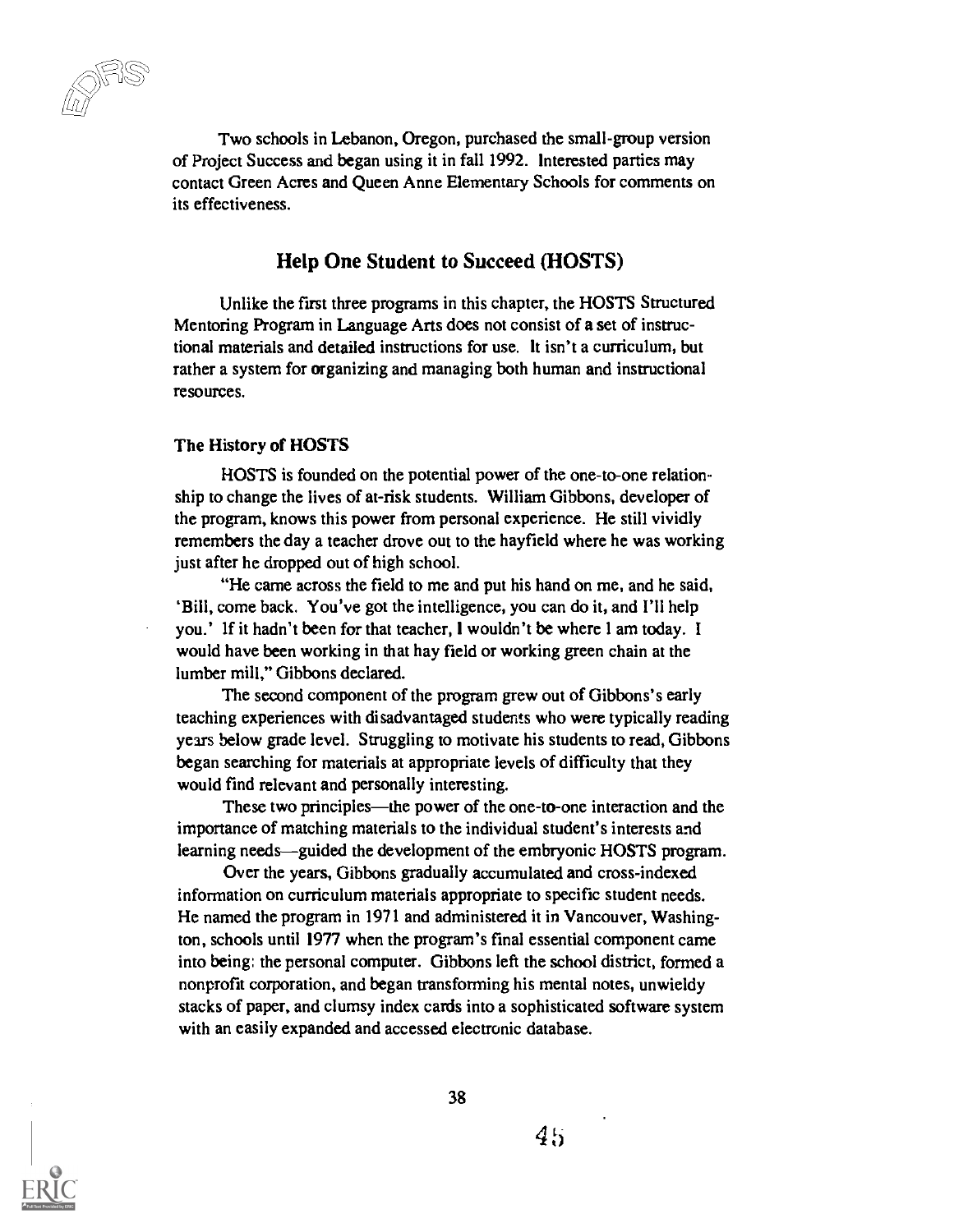Two schools in Lebanon, Oregon, purchased the small-group version of Project Success and began using it in fall 1992. Interested parties may contact Green Acres and Queen Anne Elementary Schools for comments on its effectiveness.

## Help One Student to Succeed (HOSTS)

Unlike the first three programs in this chapter, the HOSTS Structured Mentoring Program in Language Arts does not consist of a set of instructional materials and detailed instructions for use. It isn't a curriculum, but rather a system for organizing and managing both human and instructional resources.

### The History of HOSTS

HOSTS is founded on the potential power of the one-to-one relationship to change the lives of at-risk students. William Gibbons, developer of the program, knows this power from personal experience. He still vividly remembers the day a teacher drove out to the hayfield where he was working just after he dropped out of high school.

"He came across the field to me and put his hand on me, and he said, 'Bill, come back. You've got the intelligence, you can do it, and I'll help you.' If it hadn't been for that teacher, I wouldn't be where I am today. I would have been working in that hay field or working green chain at the lumber mill," Gibbons declared.

The second component of the program grew out of Gibbons's early teaching experiences with disadvantaged students who were typically reading years below grade level. Struggling to motivate his students to read, Gibbons began searching for materials at appropriate levels of difficulty that they would find relevant and personally interesting.

These two principles—the power of the one-to-one interaction and the importance of matching materials to the individual student's interests and learning needs—guided the development of the embryonic HOSTS program.

Over the years, Gibbons gradually accumulated and cross-indexed information on curriculum materials appropriate to specific student needs. He named the program in 1971 and administered it in Vancouver, Washington, schools until 1977 when the program's final essential component came into being: the personal computer. Gibbons left the school district, formed a nonprofit corporation, and began transforming his mental notes, unwieldy stacks of paper, and clumsy index cards into a sophisticated software system with an easily expanded and accessed electronic database.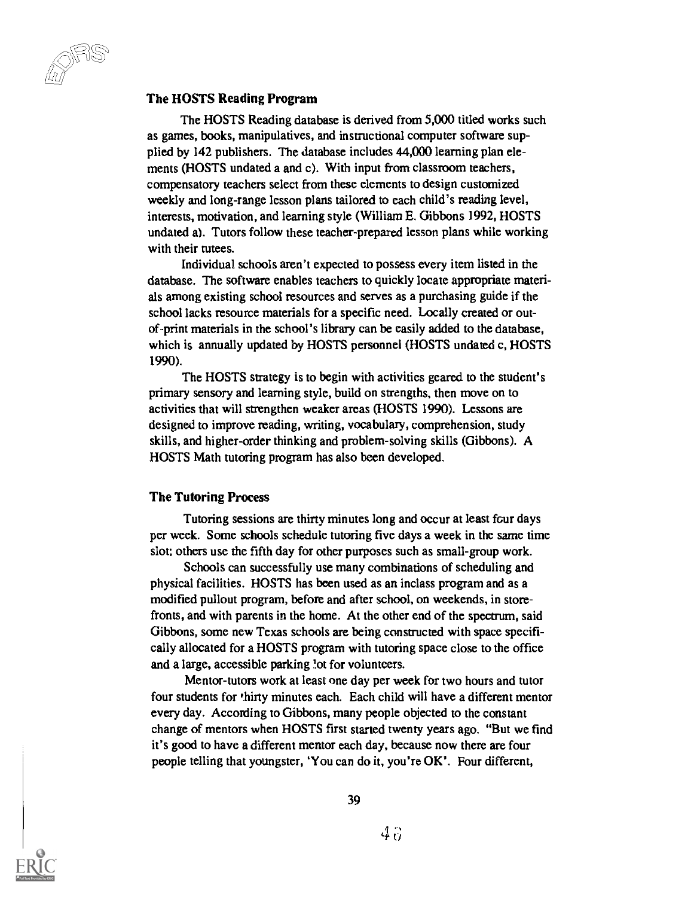### The HOSTS Reading Program

The HOSTS Reading database is derived from 5,000 titled works such as games, books, manipulatives, and instructional computer software supplied by 142 publishers. The database includes 44,000 learning plan elements (HOSTS undated a and c). With input from classroom teachers, compensatory teachers select from these elements to design customized weekly and long-range lesson plans tailored to each child's reading level, interests, motivation, and learning style (William E. Gibbons 1992, HOSTS undated a). Tutors follow these teacher-prepared lesson plans while working with their tutees.

Individual schools aren't expected to possess every item listed in the database. The software enables teachers to quickly locate appropriate materials among existing school resources and serves as a purchasing guide if the school lacks resource materials for a specific need. Locally created or out-of-print materials in the school's library can be easily added to the database, which is annually updated by HOSTS personnel (HOSTS undated c, HOSTS 1990).

The HOSTS strategy is to begin with activities geared to the student's primary sensory and learning style, build on strengths, then move on to activities that will strengthen weaker areas (HOSTS 1990). Lessons are designed to improve reading, writing, vocabulary, comprehension, study skills, and higher-order thinking and problem-solving skills (Gibbons). A HOSTS Math tutoring program has also been developed.

### The Tutoring Process

Tutoring sessions are thirty minutes long and occur at least four days per week. Some schools schedule tutoring five days a week in the same time slot; others use the fifth day for other purposes such as small-group work.

Schools can successfully use many combinations of scheduling and physical facilities. HOSTS has been used as an inclass program and as a modified pullout program, before and after school, on weekends, in storefronts, and with parents in the home. At the other end of the spectrum, said Gibbons, some new Texas schools are being constructed with space specifically allocated for a HOSTS program with tutoring space close to the office and a large, accessible parking lot for volunteers.

Mentor-tutors work at least one day per week for two hours and tutor four students for thirty minutes each. Each child will have a different mentor every day. According to Gibbons, many people objected to the constant change of mentors when HOSTS first started twenty years ago. "But we find it's good to have a different mentor each day, because now there are four people telling that youngster, 'You can do it, you're OK'. Four different,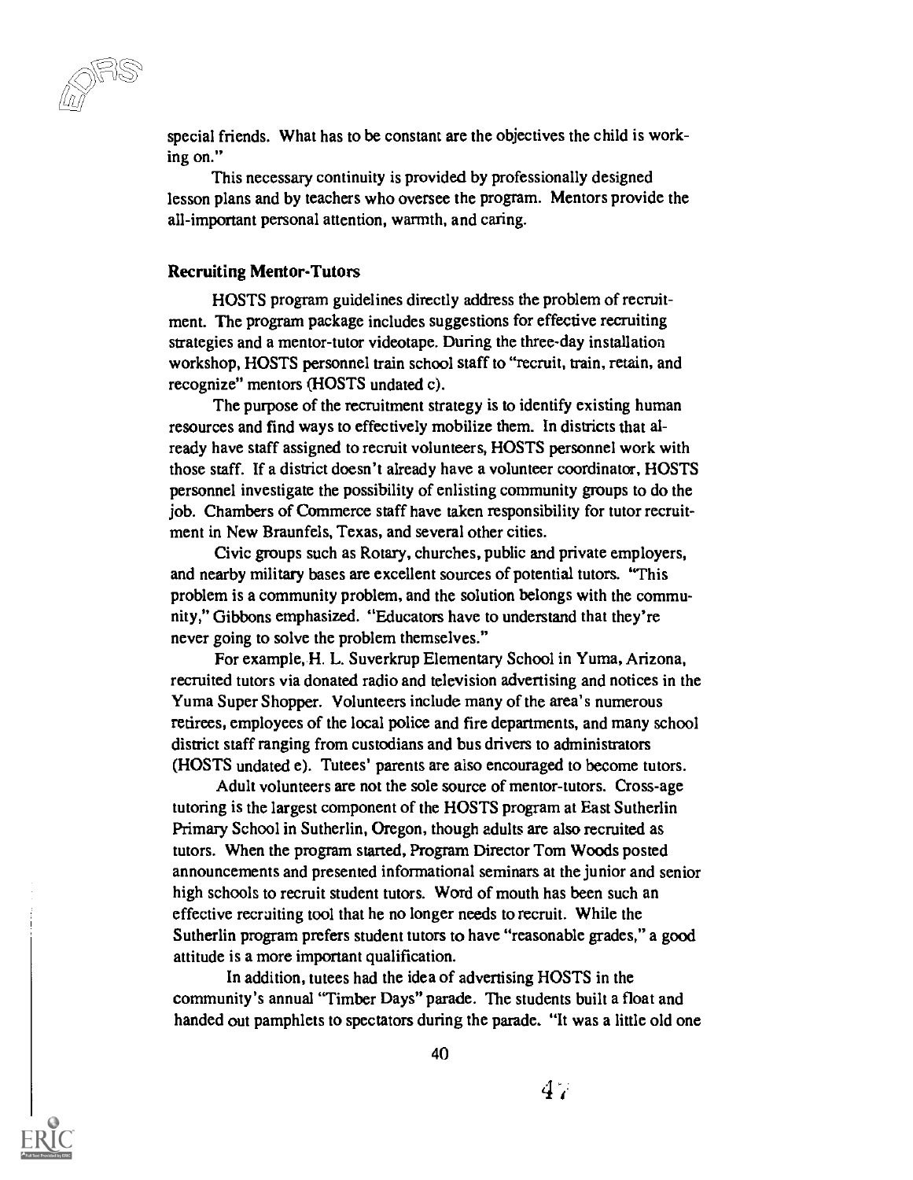special friends. What has to be constant are the objectives the child is working on."

This necessary continuity is provided by professionally designed lesson plans and by teachers who oversee the program. Mentors provide the all-important personal attention, warmth, and caring.

### Recruiting Mentor-Tutors

HOSTS program guidelines directly address the problem of recruitment. The program package includes suggestions for effective recruiting strategies and a mentor-tutor videotape. During the three-day installation workshop, HOSTS personnel train school staff to "recruit, train, retain, and recognize" mentors (HOSTS undated c).

The purpose of the recruitment strategy is to identify existing human resources and find ways to effectively mobilize them. In districts that already have staff assigned to recruit volunteers, HOSTS personnel work with those staff. If a district doesn't already have a volunteer coordinator, HOSTS personnel investigate the possibility of enlisting community groups to do the job. Chambers of Commerce staff have taken responsibility for tutor recruitment in New Braunfels, Texas, and several other cities.

Civic groups such as Rotary, churches, public and private employers, and nearby military bases are excellent sources of potential tutors. "This problem is a community problem, and the solution belongs with the community," Gibbons emphasized. "Educators have to understand that they're never going to solve the problem themselves."

For example, H. L. Suverkrup Elementary School in Yuma, Arizona, recruited tutors via donated radio and television advertising and notices in the Yuma Super Shopper. Volunteers include many of the area's numerous retirees, employees of the local police and fire departments, and many school district staff ranging from custodians and bus drivers to administrators (HOSTS undated e). Tutees' parents are also encouraged to become tutors.

Adult volunteers are not the sole source of mentor-tutors. Cross-age tutoring is the largest component of the HOSTS program at East Sutherlin Primary School in Sutherlin, Oregon, though adults are also recruited as tutors. When the program started, Program Director Tom Woods posted announcements and presented informational seminars at the junior and senior high schools to recruit student tutors. Word of mouth has been such an effective recruiting tool that he no longer needs to recruit. While the Sutherlin program prefers student tutors to have "reasonable grades," a good attitude is a more important qualification.

In addition, tutees had the idea of advertising HOSTS in the community's annual "Timber Days" parade. The students built a float and handed out pamphlets to spectators during the parade. "It was a little old one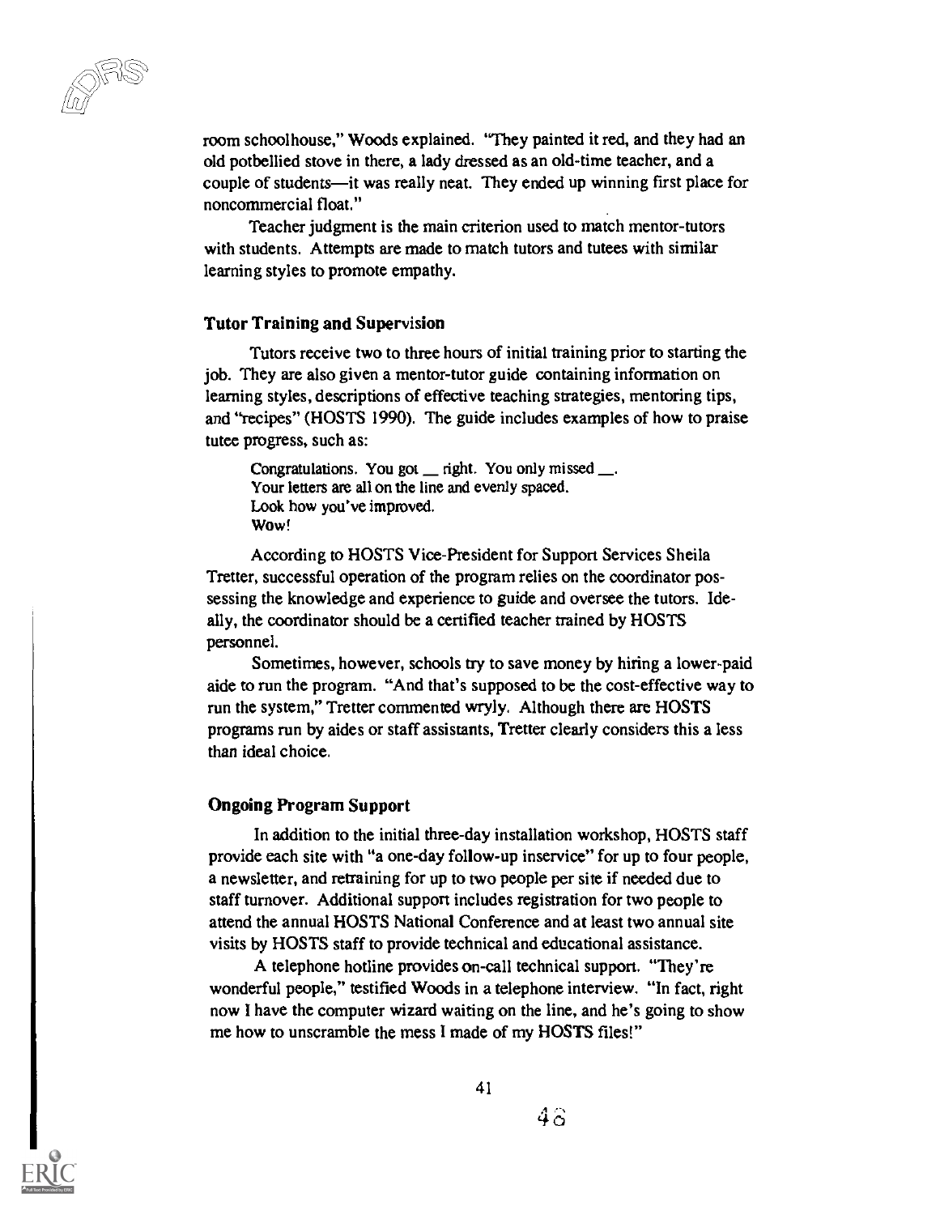room schoolhouse," Woods explained. "They painted it red, and they had an old potbellied stove in there, a lady dressed as an old-time teacher, and a couple of students—it was really neat. They ended up winning first place for noncommercial float."

Teacher judgment is the main criterion used to match mentor-tutors with students. Attempts are made to match tutors and tutees with similar learning styles to promote empathy.

### Tutor Training and Supervision

Tutors receive two to three hours of initial training prior to starting the job. They are also given a mentor-tutor guide containing information on learning styles, descriptions of effective teaching strategies, mentoring tips, and "recipes" (HOSTS 1990). The guide includes examples of how to praise tutee progress, such as:

> Congratulations. You got __ right. You only missed __.
> Your letters are all on the line and evenly spaced.
> Look how you've improved.
> Wow!

According to HOSTS Vice-President for Support Services Sheila Tretter, successful operation of the program relies on the coordinator possessing the knowledge and experience to guide and oversee the tutors. Ideally, the coordinator should be a certified teacher trained by HOSTS personnel.

Sometimes, however, schools try to save money by hiring a lower-paid aide to run the program. "And that's supposed to be the cost-effective way to run the system," Tretter commented wryly. Although there are HOSTS programs run by aides or staff assistants, Tretter clearly considers this a less than ideal choice.

### Ongoing Program Support

In addition to the initial three-day installation workshop, HOSTS staff provide each site with "a one-day follow-up inservice" for up to four people, a newsletter, and retraining for up to two people per site if needed due to staff turnover. Additional support includes registration for two people to attend the annual HOSTS National Conference and at least two annual site visits by HOSTS staff to provide technical and educational assistance.

A telephone hotline provides on-call technical support. "They're wonderful people," testified Woods in a telephone interview. "In fact, right now I have the computer wizard waiting on the line, and he's going to show me how to unscramble the mess I made of my HOSTS files!"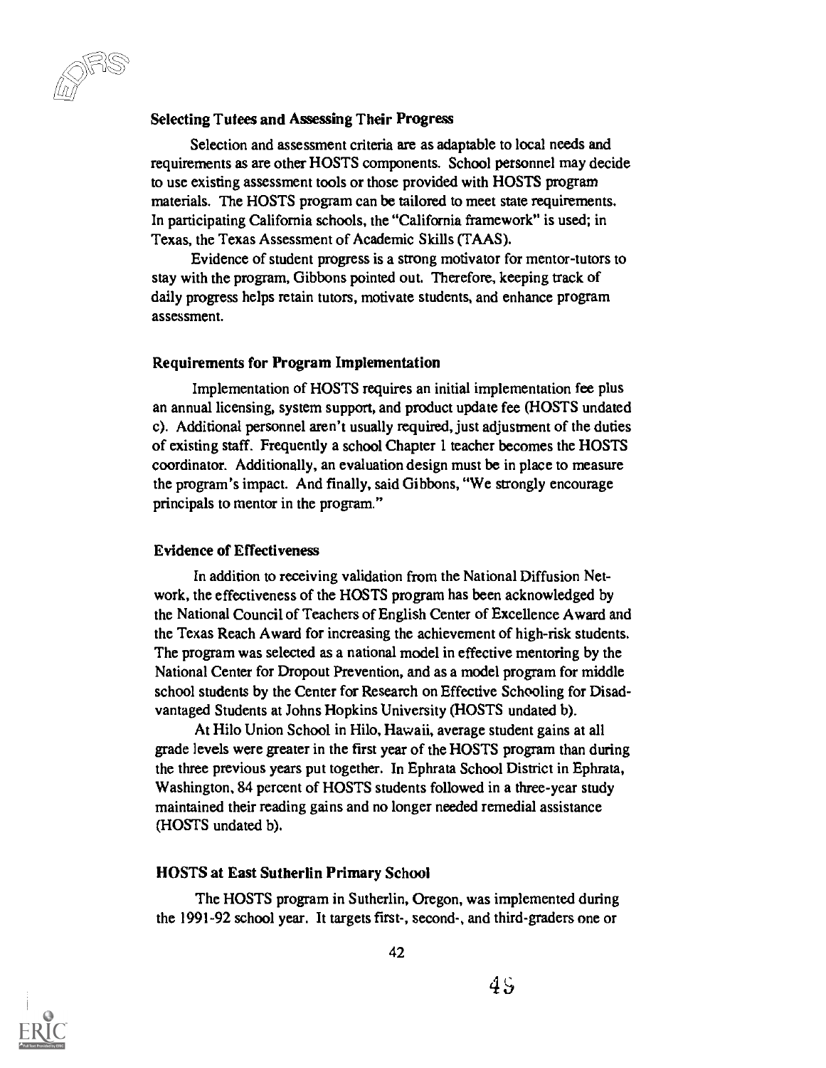### Selecting Tutees and Assessing Their Progress

Selection and assessment criteria are as adaptable to local needs and requirements as are other HOSTS components. School personnel may decide to use existing assessment tools or those provided with HOSTS program materials. The HOSTS program can be tailored to meet state requirements. In participating California schools, the "California framework" is used; in Texas, the Texas Assessment of Academic Skills (TAAS).

Evidence of student progress is a strong motivator for mentor-tutors to stay with the program, Gibbons pointed out. Therefore, keeping track of daily progress helps retain tutors, motivate students, and enhance program assessment.

### Requirements for Program Implementation

Implementation of HOSTS requires an initial implementation fee plus an annual licensing, system support, and product update fee (HOSTS undated c). Additional personnel aren't usually required, just adjustment of the duties of existing staff. Frequently a school Chapter 1 teacher becomes the HOSTS coordinator. Additionally, an evaluation design must be in place to measure the program's impact. And finally, said Gibbons, "We strongly encourage principals to mentor in the program."

### Evidence of Effectiveness

In addition to receiving validation from the National Diffusion Network, the effectiveness of the HOSTS program has been acknowledged by the National Council of Teachers of English Center of Excellence Award and the Texas Reach Award for increasing the achievement of high-risk students. The program was selected as a national model in effective mentoring by the National Center for Dropout Prevention, and as a model program for middle school students by the Center for Research on Effective Schooling for Disadvantaged Students at Johns Hopkins University (HOSTS undated b).

At Hilo Union School in Hilo, Hawaii, average student gains at all grade levels were greater in the first year of the HOSTS program than during the three previous years put together. In Ephrata School District in Ephrata, Washington, 84 percent of HOSTS students followed in a three-year study maintained their reading gains and no longer needed remedial assistance (HOSTS undated b).

### HOSTS at East Sutherlin Primary School

The HOSTS program in Sutherlin, Oregon, was implemented during the 1991-92 school year. It targets first-, second-, and third-graders one or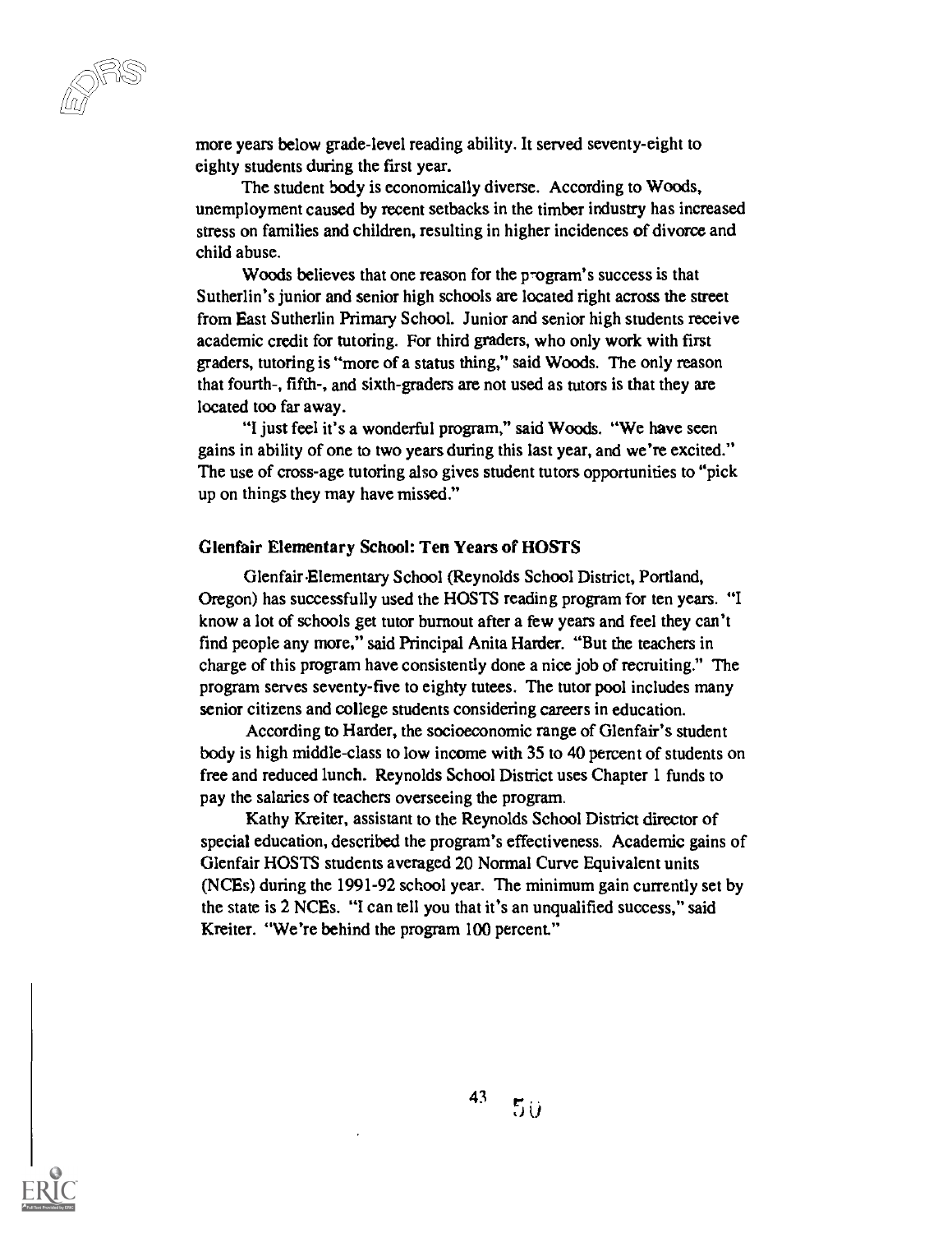more years below grade-level reading ability. It served seventy-eight to eighty students during the first year.

The student body is economically diverse. According to Woods, unemployment caused by recent setbacks in the timber industry has increased stress on families and children, resulting in higher incidences of divorce and child abuse.

Woods believes that one reason for the program's success is that Sutherlin's junior and senior high schools are located right across the street from East Sutherlin Primary School. Junior and senior high students receive academic credit for tutoring. For third graders, who only work with first graders, tutoring is "more of a status thing," said Woods. The only reason that fourth-, fifth-, and sixth-graders are not used as tutors is that they are located too far away.

"I just feel it's a wonderful program," said Woods. "We have seen gains in ability of one to two years during this last year, and we're excited." The use of cross-age tutoring also gives student tutors opportunities to "pick up on things they may have missed."

### Glenfair Elementary School: Ten Years of HOSTS

Glenfair Elementary School (Reynolds School District, Portland, Oregon) has successfully used the HOSTS reading program for ten years. "I know a lot of schools get tutor burnout after a few years and feel they can't find people any more," said Principal Anita Harder. "But the teachers in charge of this program have consistently done a nice job of recruiting." The program serves seventy-five to eighty tutees. The tutor pool includes many senior citizens and college students considering careers in education.

According to Harder, the socioeconomic range of Glenfair's student body is high middle-class to low income with 35 to 40 percent of students on free and reduced lunch. Reynolds School District uses Chapter 1 funds to pay the salaries of teachers overseeing the program.

Kathy Kreiter, assistant to the Reynolds School District director of special education, described the program's effectiveness. Academic gains of Glenfair HOSTS students averaged 20 Normal Curve Equivalent units (NCEs) during the 1991-92 school year. The minimum gain currently set by the state is 2 NCEs. "I can tell you that it's an unqualified success," said Kreiter. "We're behind the program 100 percent."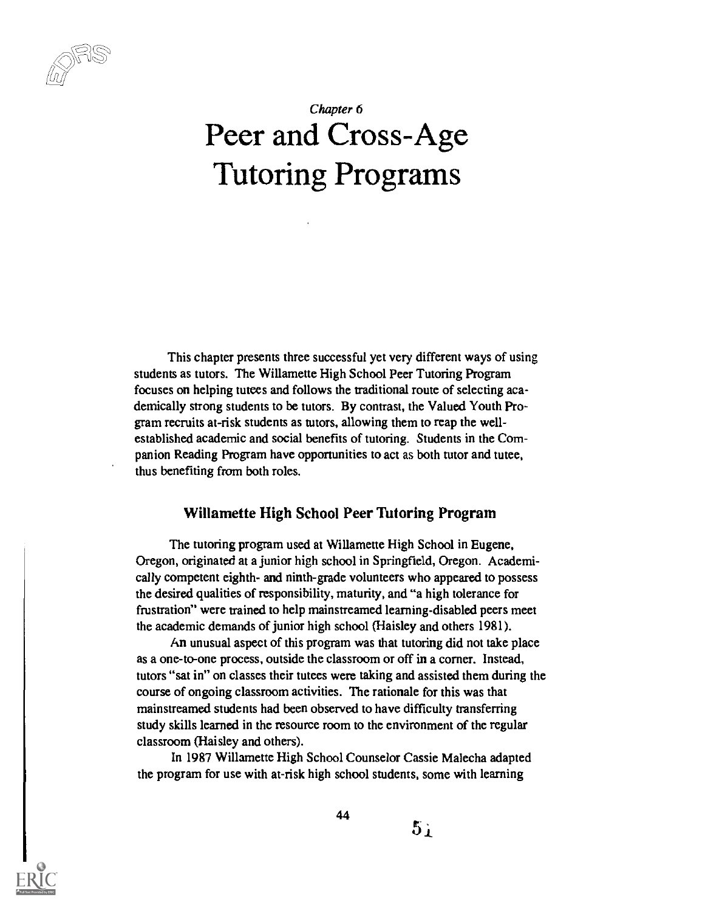*Chapter 6*

# Peer and Cross-Age Tutoring Programs

This chapter presents three successful yet very different ways of using students as tutors. The Willamette High School Peer Tutoring Program focuses on helping tutees and follows the traditional route of selecting academically strong students to be tutors. By contrast, the Valued Youth Program recruits at-risk students as tutors, allowing them to reap the well-established academic and social benefits of tutoring. Students in the Companion Reading Program have opportunities to act as both tutor and tutee, thus benefiting from both roles.

## Willamette High School Peer Tutoring Program

The tutoring program used at Willamette High School in Eugene, Oregon, originated at a junior high school in Springfield, Oregon. Academically competent eighth- and ninth-grade volunteers who appeared to possess the desired qualities of responsibility, maturity, and "a high tolerance for frustration" were trained to help mainstreamed learning-disabled peers meet the academic demands of junior high school (Haisley and others 1981).

An unusual aspect of this program was that tutoring did not take place as a one-to-one process, outside the classroom or off in a corner. Instead, tutors "sat in" on classes their tutees were taking and assisted them during the course of ongoing classroom activities. The rationale for this was that mainstreamed students had been observed to have difficulty transferring study skills learned in the resource room to the environment of the regular classroom (Haisley and others).

In 1987 Willamette High School Counselor Cassie Malecha adapted the program for use with at-risk high school students, some with learning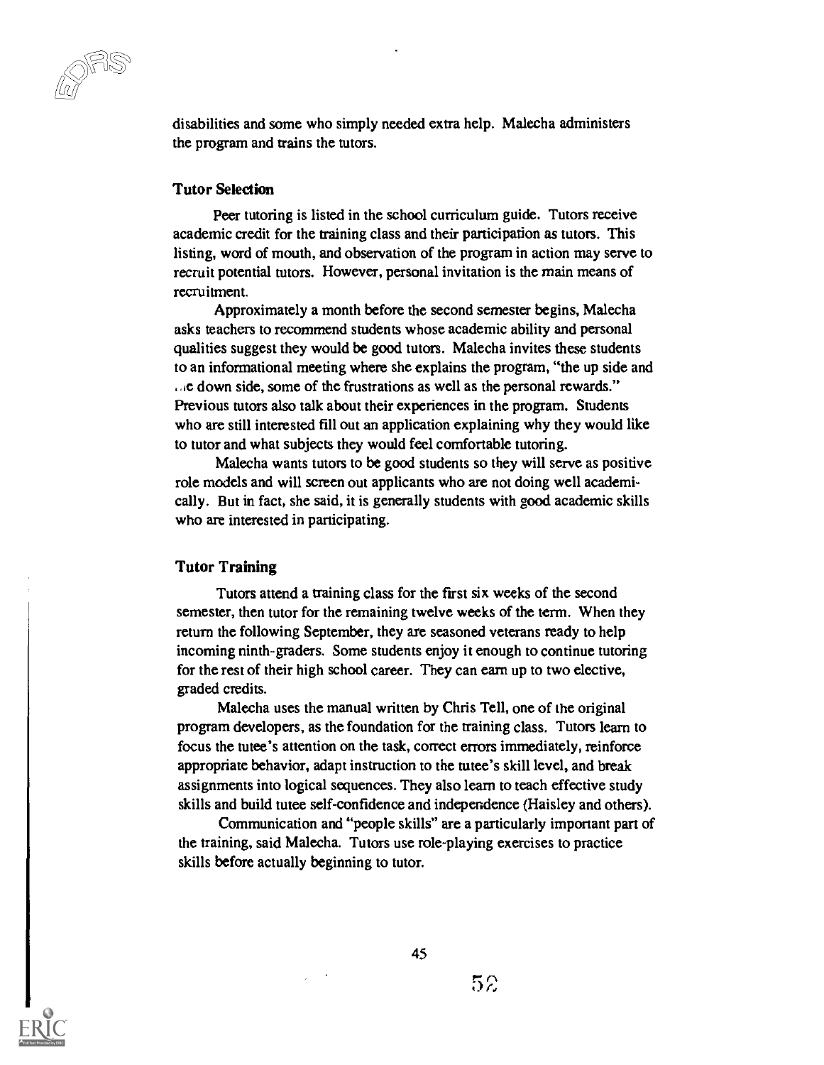disabilities and some who simply needed extra help. Malecha administers the program and trains the tutors.

### Tutor Selection

Peer tutoring is listed in the school curriculum guide. Tutors receive academic credit for the training class and their participation as tutors. This listing, word of mouth, and observation of the program in action may serve to recruit potential tutors. However, personal invitation is the main means of recruitment.

Approximately a month before the second semester begins, Malecha asks teachers to recommend students whose academic ability and personal qualities suggest they would be good tutors. Malecha invites these students to an informational meeting where she explains the program, "the up side and the down side, some of the frustrations as well as the personal rewards." Previous tutors also talk about their experiences in the program. Students who are still interested fill out an application explaining why they would like to tutor and what subjects they would feel comfortable tutoring.

Malecha wants tutors to be good students so they will serve as positive role models and will screen out applicants who are not doing well academically. But in fact, she said, it is generally students with good academic skills who are interested in participating.

### Tutor Training

Tutors attend a training class for the first six weeks of the second semester, then tutor for the remaining twelve weeks of the term. When they return the following September, they are seasoned veterans ready to help incoming ninth-graders. Some students enjoy it enough to continue tutoring for the rest of their high school career. They can earn up to two elective, graded credits.

Malecha uses the manual written by Chris Tell, one of the original program developers, as the foundation for the training class. Tutors learn to focus the tutee's attention on the task, correct errors immediately, reinforce appropriate behavior, adapt instruction to the tutee's skill level, and break assignments into logical sequences. They also learn to teach effective study skills and build tutee self-confidence and independence (Haisley and others).

Communication and "people skills" are a particularly important part of the training, said Malecha. Tutors use role-playing exercises to practice skills before actually beginning to tutor.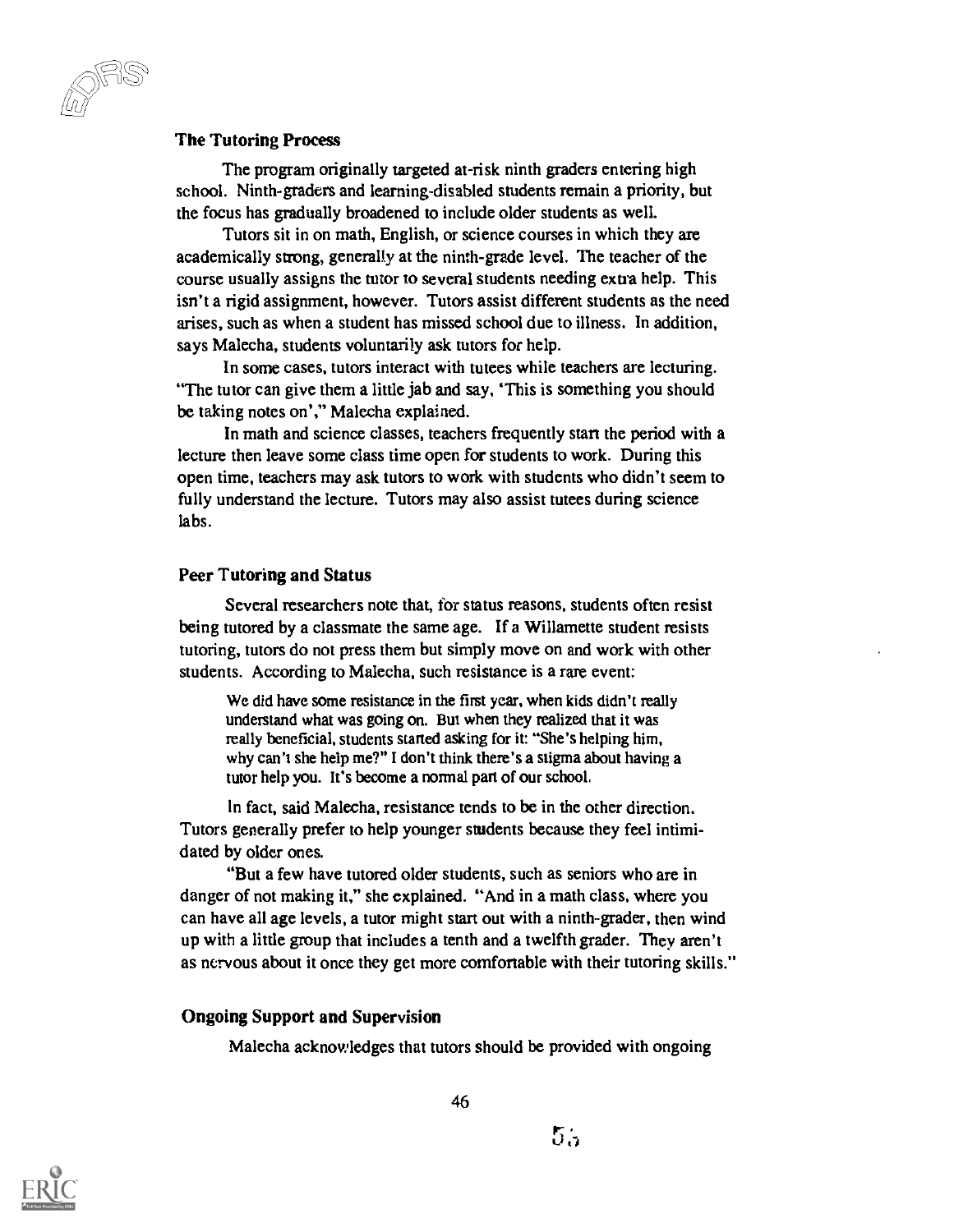### The Tutoring Process

The program originally targeted at-risk ninth graders entering high school. Ninth-graders and learning-disabled students remain a priority, but the focus has gradually broadened to include older students as well.

Tutors sit in on math, English, or science courses in which they are academically strong, generally at the ninth-grade level. The teacher of the course usually assigns the tutor to several students needing extra help. This isn't a rigid assignment, however. Tutors assist different students as the need arises, such as when a student has missed school due to illness. In addition, says Malecha, students voluntarily ask tutors for help.

In some cases, tutors interact with tutees while teachers are lecturing. "The tutor can give them a little jab and say, 'This is something you should be taking notes on'," Malecha explained.

In math and science classes, teachers frequently start the period with a lecture then leave some class time open for students to work. During this open time, teachers may ask tutors to work with students who didn't seem to fully understand the lecture. Tutors may also assist tutees during science labs.

### Peer Tutoring and Status

Several researchers note that, for status reasons, students often resist being tutored by a classmate the same age. If a Willamette student resists tutoring, tutors do not press them but simply move on and work with other students. According to Malecha, such resistance is a rare event:

> We did have some resistance in the first year, when kids didn't really understand what was going on. But when they realized that it was really beneficial, students started asking for it: "She's helping him, why can't she help me?" I don't think there's a stigma about having a tutor help you. It's become a normal part of our school.

In fact, said Malecha, resistance tends to be in the other direction. Tutors generally prefer to help younger students because they feel intimidated by older ones.

"But a few have tutored older students, such as seniors who are in danger of not making it," she explained. "And in a math class, where you can have all age levels, a tutor might start out with a ninth-grader, then wind up with a little group that includes a tenth and a twelfth grader. They aren't as nervous about it once they get more comfortable with their tutoring skills."

### Ongoing Support and Supervision

Malecha acknowledges that tutors should be provided with ongoing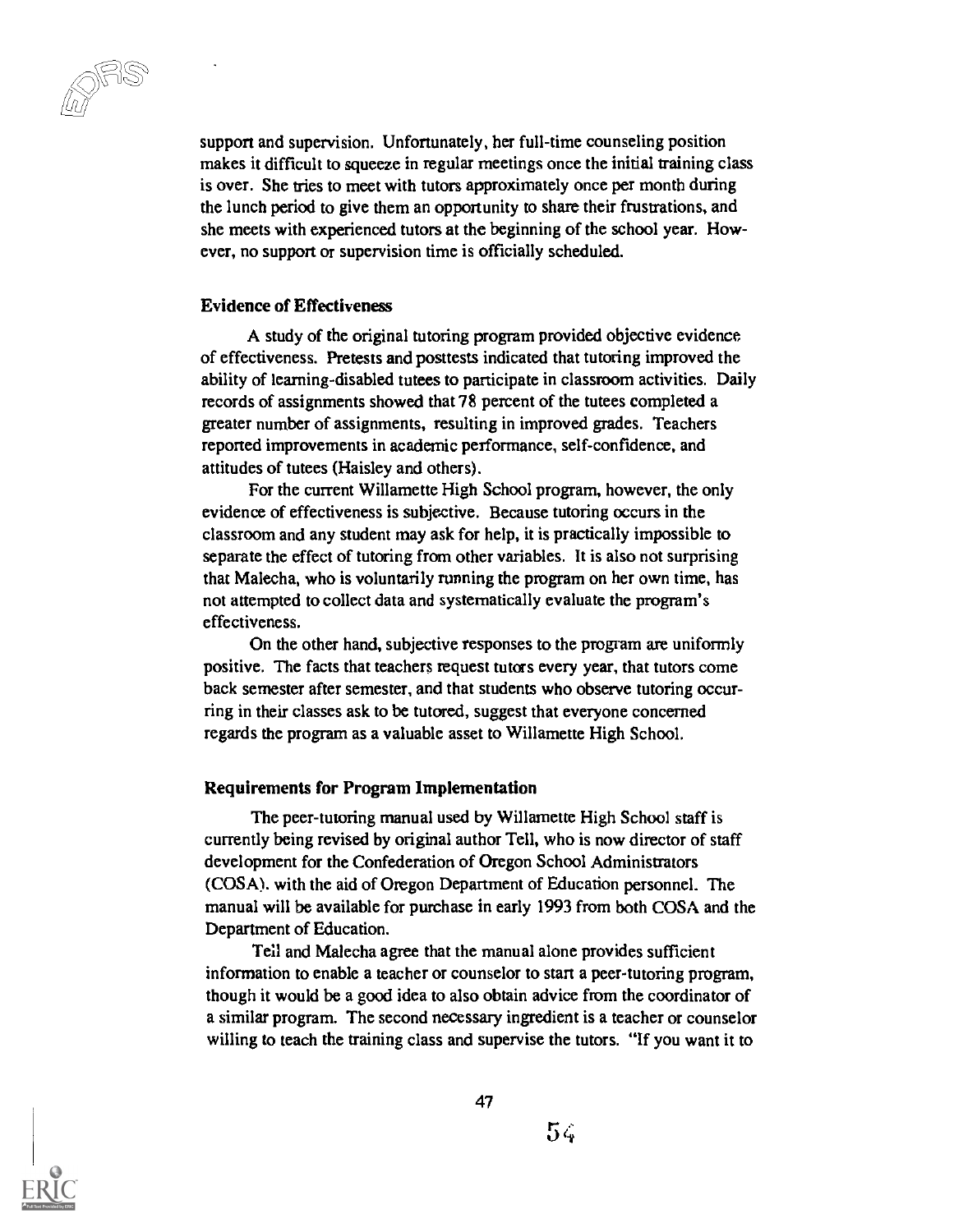support and supervision. Unfortunately, her full-time counseling position makes it difficult to squeeze in regular meetings once the initial training class is over. She tries to meet with tutors approximately once per month during the lunch period to give them an opportunity to share their frustrations, and she meets with experienced tutors at the beginning of the school year. However, no support or supervision time is officially scheduled.

### Evidence of Effectiveness

A study of the original tutoring program provided objective evidence of effectiveness. Pretests and posttests indicated that tutoring improved the ability of learning-disabled tutees to participate in classroom activities. Daily records of assignments showed that 78 percent of the tutees completed a greater number of assignments, resulting in improved grades. Teachers reported improvements in academic performance, self-confidence, and attitudes of tutees (Haisley and others).

For the current Willamette High School program, however, the only evidence of effectiveness is subjective. Because tutoring occurs in the classroom and any student may ask for help, it is practically impossible to separate the effect of tutoring from other variables. It is also not surprising that Malecha, who is voluntarily running the program on her own time, has not attempted to collect data and systematically evaluate the program's effectiveness.

On the other hand, subjective responses to the program are uniformly positive. The facts that teachers request tutors every year, that tutors come back semester after semester, and that students who observe tutoring occurring in their classes ask to be tutored, suggest that everyone concerned regards the program as a valuable asset to Willamette High School.

### Requirements for Program Implementation

The peer-tutoring manual used by Willamette High School staff is currently being revised by original author Tell, who is now director of staff development for the Confederation of Oregon School Administrators (COSA), with the aid of Oregon Department of Education personnel. The manual will be available for purchase in early 1993 from both COSA and the Department of Education.

Tell and Malecha agree that the manual alone provides sufficient information to enable a teacher or counselor to start a peer-tutoring program, though it would be a good idea to also obtain advice from the coordinator of a similar program. The second necessary ingredient is a teacher or counselor willing to teach the training class and supervise the tutors. "If you want it to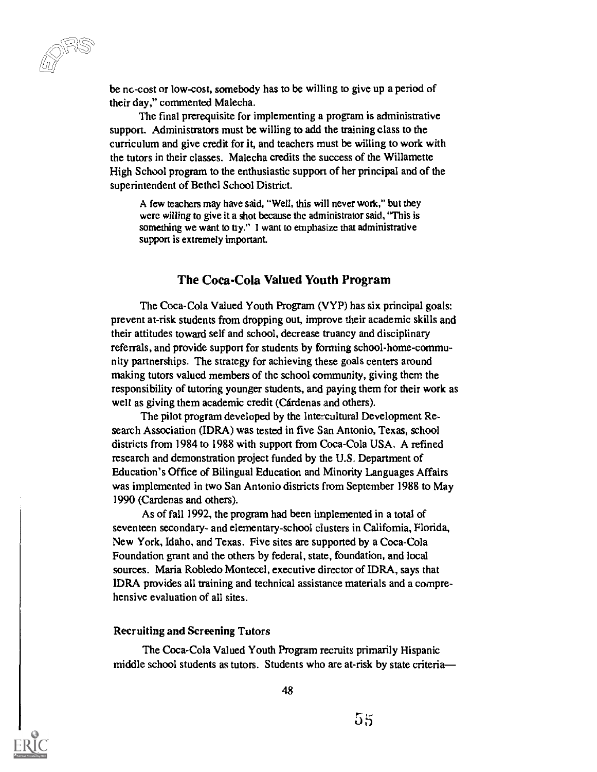be no-cost or low-cost, somebody has to be willing to give up a period of their day," commented Malecha.

The final prerequisite for implementing a program is administrative support. Administrators must be willing to add the training class to the curriculum and give credit for it, and teachers must be willing to work with the tutors in their classes. Malecha credits the success of the Willamette High School program to the enthusiastic support of her principal and of the superintendent of Bethel School District.

> A few teachers may have said, "Well, this will never work," but they were willing to give it a shot because the administrator said, "This is something we want to try." I want to emphasize that administrative support is extremely important.

## The Coca-Cola Valued Youth Program

The Coca-Cola Valued Youth Program (VYP) has six principal goals: prevent at-risk students from dropping out, improve their academic skills and their attitudes toward self and school, decrease truancy and disciplinary referrals, and provide support for students by forming school-home-community partnerships. The strategy for achieving these goals centers around making tutors valued members of the school community, giving them the responsibility of tutoring younger students, and paying them for their work as well as giving them academic credit (Cárdenas and others).

The pilot program developed by the Intercultural Development Research Association (IDRA) was tested in five San Antonio, Texas, school districts from 1984 to 1988 with support from Coca-Cola USA. A refined research and demonstration project funded by the U.S. Department of Education's Office of Bilingual Education and Minority Languages Affairs was implemented in two San Antonio districts from September 1988 to May 1990 (Cardenas and others).

As of fall 1992, the program had been implemented in a total of seventeen secondary- and elementary-school clusters in California, Florida, New York, Idaho, and Texas. Five sites are supported by a Coca-Cola Foundation grant and the others by federal, state, foundation, and local sources. Maria Robledo Montecel, executive director of IDRA, says that IDRA provides all training and technical assistance materials and a comprehensive evaluation of all sites.

### Recruiting and Screening Tutors

The Coca-Cola Valued Youth Program recruits primarily Hispanic middle school students as tutors. Students who are at-risk by state criteria—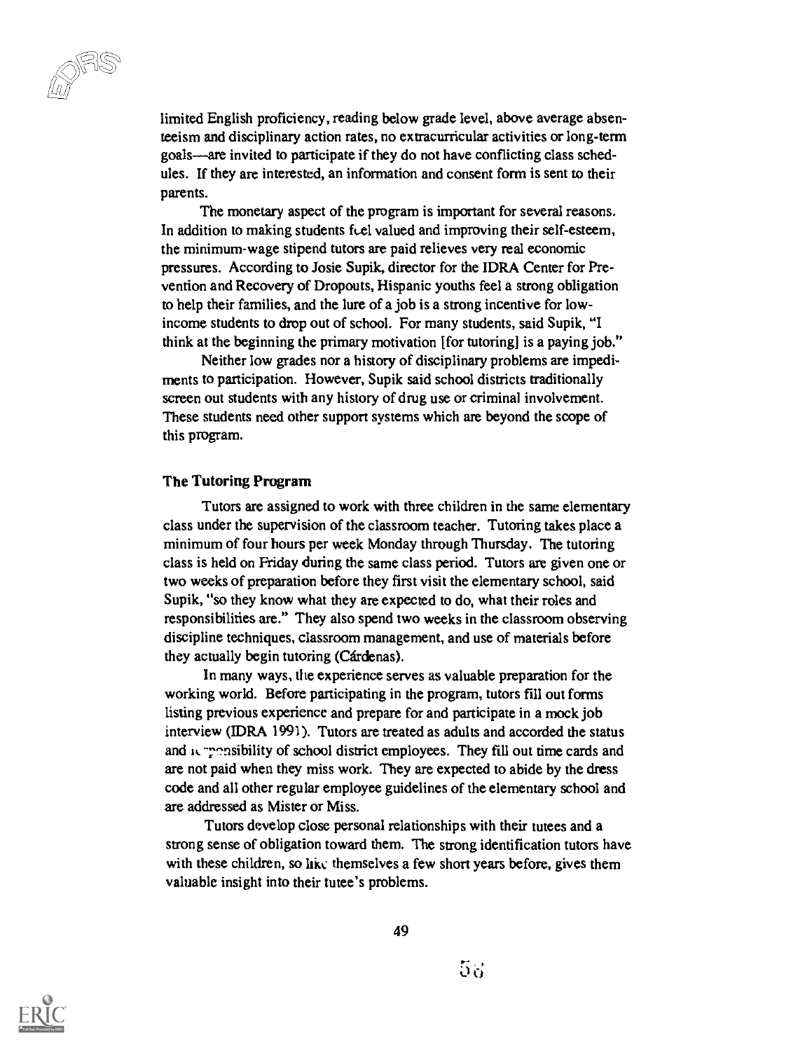limited English proficiency, reading below grade level, above average absenteeism and disciplinary action rates, no extracurricular activities or long-term goals—are invited to participate if they do not have conflicting class schedules. If they are interested, an information and consent form is sent to their parents.

The monetary aspect of the program is important for several reasons. In addition to making students feel valued and improving their self-esteem, the minimum-wage stipend tutors are paid relieves very real economic pressures. According to Josie Supik, director for the IDRA Center for Prevention and Recovery of Dropouts, Hispanic youths feel a strong obligation to help their families, and the lure of a job is a strong incentive for low-income students to drop out of school. For many students, said Supik, "I think at the beginning the primary motivation [for tutoring] is a paying job."

Neither low grades nor a history of disciplinary problems are impediments to participation. However, Supik said school districts traditionally screen out students with any history of drug use or criminal involvement. These students need other support systems which are beyond the scope of this program.

### The Tutoring Program

Tutors are assigned to work with three children in the same elementary class under the supervision of the classroom teacher. Tutoring takes place a minimum of four hours per week Monday through Thursday. The tutoring class is held on Friday during the same class period. Tutors are given one or two weeks of preparation before they first visit the elementary school, said Supik, "so they know what they are expected to do, what their roles and responsibilities are." They also spend two weeks in the classroom observing discipline techniques, classroom management, and use of materials before they actually begin tutoring (Cárdenas).

In many ways, the experience serves as valuable preparation for the working world. Before participating in the program, tutors fill out forms listing previous experience and prepare for and participate in a mock job interview (IDRA 1991). Tutors are treated as adults and accorded the status and responsibility of school district employees. They fill out time cards and are not paid when they miss work. They are expected to abide by the dress code and all other regular employee guidelines of the elementary school and are addressed as Mister or Miss.

Tutors develop close personal relationships with their tutees and a strong sense of obligation toward them. The strong identification tutors have with these children, so like themselves a few short years before, gives them valuable insight into their tutee's problems.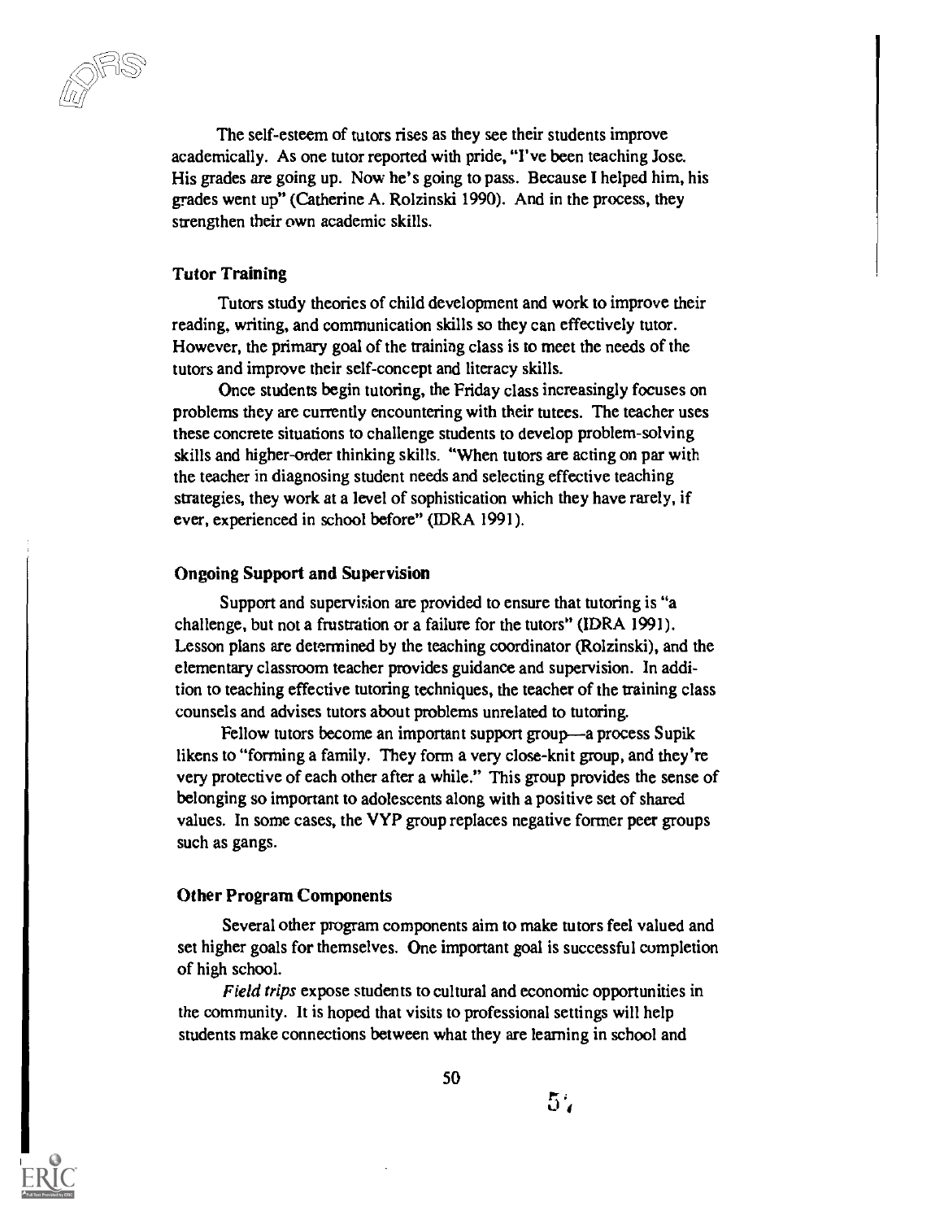The self-esteem of tutors rises as they see their students improve academically. As one tutor reported with pride, "I've been teaching Jose. His grades are going up. Now he's going to pass. Because I helped him, his grades went up" (Catherine A. Rolzinski 1990). And in the process, they strengthen their own academic skills.

### Tutor Training

Tutors study theories of child development and work to improve their reading, writing, and communication skills so they can effectively tutor. However, the primary goal of the training class is to meet the needs of the tutors and improve their self-concept and literacy skills.

Once students begin tutoring, the Friday class increasingly focuses on problems they are currently encountering with their tutees. The teacher uses these concrete situations to challenge students to develop problem-solving skills and higher-order thinking skills. "When tutors are acting on par with the teacher in diagnosing student needs and selecting effective teaching strategies, they work at a level of sophistication which they have rarely, if ever, experienced in school before" (IDRA 1991).

### Ongoing Support and Supervision

Support and supervision are provided to ensure that tutoring is "a challenge, but not a frustration or a failure for the tutors" (IDRA 1991). Lesson plans are determined by the teaching coordinator (Rolzinski), and the elementary classroom teacher provides guidance and supervision. In addition to teaching effective tutoring techniques, the teacher of the training class counsels and advises tutors about problems unrelated to tutoring.

Fellow tutors become an important support group—a process Supik likens to "forming a family. They form a very close-knit group, and they're very protective of each other after a while." This group provides the sense of belonging so important to adolescents along with a positive set of shared values. In some cases, the VYP group replaces negative former peer groups such as gangs.

### Other Program Components

Several other program components aim to make tutors feel valued and set higher goals for themselves. One important goal is successful completion of high school.

*Field trips* expose students to cultural and economic opportunities in the community. It is hoped that visits to professional settings will help students make connections between what they are learning in school and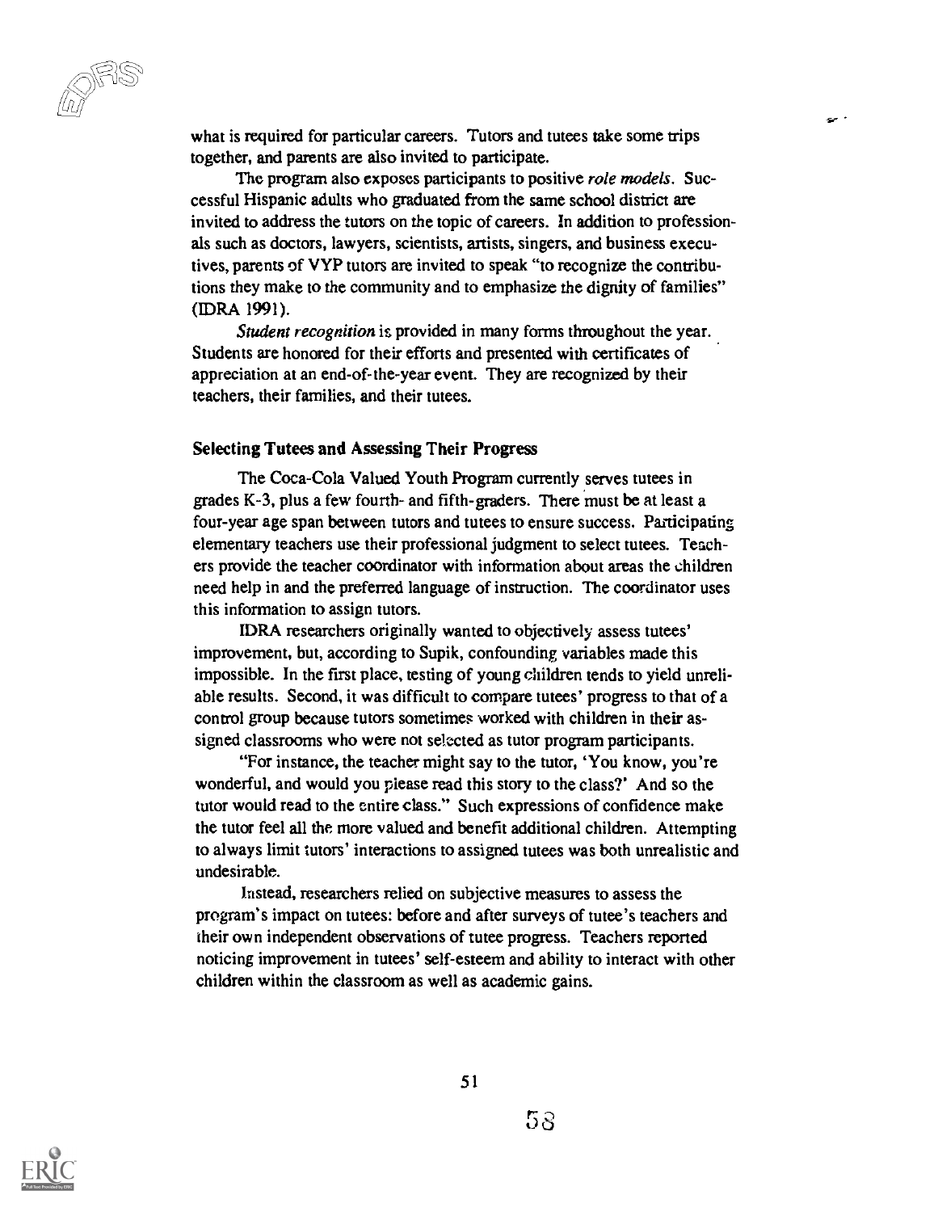what is required for particular careers. Tutors and tutees take some trips together, and parents are also invited to participate.

The program also exposes participants to positive *role models*. Successful Hispanic adults who graduated from the same school district are invited to address the tutors on the topic of careers. In addition to professionals such as doctors, lawyers, scientists, artists, singers, and business executives, parents of VYP tutors are invited to speak "to recognize the contributions they make to the community and to emphasize the dignity of families" (IDRA 1991).

*Student recognition* is provided in many forms throughout the year. Students are honored for their efforts and presented with certificates of appreciation at an end-of-the-year event. They are recognized by their teachers, their families, and their tutees.

### Selecting Tutees and Assessing Their Progress

The Coca-Cola Valued Youth Program currently serves tutees in grades K-3, plus a few fourth- and fifth-graders. There must be at least a four-year age span between tutors and tutees to ensure success. Participating elementary teachers use their professional judgment to select tutees. Teachers provide the teacher coordinator with information about areas the children need help in and the preferred language of instruction. The coordinator uses this information to assign tutors.

IDRA researchers originally wanted to objectively assess tutees' improvement, but, according to Supik, confounding variables made this impossible. In the first place, testing of young children tends to yield unreliable results. Second, it was difficult to compare tutees' progress to that of a control group because tutors sometimes worked with children in their assigned classrooms who were not selected as tutor program participants.

"For instance, the teacher might say to the tutor, 'You know, you're wonderful, and would you please read this story to the class?' And so the tutor would read to the entire class." Such expressions of confidence make the tutor feel all the more valued and benefit additional children. Attempting to always limit tutors' interactions to assigned tutees was both unrealistic and undesirable.

Instead, researchers relied on subjective measures to assess the program's impact on tutees: before and after surveys of tutee's teachers and their own independent observations of tutee progress. Teachers reported noticing improvement in tutees' self-esteem and ability to interact with other children within the classroom as well as academic gains.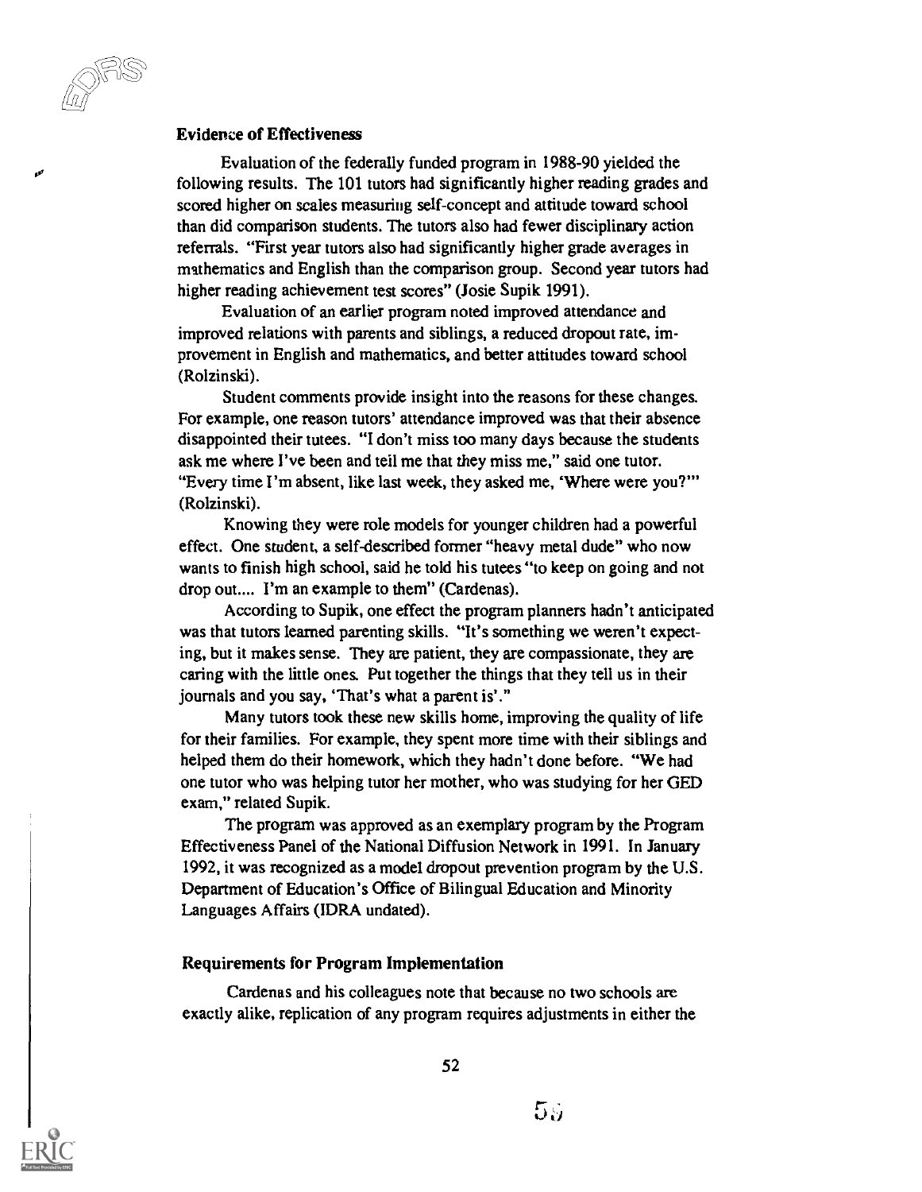### Evidence of Effectiveness

Evaluation of the federally funded program in 1988-90 yielded the following results. The 101 tutors had significantly higher reading grades and scored higher on scales measuring self-concept and attitude toward school than did comparison students. The tutors also had fewer disciplinary action referrals. "First year tutors also had significantly higher grade averages in mathematics and English than the comparison group. Second year tutors had higher reading achievement test scores" (Josie Supik 1991).

Evaluation of an earlier program noted improved attendance and improved relations with parents and siblings, a reduced dropout rate, improvement in English and mathematics, and better attitudes toward school (Rolzinski).

Student comments provide insight into the reasons for these changes. For example, one reason tutors' attendance improved was that their absence disappointed their tutees. "I don't miss too many days because the students ask me where I've been and tell me that they miss me," said one tutor. "Every time I'm absent, like last week, they asked me, 'Where were you?'" (Rolzinski).

Knowing they were role models for younger children had a powerful effect. One student, a self-described former "heavy metal dude" who now wants to finish high school, said he told his tutees "to keep on going and not drop out.... I'm an example to them" (Cardenas).

According to Supik, one effect the program planners hadn't anticipated was that tutors learned parenting skills. "It's something we weren't expecting, but it makes sense. They are patient, they are compassionate, they are caring with the little ones. Put together the things that they tell us in their journals and you say, 'That's what a parent is'."

Many tutors took these new skills home, improving the quality of life for their families. For example, they spent more time with their siblings and helped them do their homework, which they hadn't done before. "We had one tutor who was helping tutor her mother, who was studying for her GED exam," related Supik.

The program was approved as an exemplary program by the Program Effectiveness Panel of the National Diffusion Network in 1991. In January 1992, it was recognized as a model dropout prevention program by the U.S. Department of Education's Office of Bilingual Education and Minority Languages Affairs (IDRA undated).

### Requirements for Program Implementation

Cardenas and his colleagues note that because no two schools are exactly alike, replication of any program requires adjustments in either the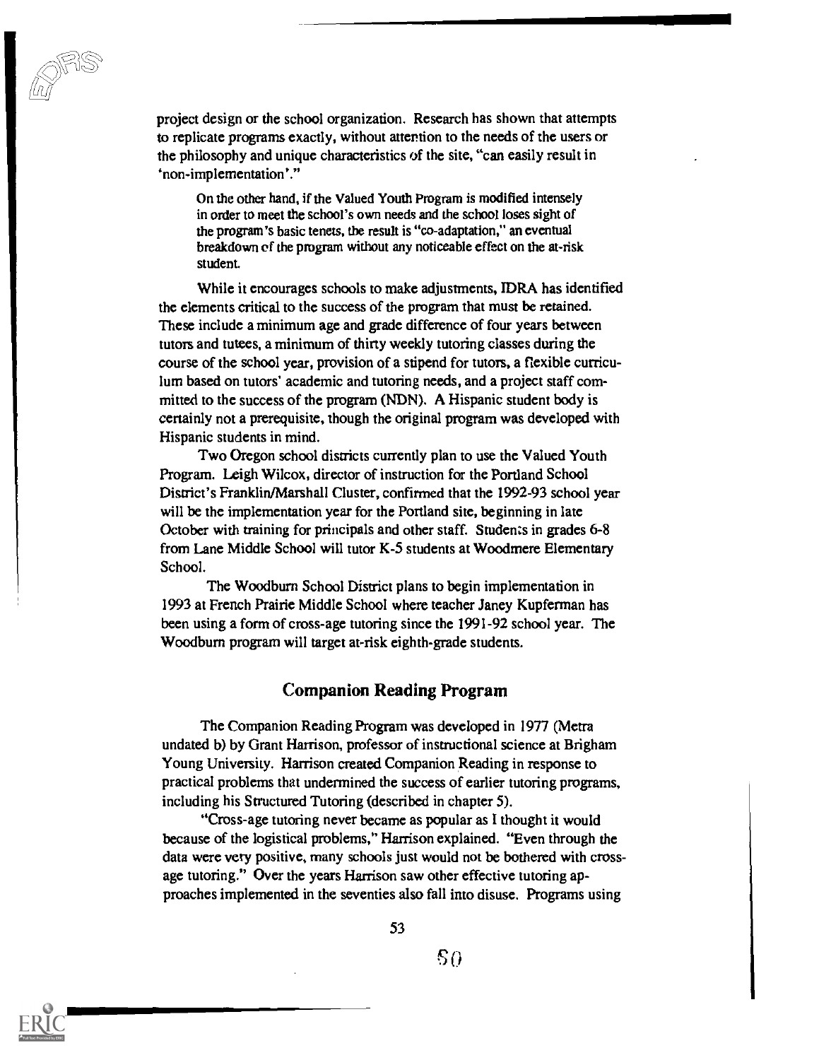project design or the school organization. Research has shown that attempts to replicate programs exactly, without attention to the needs of the users or the philosophy and unique characteristics of the site, "can easily result in 'non-implementation'."

> On the other hand, if the Valued Youth Program is modified intensely in order to meet the school's own needs and the school loses sight of the program's basic tenets, the result is "co-adaptation," an eventual breakdown of the program without any noticeable effect on the at-risk student.

While it encourages schools to make adjustments, IDRA has identified the elements critical to the success of the program that must be retained. These include a minimum age and grade difference of four years between tutors and tutees, a minimum of thirty weekly tutoring classes during the course of the school year, provision of a stipend for tutors, a flexible curriculum based on tutors' academic and tutoring needs, and a project staff committed to the success of the program (NDN). A Hispanic student body is certainly not a prerequisite, though the original program was developed with Hispanic students in mind.

Two Oregon school districts currently plan to use the Valued Youth Program. Leigh Wilcox, director of instruction for the Portland School District's Franklin/Marshall Cluster, confirmed that the 1992-93 school year will be the implementation year for the Portland site, beginning in late October with training for principals and other staff. Students in grades 6-8 from Lane Middle School will tutor K-5 students at Woodmere Elementary School.

The Woodburn School District plans to begin implementation in 1993 at French Prairie Middle School where teacher Janey Kupferman has been using a form of cross-age tutoring since the 1991-92 school year. The Woodburn program will target at-risk eighth-grade students.

## Companion Reading Program

The Companion Reading Program was developed in 1977 (Metra undated b) by Grant Harrison, professor of instructional science at Brigham Young University. Harrison created Companion Reading in response to practical problems that undermined the success of earlier tutoring programs, including his Structured Tutoring (described in chapter 5).

"Cross-age tutoring never became as popular as I thought it would because of the logistical problems," Harrison explained. "Even through the data were very positive, many schools just would not be bothered with cross-age tutoring." Over the years Harrison saw other effective tutoring approaches implemented in the seventies also fall into disuse. Programs using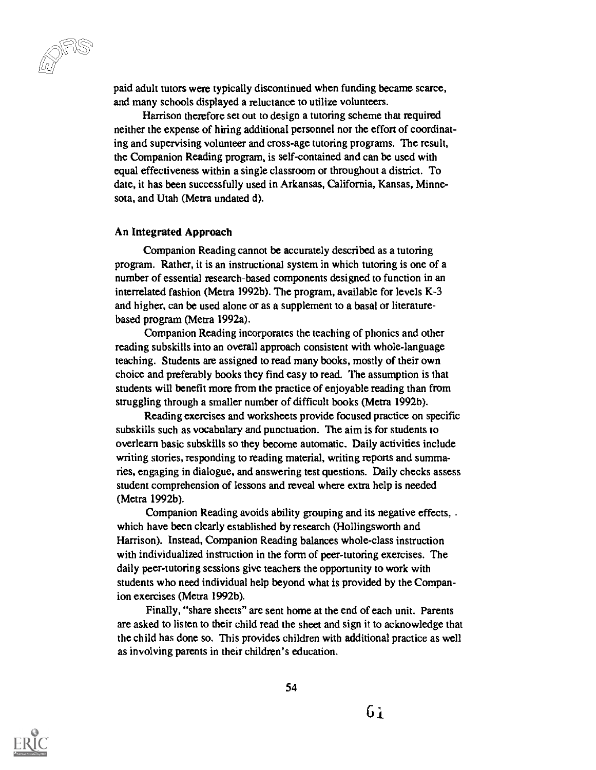paid adult tutors were typically discontinued when funding became scarce, and many schools displayed a reluctance to utilize volunteers.

Harrison therefore set out to design a tutoring scheme that required neither the expense of hiring additional personnel nor the effort of coordinating and supervising volunteer and cross-age tutoring programs. The result, the Companion Reading program, is self-contained and can be used with equal effectiveness within a single classroom or throughout a district. To date, it has been successfully used in Arkansas, California, Kansas, Minnesota, and Utah (Metra undated d).

### An Integrated Approach

Companion Reading cannot be accurately described as a tutoring program. Rather, it is an instructional system in which tutoring is one of a number of essential research-based components designed to function in an interrelated fashion (Metra 1992b). The program, available for levels K-3 and higher, can be used alone or as a supplement to a basal or literature-based program (Metra 1992a).

Companion Reading incorporates the teaching of phonics and other reading subskills into an overall approach consistent with whole-language teaching. Students are assigned to read many books, mostly of their own choice and preferably books they find easy to read. The assumption is that students will benefit more from the practice of enjoyable reading than from struggling through a smaller number of difficult books (Metra 1992b).

Reading exercises and worksheets provide focused practice on specific subskills such as vocabulary and punctuation. The aim is for students to overlearn basic subskills so they become automatic. Daily activities include writing stories, responding to reading material, writing reports and summaries, engaging in dialogue, and answering test questions. Daily checks assess student comprehension of lessons and reveal where extra help is needed (Metra 1992b).

Companion Reading avoids ability grouping and its negative effects, which have been clearly established by research (Hollingsworth and Harrison). Instead, Companion Reading balances whole-class instruction with individualized instruction in the form of peer-tutoring exercises. The daily peer-tutoring sessions give teachers the opportunity to work with students who need individual help beyond what is provided by the Companion exercises (Metra 1992b).

Finally, "share sheets" are sent home at the end of each unit. Parents are asked to listen to their child read the sheet and sign it to acknowledge that the child has done so. This provides children with additional practice as well as involving parents in their children's education.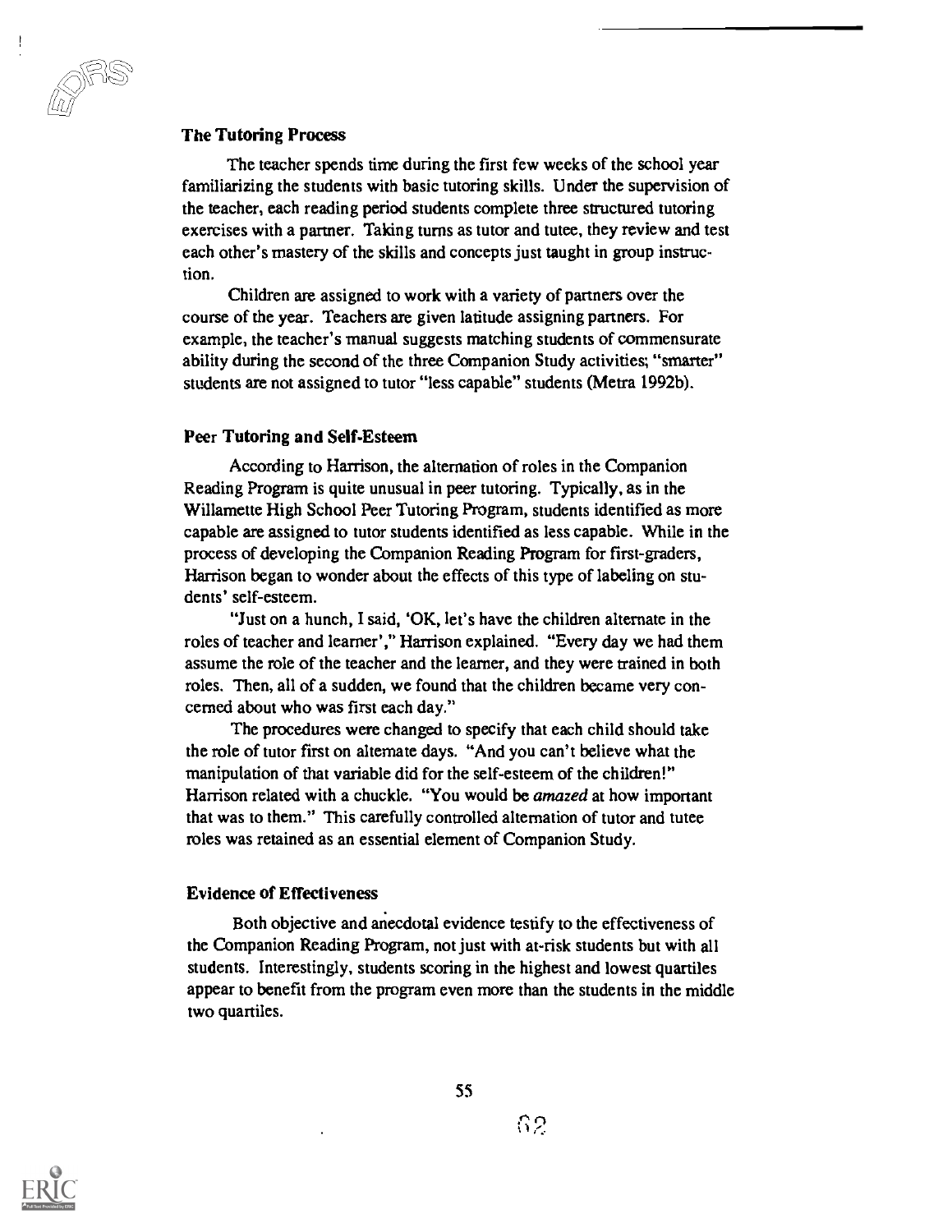### The Tutoring Process

The teacher spends time during the first few weeks of the school year familiarizing the students with basic tutoring skills. Under the supervision of the teacher, each reading period students complete three structured tutoring exercises with a partner. Taking turns as tutor and tutee, they review and test each other's mastery of the skills and concepts just taught in group instruction.

Children are assigned to work with a variety of partners over the course of the year. Teachers are given latitude assigning partners. For example, the teacher's manual suggests matching students of commensurate ability during the second of the three Companion Study activities; "smarter" students are not assigned to tutor "less capable" students (Metra 1992b).

### Peer Tutoring and Self-Esteem

According to Harrison, the alternation of roles in the Companion Reading Program is quite unusual in peer tutoring. Typically, as in the Willamette High School Peer Tutoring Program, students identified as more capable are assigned to tutor students identified as less capable. While in the process of developing the Companion Reading Program for first-graders, Harrison began to wonder about the effects of this type of labeling on students' self-esteem.

"Just on a hunch, I said, 'OK, let's have the children alternate in the roles of teacher and learner'," Harrison explained. "Every day we had them assume the role of the teacher and the learner, and they were trained in both roles. Then, all of a sudden, we found that the children became very concerned about who was first each day."

The procedures were changed to specify that each child should take the role of tutor first on alternate days. "And you can't believe what the manipulation of that variable did for the self-esteem of the children!" Harrison related with a chuckle. "You would be *amazed* at how important that was to them." This carefully controlled alternation of tutor and tutee roles was retained as an essential element of Companion Study.

### Evidence of Effectiveness

Both objective and anecdotal evidence testify to the effectiveness of the Companion Reading Program, not just with at-risk students but with all students. Interestingly, students scoring in the highest and lowest quartiles appear to benefit from the program even more than the students in the middle two quartiles.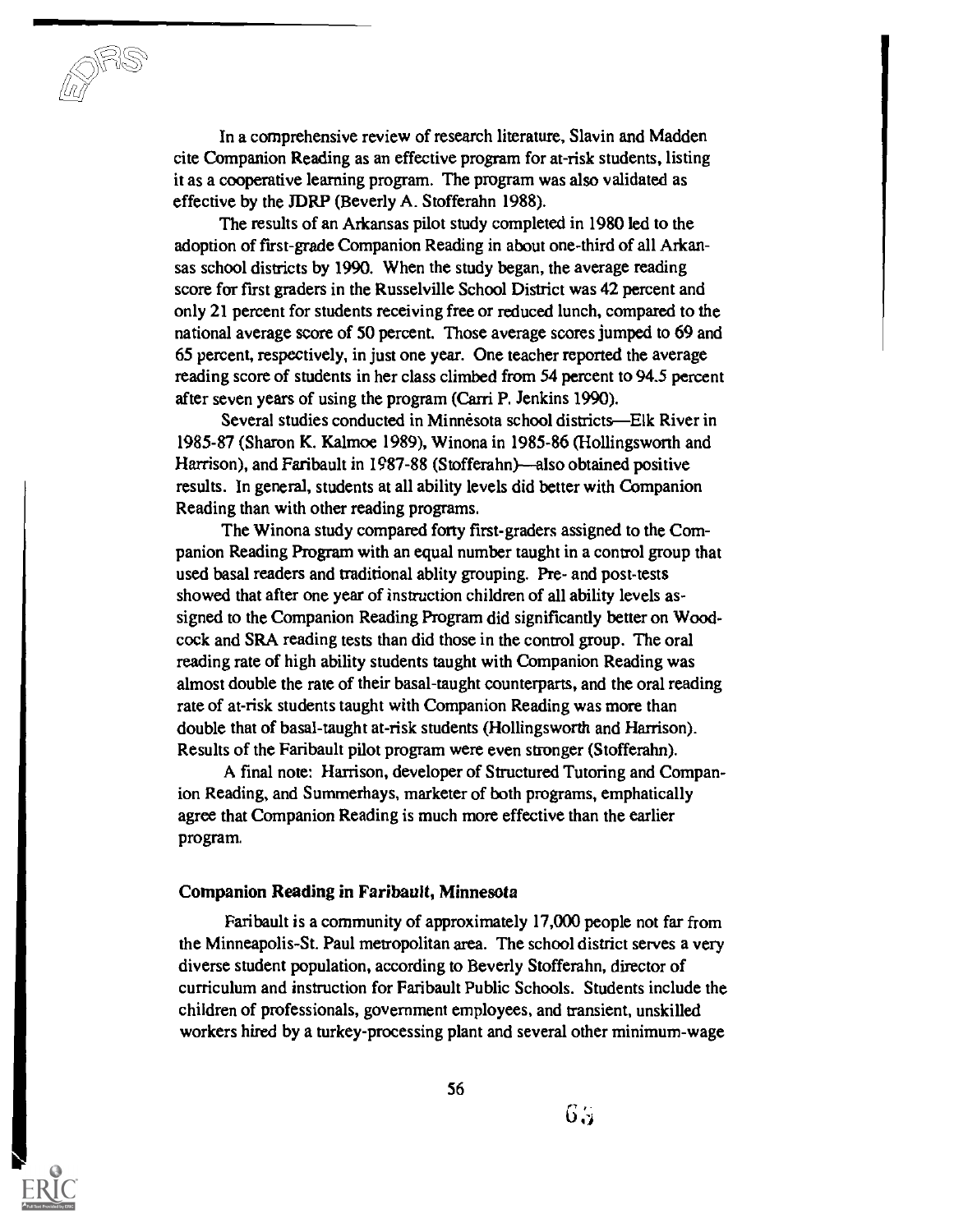In a comprehensive review of research literature, Slavin and Madden cite Companion Reading as an effective program for at-risk students, listing it as a cooperative learning program. The program was also validated as effective by the JDRP (Beverly A. Stofferahn 1988).

The results of an Arkansas pilot study completed in 1980 led to the adoption of first-grade Companion Reading in about one-third of all Arkansas school districts by 1990. When the study began, the average reading score for first graders in the Russelville School District was 42 percent and only 21 percent for students receiving free or reduced lunch, compared to the national average score of 50 percent. Those average scores jumped to 69 and 65 percent, respectively, in just one year. One teacher reported the average reading score of students in her class climbed from 54 percent to 94.5 percent after seven years of using the program (Carri P. Jenkins 1990).

Several studies conducted in Minnesota school districts—Elk River in 1985-87 (Sharon K. Kalmoe 1989), Winona in 1985-86 (Hollingsworth and Harrison), and Faribault in 1987-88 (Stofferahn)—also obtained positive results. In general, students at all ability levels did better with Companion Reading than with other reading programs.

The Winona study compared forty first-graders assigned to the Companion Reading Program with an equal number taught in a control group that used basal readers and traditional ablity grouping. Pre- and post-tests showed that after one year of instruction children of all ability levels assigned to the Companion Reading Program did significantly better on Woodcock and SRA reading tests than did those in the control group. The oral reading rate of high ability students taught with Companion Reading was almost double the rate of their basal-taught counterparts, and the oral reading rate of at-risk students taught with Companion Reading was more than double that of basal-taught at-risk students (Hollingsworth and Harrison). Results of the Faribault pilot program were even stronger (Stofferahn).

A final note: Harrison, developer of Structured Tutoring and Companion Reading, and Summerhays, marketer of both programs, emphatically agree that Companion Reading is much more effective than the earlier program.

### Companion Reading in Faribault, Minnesota

Faribault is a community of approximately 17,000 people not far from the Minneapolis-St. Paul metropolitan area. The school district serves a very diverse student population, according to Beverly Stofferahn, director of curriculum and instruction for Faribault Public Schools. Students include the children of professionals, government employees, and transient, unskilled workers hired by a turkey-processing plant and several other minimum-wage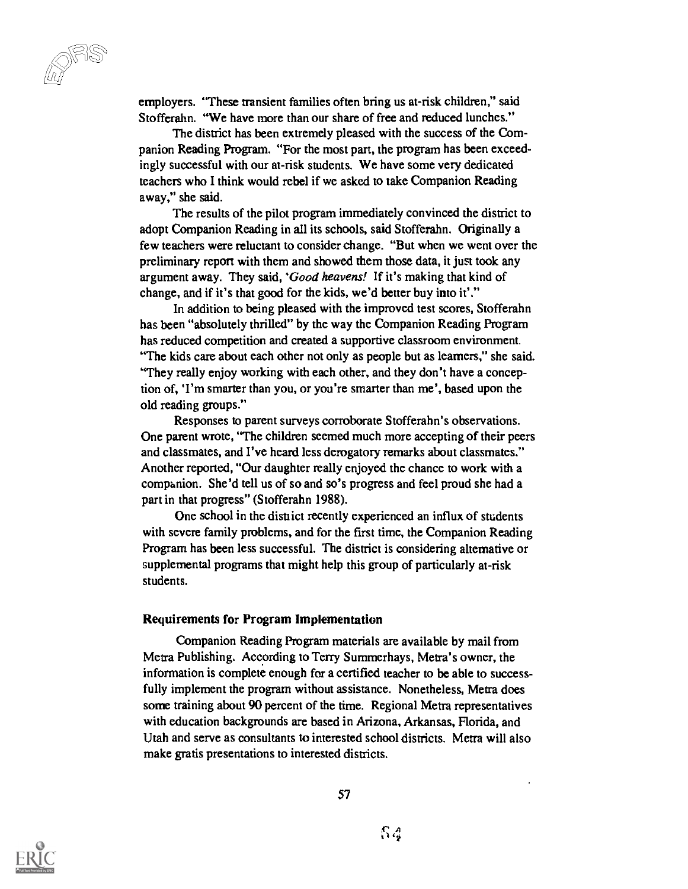employers. "These transient families often bring us at-risk children," said Stofferahn. "We have more than our share of free and reduced lunches."

The district has been extremely pleased with the success of the Companion Reading Program. "For the most part, the program has been exceedingly successful with our at-risk students. We have some very dedicated teachers who I think would rebel if we asked to take Companion Reading away," she said.

The results of the pilot program immediately convinced the district to adopt Companion Reading in all its schools, said Stofferahn. Originally a few teachers were reluctant to consider change. "But when we went over the preliminary report with them and showed them those data, it just took any argument away. They said, '*Good heavens!* If it's making that kind of change, and if it's that good for the kids, we'd better buy into it'."

In addition to being pleased with the improved test scores, Stofferahn has been "absolutely thrilled" by the way the Companion Reading Program has reduced competition and created a supportive classroom environment. "The kids care about each other not only as people but as learners," she said. "They really enjoy working with each other, and they don't have a conception of, 'I'm smarter than you, or you're smarter than me', based upon the old reading groups."

Responses to parent surveys corroborate Stofferahn's observations. One parent wrote, "The children seemed much more accepting of their peers and classmates, and I've heard less derogatory remarks about classmates." Another reported, "Our daughter really enjoyed the chance to work with a companion. She'd tell us of so and so's progress and feel proud she had a part in that progress" (Stofferahn 1988).

One school in the district recently experienced an influx of students with severe family problems, and for the first time, the Companion Reading Program has been less successful. The district is considering alternative or supplemental programs that might help this group of particularly at-risk students.

### Requirements for Program Implementation

Companion Reading Program materials are available by mail from Metra Publishing. According to Terry Summerhays, Metra's owner, the information is complete enough for a certified teacher to be able to successfully implement the program without assistance. Nonetheless, Metra does some training about 90 percent of the time. Regional Metra representatives with education backgrounds are based in Arizona, Arkansas, Florida, and Utah and serve as consultants to interested school districts. Metra will also make gratis presentations to interested districts.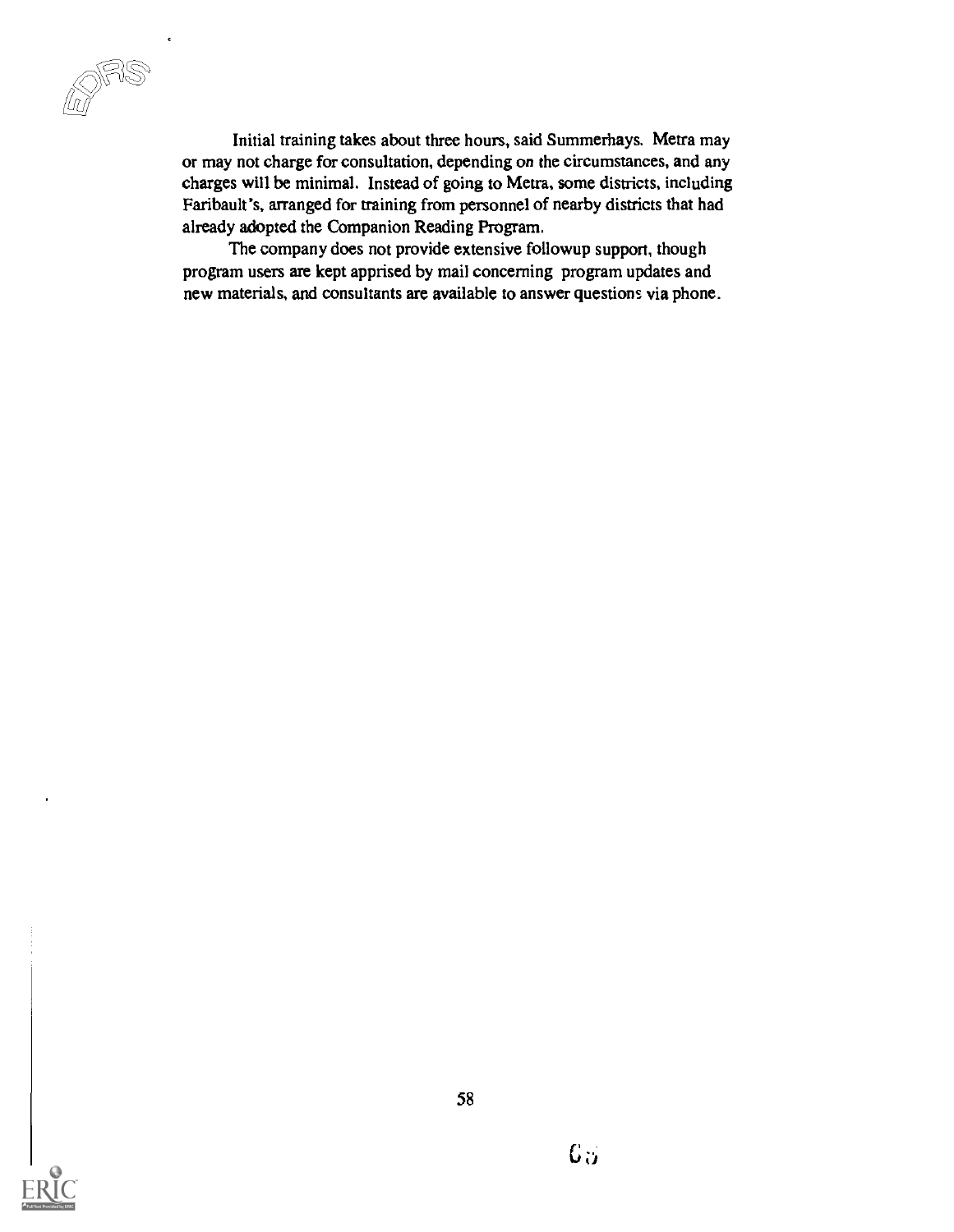Initial training takes about three hours, said Summerhays. Metra may or may not charge for consultation, depending on the circumstances, and any charges will be minimal. Instead of going to Metra, some districts, including Faribault's, arranged for training from personnel of nearby districts that had already adopted the Companion Reading Program.

The company does not provide extensive followup support, though program users are kept apprised by mail concerning program updates and new materials, and consultants are available to answer questions via phone.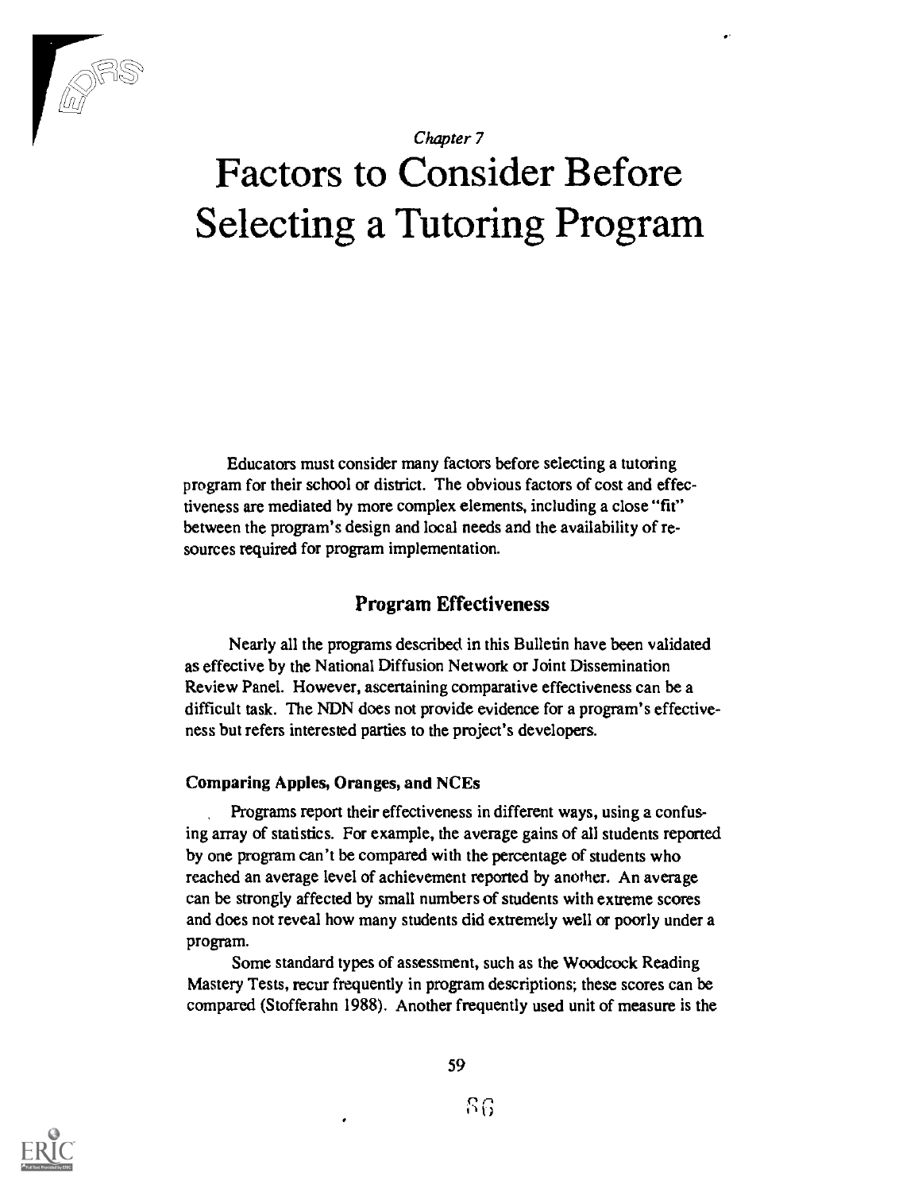*Chapter 7*

# Factors to Consider Before Selecting a Tutoring Program

Educators must consider many factors before selecting a tutoring program for their school or district. The obvious factors of cost and effectiveness are mediated by more complex elements, including a close "fit" between the program's design and local needs and the availability of resources required for program implementation.

## Program Effectiveness

Nearly all the programs described in this Bulletin have been validated as effective by the National Diffusion Network or Joint Dissemination Review Panel. However, ascertaining comparative effectiveness can be a difficult task. The NDN does not provide evidence for a program's effectiveness but refers interested parties to the project's developers.

### Comparing Apples, Oranges, and NCEs

Programs report their effectiveness in different ways, using a confusing array of statistics. For example, the average gains of all students reported by one program can't be compared with the percentage of students who reached an average level of achievement reported by another. An average can be strongly affected by small numbers of students with extreme scores and does not reveal how many students did extremely well or poorly under a program.

Some standard types of assessment, such as the Woodcock Reading Mastery Tests, recur frequently in program descriptions; these scores can be compared (Stofferahn 1988). Another frequently used unit of measure is the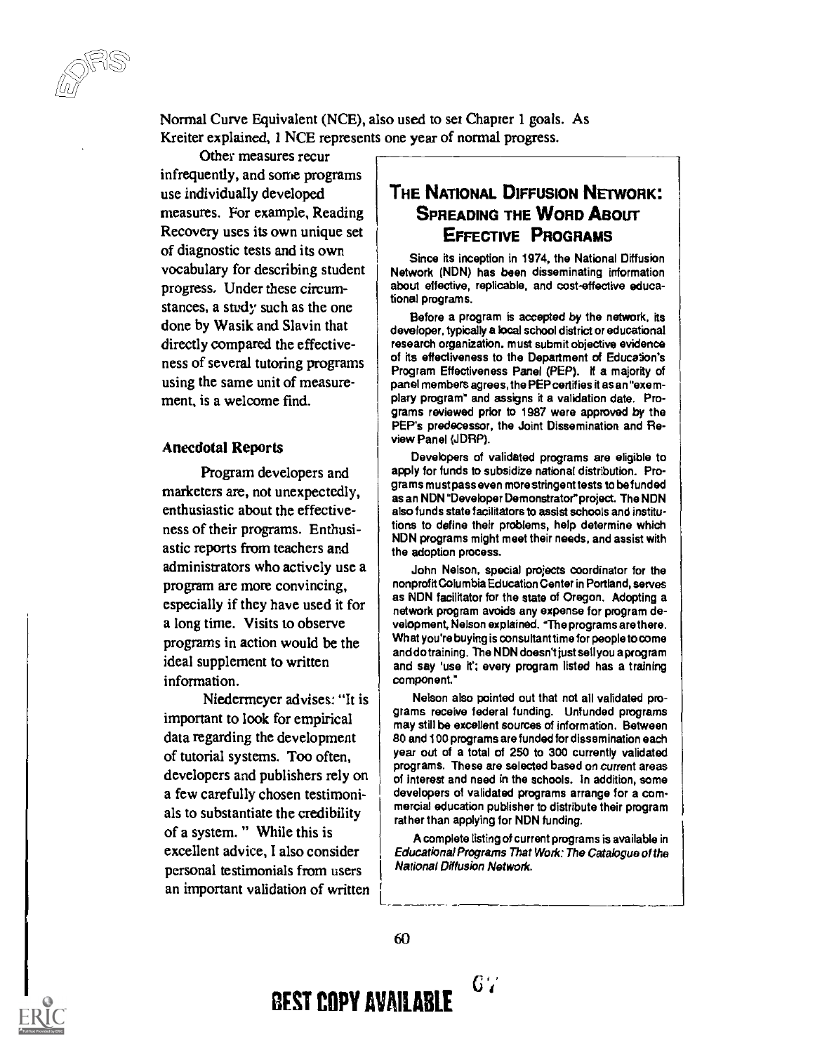Normal Curve Equivalent (NCE), also used to set Chapter 1 goals. As Kreiter explained, 1 NCE represents one year of normal progress.

Other measures recur infrequently, and some programs use individually developed measures. For example, Reading Recovery uses its own unique set of diagnostic tests and its own vocabulary for describing student progress. Under these circumstances, a study such as the one done by Wasik and Slavin that directly compared the effectiveness of several tutoring programs using the same unit of measurement, is a welcome find.

### Anecdotal Reports

Program developers and marketers are, not unexpectedly, enthusiastic about the effectiveness of their programs. Enthusiastic reports from teachers and administrators who actively use a program are more convincing, especially if they have used it for a long time. Visits to observe programs in action would be the ideal supplement to written information.

Niedermeyer advises: "It is important to look for empirical data regarding the development of tutorial systems. Too often, developers and publishers rely on a few carefully chosen testimonials to substantiate the credibility of a system. " While this is excellent advice, I also consider personal testimonials from users an important validation of written

## The National Diffusion Network: Spreading the Word About Effective Programs

Since its inception in 1974, the National Diffusion Network (NDN) has been disseminating information about effective, replicable, and cost-effective educational programs.

Before a program is accepted by the network, its developer, typically a local school district or educational research organization, must submit objective evidence of its effectiveness to the Department of Education's Program Effectiveness Panel (PEP). If a majority of panel members agrees, the PEP certifies it as an "exemplary program" and assigns it a validation date. Programs reviewed prior to 1987 were approved by the PEP's predecessor, the Joint Dissemination and Review Panel (JDRP).

Developers of validated programs are eligible to apply for funds to subsidize national distribution. Programs must pass even more stringent tests to be funded as an NDN "Developer Demonstrator" project. The NDN also funds state facilitators to assist schools and institutions to define their problems, help determine which NDN programs might meet their needs, and assist with the adoption process.

John Nelson, special projects coordinator for the nonprofit Columbia Education Center in Portland, serves as NDN facilitator for the state of Oregon. Adopting a network program avoids any expense for program development, Nelson explained. "The programs are there. What you're buying is consultant time for people to come and do training. The NDN doesn't just sell you a program and say 'use it'; every program listed has a training component."

Nelson also pointed out that not all validated programs receive federal funding. Unfunded programs may still be excellent sources of information. Between 80 and 100 programs are funded for dissemination each year out of a total of 250 to 300 currently validated programs. These are selected based on *current* areas of interest and need in the schools. In addition, some developers of validated programs arrange for a commercial education publisher to distribute their program rather than applying for NDN funding.

A complete listing of current programs is available in *Educational Programs That Work: The Catalogue of the National Diffusion Network.*

**BEST COPY AVAILABLE**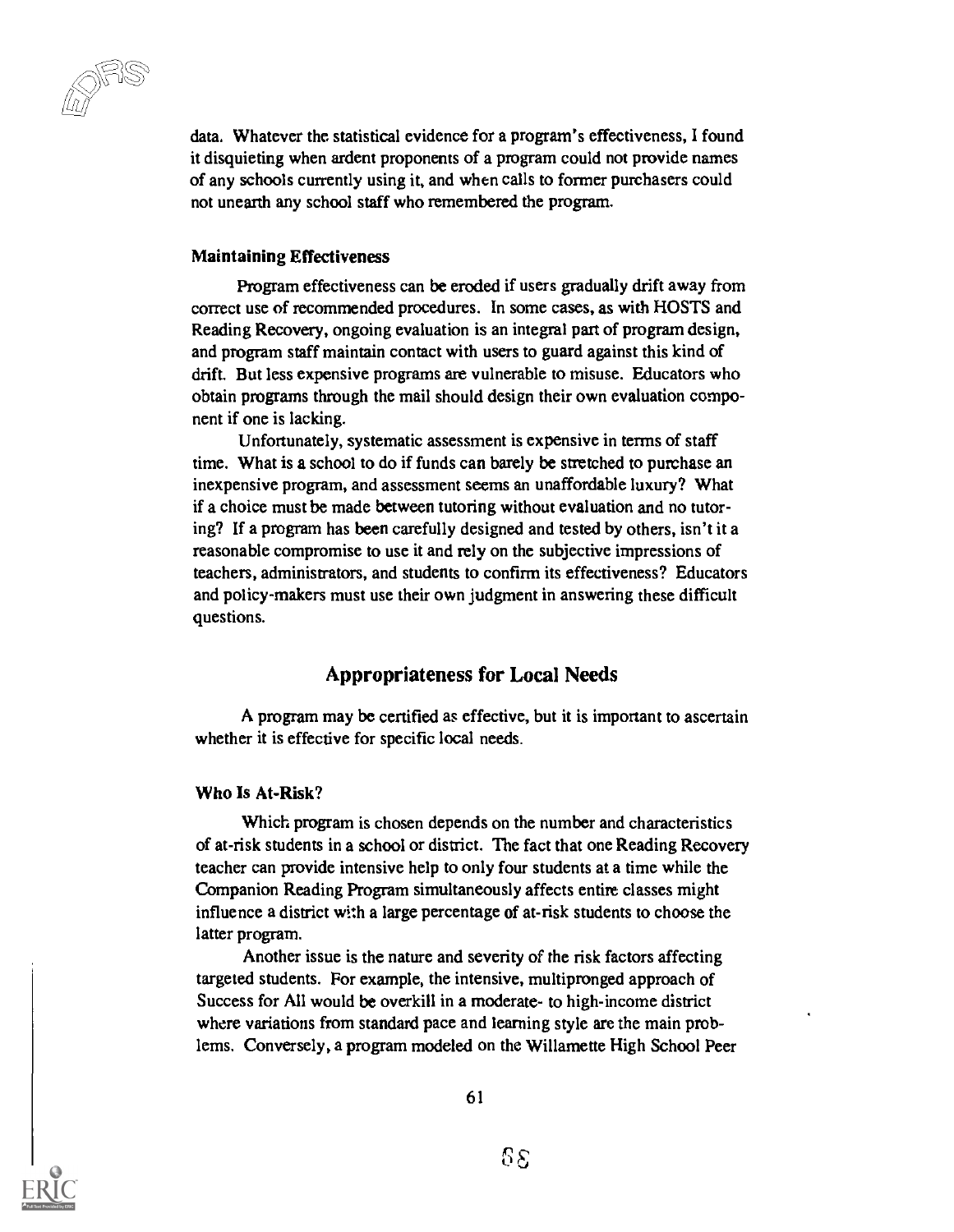data. Whatever the statistical evidence for a program's effectiveness, I found it disquieting when ardent proponents of a program could not provide names of any schools currently using it, and when calls to former purchasers could not unearth any school staff who remembered the program.

### Maintaining Effectiveness

Program effectiveness can be eroded if users gradually drift away from correct use of recommended procedures. In some cases, as with HOSTS and Reading Recovery, ongoing evaluation is an integral part of program design, and program staff maintain contact with users to guard against this kind of drift. But less expensive programs are vulnerable to misuse. Educators who obtain programs through the mail should design their own evaluation component if one is lacking.

Unfortunately, systematic assessment is expensive in terms of staff time. What is a school to do if funds can barely be stretched to purchase an inexpensive program, and assessment seems an unaffordable luxury? What if a choice must be made between tutoring without evaluation and no tutoring? If a program has been carefully designed and tested by others, isn't it a reasonable compromise to use it and rely on the subjective impressions of teachers, administrators, and students to confirm its effectiveness? Educators and policy-makers must use their own judgment in answering these difficult questions.

## Appropriateness for Local Needs

A program may be certified as effective, but it is important to ascertain whether it is effective for specific local needs.

### Who Is At-Risk?

Which program is chosen depends on the number and characteristics of at-risk students in a school or district. The fact that one Reading Recovery teacher can provide intensive help to only four students at a time while the Companion Reading Program simultaneously affects entire classes might influence a district with a large percentage of at-risk students to choose the latter program.

Another issue is the nature and severity of the risk factors affecting targeted students. For example, the intensive, multipronged approach of Success for All would be overkill in a moderate- to high-income district where variations from standard pace and learning style are the main problems. Conversely, a program modeled on the Willamette High School Peer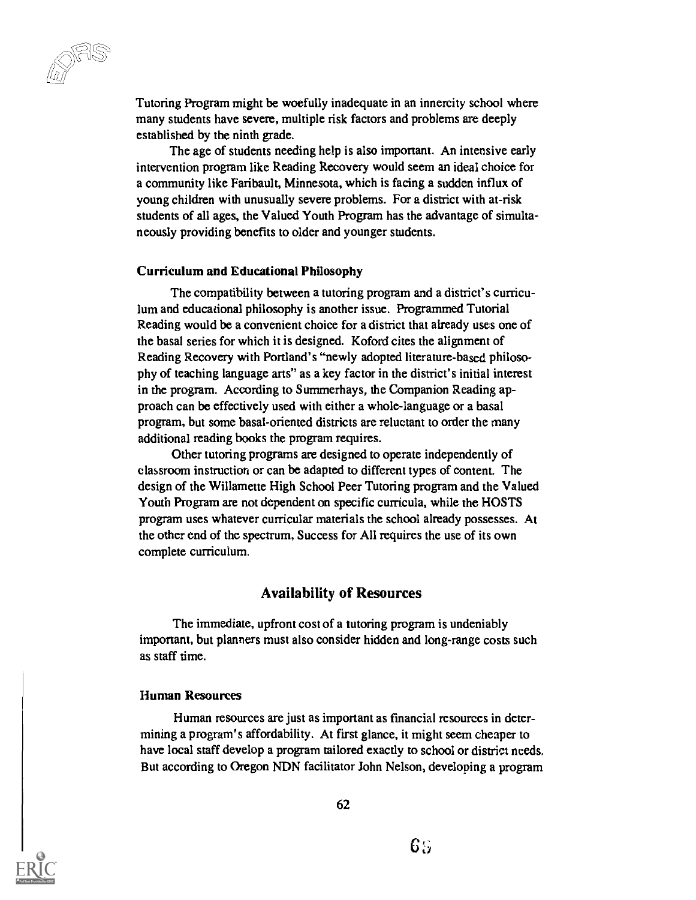Tutoring Program might be woefully inadequate in an innercity school where many students have severe, multiple risk factors and problems are deeply established by the ninth grade.

The age of students needing help is also important. An intensive early intervention program like Reading Recovery would seem an ideal choice for a community like Faribault, Minnesota, which is facing a sudden influx of young children with unusually severe problems. For a district with at-risk students of all ages, the Valued Youth Program has the advantage of simultaneously providing benefits to older and younger students.

### Curriculum and Educational Philosophy

The compatibility between a tutoring program and a district's curriculum and educational philosophy is another issue. Programmed Tutorial Reading would be a convenient choice for a district that already uses one of the basal series for which it is designed. Koford cites the alignment of Reading Recovery with Portland's "newly adopted literature-based philosophy of teaching language arts" as a key factor in the district's initial interest in the program. According to Summerhays, the Companion Reading approach can be effectively used with either a whole-language or a basal program, but some basal-oriented districts are reluctant to order the many additional reading books the program requires.

Other tutoring programs are designed to operate independently of classroom instruction or can be adapted to different types of content. The design of the Willamette High School Peer Tutoring program and the Valued Youth Program are not dependent on specific curricula, while the HOSTS program uses whatever curricular materials the school already possesses. At the other end of the spectrum, Success for All requires the use of its own complete curriculum.

## Availability of Resources

The immediate, upfront cost of a tutoring program is undeniably important, but planners must also consider hidden and long-range costs such as staff time.

### Human Resources

Human resources are just as important as financial resources in determining a program's affordability. At first glance, it might seem cheaper to have local staff develop a program tailored exactly to school or district needs. But according to Oregon NDN facilitator John Nelson, developing a program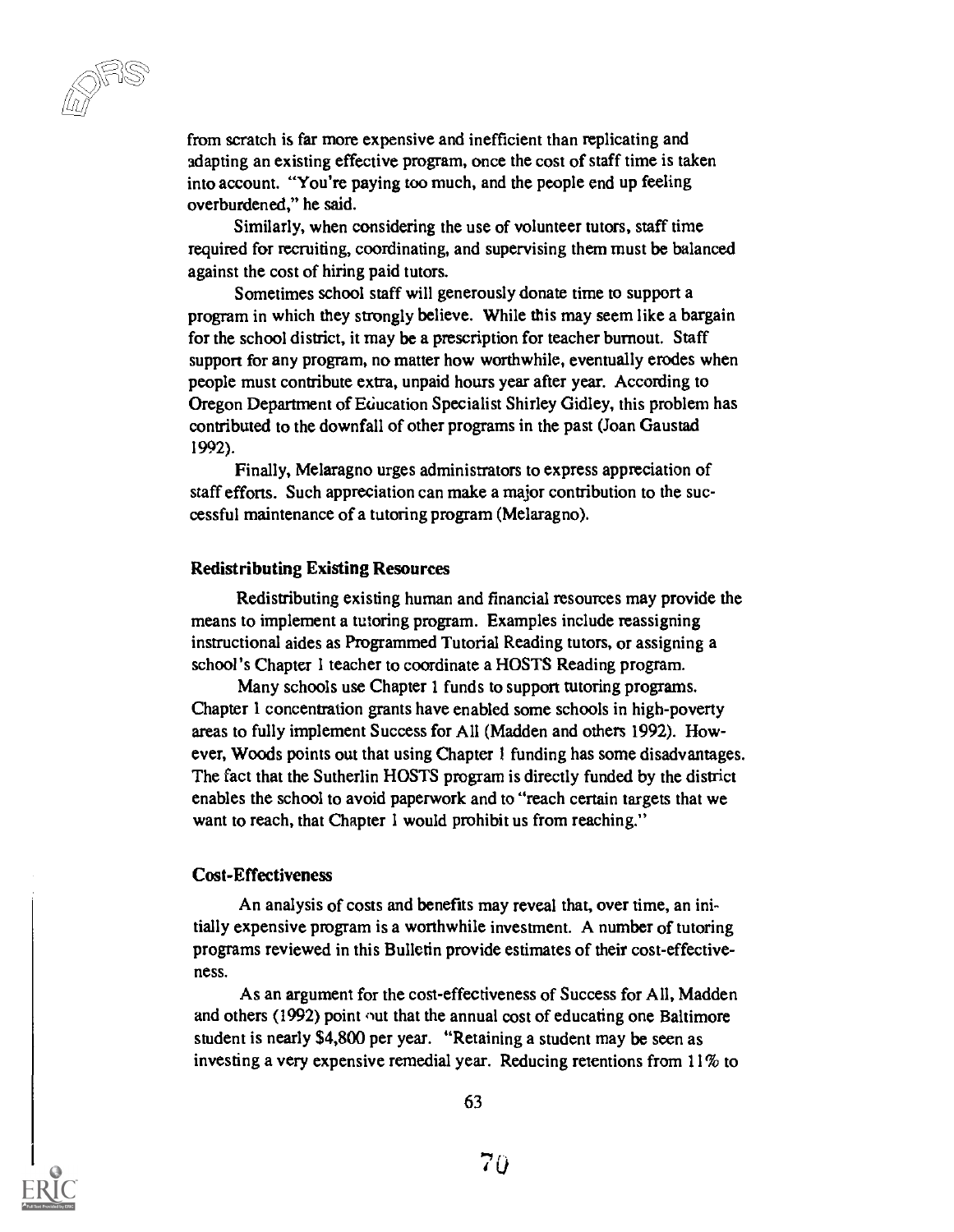from scratch is far more expensive and inefficient than replicating and adapting an existing effective program, once the cost of staff time is taken into account. "You're paying too much, and the people end up feeling overburdened," he said.

Similarly, when considering the use of volunteer tutors, staff time required for recruiting, coordinating, and supervising them must be balanced against the cost of hiring paid tutors.

Sometimes school staff will generously donate time to support a program in which they strongly believe. While this may seem like a bargain for the school district, it may be a prescription for teacher burnout. Staff support for any program, no matter how worthwhile, eventually erodes when people must contribute extra, unpaid hours year after year. According to Oregon Department of Education Specialist Shirley Gidley, this problem has contributed to the downfall of other programs in the past (Joan Gaustad 1992).

Finally, Melaragno urges administrators to express appreciation of staff efforts. Such appreciation can make a major contribution to the successful maintenance of a tutoring program (Melaragno).

### Redistributing Existing Resources

Redistributing existing human and financial resources may provide the means to implement a tutoring program. Examples include reassigning instructional aides as Programmed Tutorial Reading tutors, or assigning a school's Chapter 1 teacher to coordinate a HOSTS Reading program.

Many schools use Chapter 1 funds to support tutoring programs. Chapter 1 concentration grants have enabled some schools in high-poverty areas to fully implement Success for All (Madden and others 1992). However, Woods points out that using Chapter 1 funding has some disadvantages. The fact that the Sutherlin HOSTS program is directly funded by the district enables the school to avoid paperwork and to "reach certain targets that we want to reach, that Chapter 1 would prohibit us from reaching."

### Cost-Effectiveness

An analysis of costs and benefits may reveal that, over time, an initially expensive program is a worthwhile investment. A number of tutoring programs reviewed in this Bulletin provide estimates of their cost-effectiveness.

As an argument for the cost-effectiveness of Success for All, Madden and others (1992) point out that the annual cost of educating one Baltimore student is nearly $4,800 per year. "Retaining a student may be seen as investing a very expensive remedial year. Reducing retentions from 11% to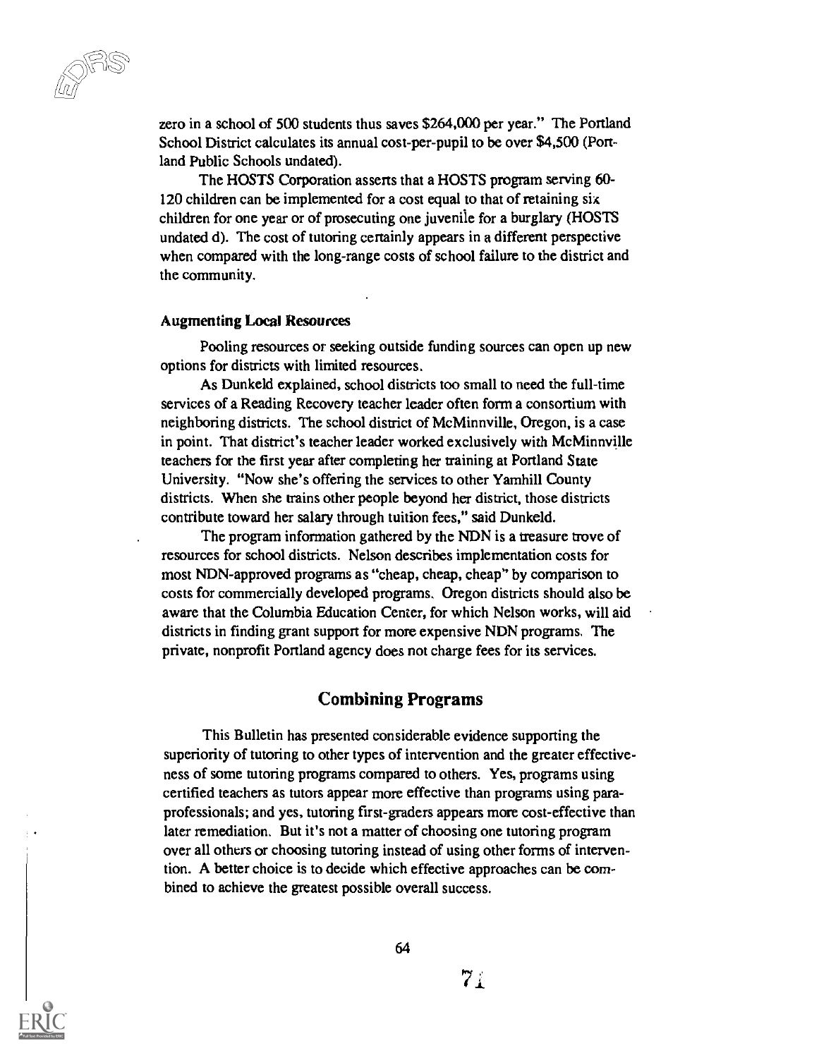zero in a school of 500 students thus saves $264,000 per year." The Portland School District calculates its annual cost-per-pupil to be over $4,500 (Portland Public Schools undated).

The HOSTS Corporation asserts that a HOSTS program serving 60-120 children can be implemented for a cost equal to that of retaining six children for one year or of prosecuting one juvenile for a burglary (HOSTS undated d). The cost of tutoring certainly appears in a different perspective when compared with the long-range costs of school failure to the district and the community.

### Augmenting Local Resources

Pooling resources or seeking outside funding sources can open up new options for districts with limited resources.

As Dunkeld explained, school districts too small to need the full-time services of a Reading Recovery teacher leader often form a consortium with neighboring districts. The school district of McMinnville, Oregon, is a case in point. That district's teacher leader worked exclusively with McMinnville teachers for the first year after completing her training at Portland State University. "Now she's offering the services to other Yamhill County districts. When she trains other people beyond her district, those districts contribute toward her salary through tuition fees," said Dunkeld.

The program information gathered by the NDN is a treasure trove of resources for school districts. Nelson describes implementation costs for most NDN-approved programs as "cheap, cheap, cheap" by comparison to costs for commercially developed programs. Oregon districts should also be aware that the Columbia Education Center, for which Nelson works, will aid districts in finding grant support for more expensive NDN programs. The private, nonprofit Portland agency does not charge fees for its services.

## Combining Programs

This Bulletin has presented considerable evidence supporting the superiority of tutoring to other types of intervention and the greater effectiveness of some tutoring programs compared to others. Yes, programs using certified teachers as tutors appear more effective than programs using paraprofessionals; and yes, tutoring first-graders appears more cost-effective than later remediation. But it's not a matter of choosing one tutoring program over all others or choosing tutoring instead of using other forms of intervention. A better choice is to decide which effective approaches can be combined to achieve the greatest possible overall success.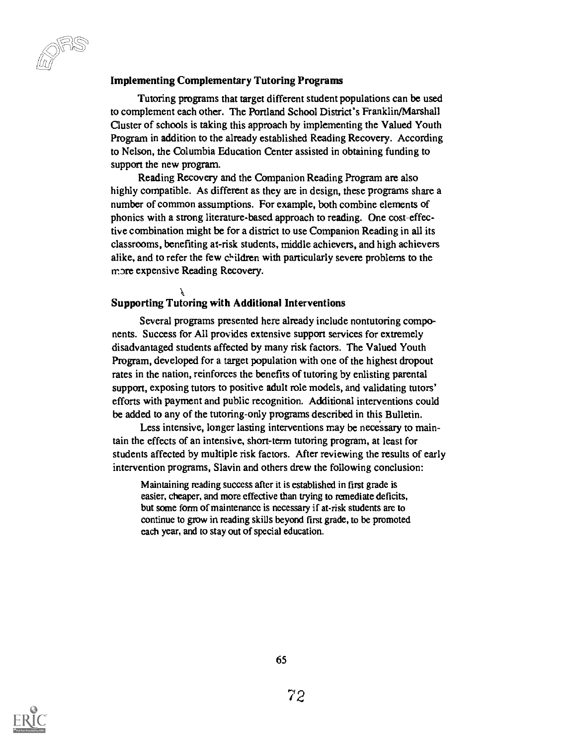### Implementing Complementary Tutoring Programs

Tutoring programs that target different student populations can be used to complement each other. The Portland School District's Franklin/Marshall Cluster of schools is taking this approach by implementing the Valued Youth Program in addition to the already established Reading Recovery. According to Nelson, the Columbia Education Center assisted in obtaining funding to support the new program.

Reading Recovery and the Companion Reading Program are also highly compatible. As different as they are in design, these programs share a number of common assumptions. For example, both combine elements of phonics with a strong literature-based approach to reading. One cost-effective combination might be for a district to use Companion Reading in all its classrooms, benefiting at-risk students, middle achievers, and high achievers alike, and to refer the few children with particularly severe problems to the more expensive Reading Recovery.

### Supporting Tutoring with Additional Interventions

Several programs presented here already include nontutoring components. Success for All provides extensive support services for extremely disadvantaged students affected by many risk factors. The Valued Youth Program, developed for a target population with one of the highest dropout rates in the nation, reinforces the benefits of tutoring by enlisting parental support, exposing tutors to positive adult role models, and validating tutors' efforts with payment and public recognition. Additional interventions could be added to any of the tutoring-only programs described in this Bulletin.

Less intensive, longer lasting interventions may be necessary to maintain the effects of an intensive, short-term tutoring program, at least for students affected by multiple risk factors. After reviewing the results of early intervention programs, Slavin and others drew the following conclusion:

> Maintaining reading success after it is established in first grade is easier, cheaper, and more effective than trying to remediate deficits, but some form of maintenance is necessary if at-risk students are to continue to grow in reading skills beyond first grade, to be promoted each year, and to stay out of special education.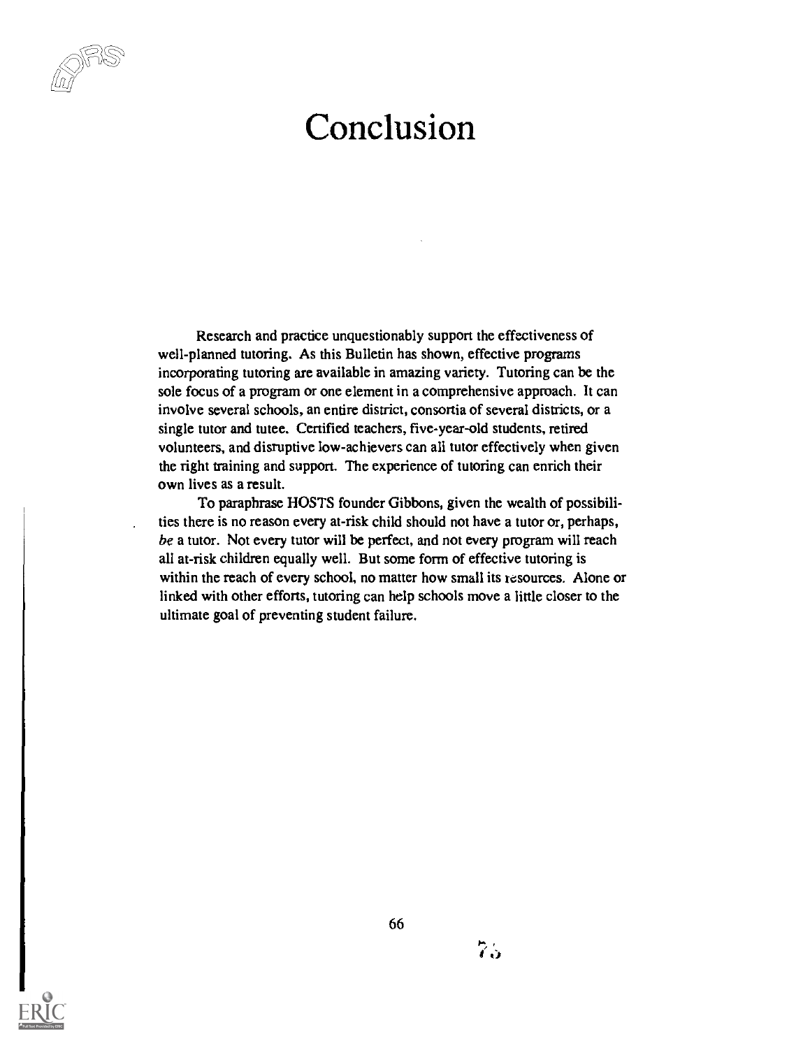# Conclusion

Research and practice unquestionably support the effectiveness of well-planned tutoring. As this Bulletin has shown, effective programs incorporating tutoring are available in amazing variety. Tutoring can be the sole focus of a program or one element in a comprehensive approach. It can involve several schools, an entire district, consortia of several districts, or a single tutor and tutee. Certified teachers, five-year-old students, retired volunteers, and disruptive low-achievers can all tutor effectively when given the right training and support. The experience of tutoring can enrich their own lives as a result.

To paraphrase HOSTS founder Gibbons, given the wealth of possibilities there is no reason every at-risk child should not have a tutor or, perhaps, *be* a tutor. Not every tutor will be perfect, and not every program will reach all at-risk children equally well. But some form of effective tutoring is within the reach of every school, no matter how small its resources. Alone or linked with other efforts, tutoring can help schools move a little closer to the ultimate goal of preventing student failure.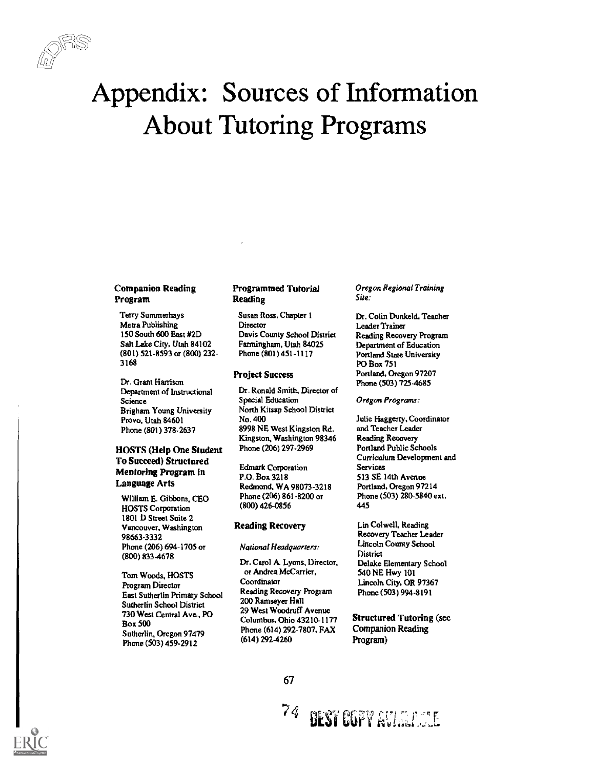# Appendix: Sources of Information About Tutoring Programs

### Companion Reading Program

Terry Summerhays
Metra Publishing
150 South 600 East #2D
Salt Lake City, Utah 84102
(801) 521-8593 or (800) 232-3168

Dr. Grant Harrison
Department of Instructional Science
Brigham Young University
Provo, Utah 84601
Phone (801) 378-2637

### HOSTS (Help One Student To Succeed) Structured Mentoring Program in Language Arts

William E. Gibbons, CEO
HOSTS Corporation
1801 D Street Suite 2
Vancouver, Washington 98663-3332
Phone (206) 694-1705 or (800) 833-4678

Tom Woods, HOSTS Program Director
East Sutherlin Primary School
Sutherlin School District
730 West Central Ave., PO Box 500
Sutherlin, Oregon 97479
Phone (503) 459-2912

### Programmed Tutorial Reading

Susan Ross, Chapter 1 Director
Davis County School District
Farmingham, Utah 84025
Phone (801) 451-1117

### Project Success

Dr. Ronald Smith, Director of Special Education
North Kitsap School District No. 400
8998 NE West Kingston Rd.
Kingston, Washington 98346
Phone (206) 297-2969

Edmark Corporation
P.O. Box 3218
Redmond, WA 98073-3218
Phone (206) 861-8200 or (800) 426-0856

### Reading Recovery

*National Headquarters:*

Dr. Carol A. Lyons, Director, or Andrea McCarrier, Coordinator
Reading Recovery Program
200 Ramseyer Hall
29 West Woodruff Avenue
Columbus, Ohio 43210-1177
Phone (614) 292-7807, FAX (614) 292-4260

*Oregon Regional Training Site:*

Dr. Colin Dunkeld, Teacher Leader Trainer
Reading Recovery Program
Department of Education
Portland State University
PO Box 751
Portland, Oregon 97207
Phone (503) 725-4685

*Oregon Programs:*

Julie Haggerty, Coordinator and Teacher Leader
Reading Recovery
Portland Public Schools
Curriculum Development and Services
513 SE 14th Avenue
Portland, Oregon 97214
Phone (503) 280-5840 ext. 445

Lin Colwell, Reading Recovery Teacher Leader
Lincoln County School District
Delake Elementary School
540 NE Hwy 101
Lincoln City, OR 97367
Phone (503) 994-8191

**Structured Tutoring** (see Companion Reading Program)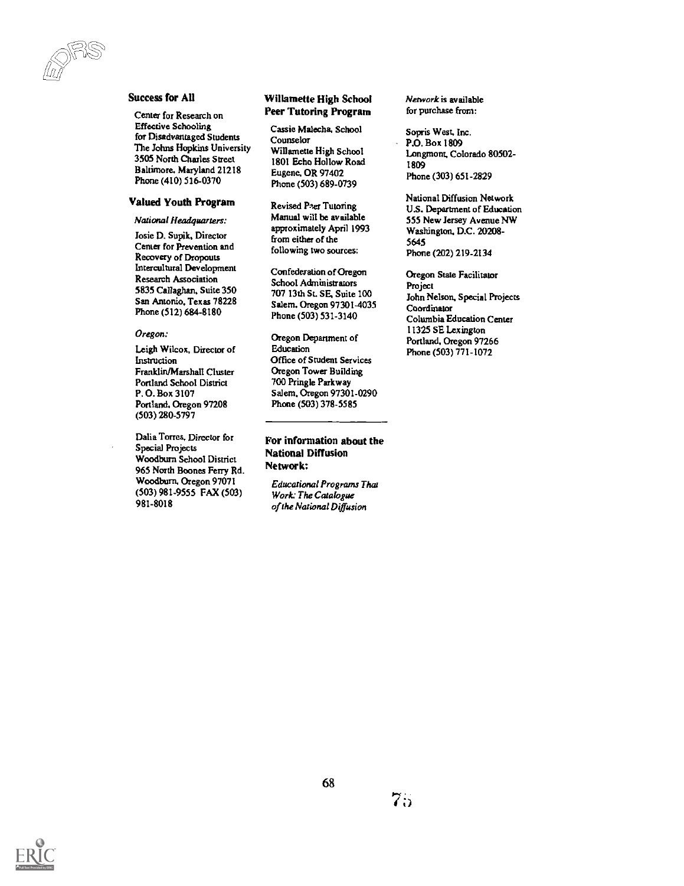### Success for All

Center for Research on Effective Schooling for Disadvantaged Students
The Johns Hopkins University
3505 North Charles Street
Baltimore, Maryland 21218
Phone (410) 516-0370

### Valued Youth Program

*National Headquarters:*

Josie D. Supik, Director
Center for Prevention and Recovery of Dropouts
Intercultural Development Research Association
5835 Callaghan, Suite 350
San Antonio, Texas 78228
Phone (512) 684-8180

*Oregon:*

Leigh Wilcox, Director of Instruction
Franklin/Marshall Cluster
Portland School District
P. O. Box 3107
Portland, Oregon 97208
(503) 280-5797

Dalia Torres, Director for Special Projects
Woodburn School District
965 North Boones Ferry Rd.
Woodburn, Oregon 97071
(503) 981-9555 FAX (503) 981-8018

### Willamette High School Peer Tutoring Program

Cassie Malecha, School Counselor
Willamette High School
1801 Echo Hollow Road
Eugene, OR 97402
Phone (503) 689-0739

Revised Peer Tutoring Manual will be available approximately April 1993 from either of the following two sources:

Confederation of Oregon School Administrators
707 13th St. SE, Suite 100
Salem, Oregon 97301-4035
Phone (503) 531-3140

Oregon Department of Education
Office of Student Services
Oregon Tower Building
700 Pringle Parkway
Salem, Oregon 97301-0290
Phone (503) 378-5585

---

### For information about the National Diffusion Network:

*Educational Programs That Work: The Catalogue of the National Diffusion Network* is available for purchase from:

Sopris West, Inc.
P.O. Box 1809
Longmont, Colorado 80502-1809
Phone (303) 651-2829

National Diffusion Network
U.S. Department of Education
555 New Jersey Avenue NW
Washington, D.C. 20208-5645
Phone (202) 219-2134

Oregon State Facilitator Project
John Nelson, Special Projects Coordinator
Columbia Education Center
11325 SE Lexington
Portland, Oregon 97266
Phone (503) 771-1072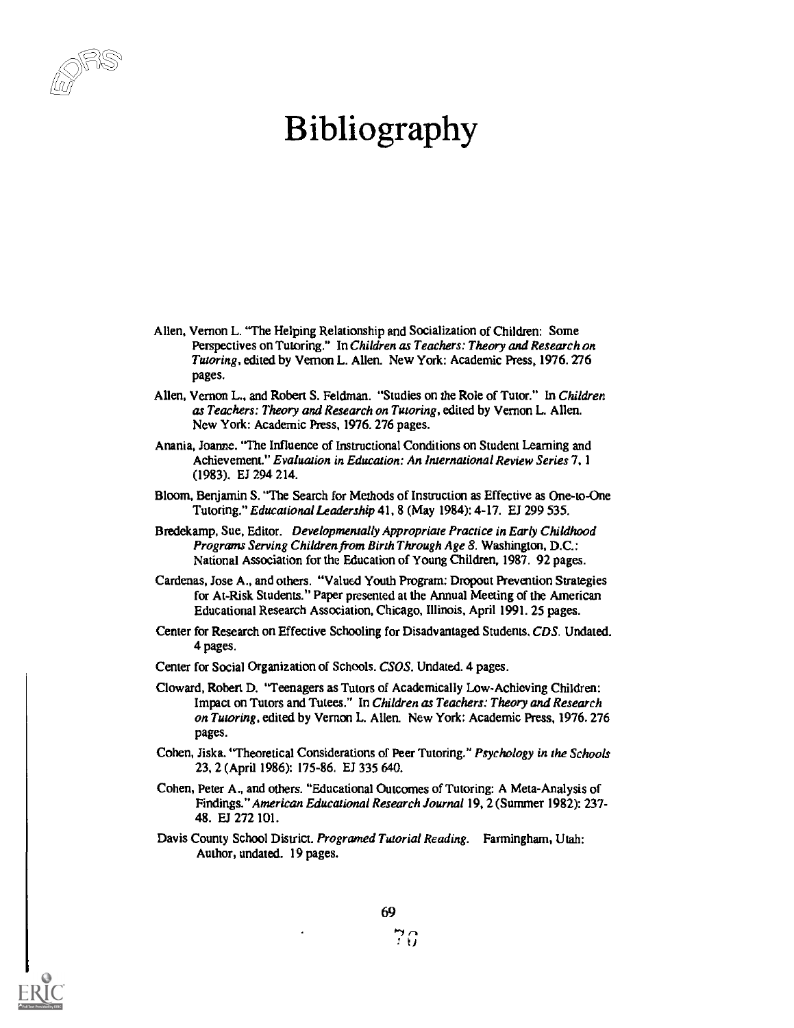# Bibliography

Allen, Vernon L. "The Helping Relationship and Socialization of Children: Some Perspectives on Tutoring." In *Children as Teachers: Theory and Research on Tutoring*, edited by Vernon L. Allen. New York: Academic Press, 1976. 276 pages.

Allen, Vernon L., and Robert S. Feldman. "Studies on the Role of Tutor." In *Children as Teachers: Theory and Research on Tutoring*, edited by Vernon L. Allen. New York: Academic Press, 1976. 276 pages.

Anania, Joanne. "The Influence of Instructional Conditions on Student Learning and Achievement." *Evaluation in Education: An International Review Series* 7, 1 (1983). EJ 294 214.

Bloom, Benjamin S. "The Search for Methods of Instruction as Effective as One-to-One Tutoring." *Educational Leadership* 41, 8 (May 1984): 4-17. EJ 299 535.

Bredekamp, Sue, Editor. *Developmentally Appropriate Practice in Early Childhood Programs Serving Children from Birth Through Age 8.* Washington, D.C.: National Association for the Education of Young Children, 1987. 92 pages.

Cardenas, Jose A., and others. "Valued Youth Program: Dropout Prevention Strategies for At-Risk Students." Paper presented at the Annual Meeting of the American Educational Research Association, Chicago, Illinois, April 1991. 25 pages.

Center for Research on Effective Schooling for Disadvantaged Students. *CDS*. Undated. 4 pages.

Center for Social Organization of Schools. *CSOS*. Undated. 4 pages.

Cloward, Robert D. "Teenagers as Tutors of Academically Low-Achieving Children: Impact on Tutors and Tutees." In *Children as Teachers: Theory and Research on Tutoring*, edited by Vernon L. Allen. New York: Academic Press, 1976. 276 pages.

Cohen, Jiska. "Theoretical Considerations of Peer Tutoring." *Psychology in the Schools* 23, 2 (April 1986): 175-86. EJ 335 640.

Cohen, Peter A., and others. "Educational Outcomes of Tutoring: A Meta-Analysis of Findings." *American Educational Research Journal* 19, 2 (Summer 1982): 237-48. EJ 272 101.

Davis County School District. *Programed Tutorial Reading.* Farmingham, Utah: Author, undated. 19 pages.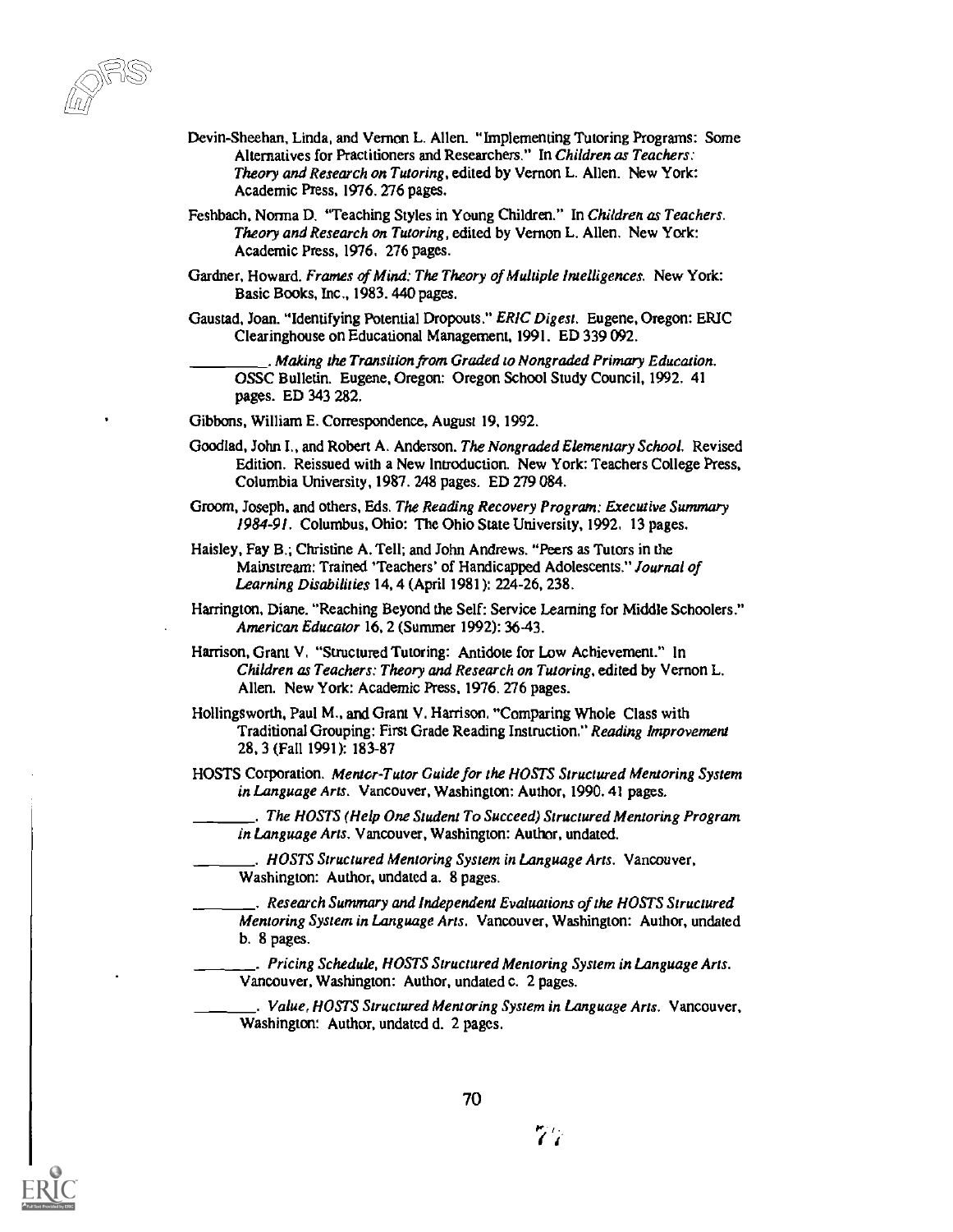Devin-Sheehan, Linda, and Vernon L. Allen. "Implementing Tutoring Programs: Some Alternatives for Practitioners and Researchers." In *Children as Teachers: Theory and Research on Tutoring*, edited by Vernon L. Allen. New York: Academic Press, 1976. 276 pages.

Feshbach, Norma D. "Teaching Styles in Young Children." In *Children as Teachers. Theory and Research on Tutoring*, edited by Vernon L. Allen. New York: Academic Press, 1976. 276 pages.

Gardner, Howard. *Frames of Mind: The Theory of Multiple Intelligences.* New York: Basic Books, Inc., 1983. 440 pages.

Gaustad, Joan. "Identifying Potential Dropouts." *ERIC Digest.* Eugene, Oregon: ERIC Clearinghouse on Educational Management, 1991. ED 339 092.

__________. *Making the Transition from Graded to Nongraded Primary Education.* OSSC Bulletin. Eugene, Oregon: Oregon School Study Council, 1992. 41 pages. ED 343 282.

Gibbons, William E. Correspondence, August 19, 1992.

Goodlad, John I., and Robert A. Anderson. *The Nongraded Elementary School.* Revised Edition. Reissued with a New Introduction. New York: Teachers College Press, Columbia University, 1987. 248 pages. ED 279 084.

Groom, Joseph, and others, Eds. *The Reading Recovery Program: Executive Summary 1984-91.* Columbus, Ohio: The Ohio State University, 1992. 13 pages.

Haisley, Fay B.; Christine A. Tell; and John Andrews. "Peers as Tutors in the Mainstream: Trained 'Teachers' of Handicapped Adolescents." *Journal of Learning Disabilities* 14, 4 (April 1981): 224-26, 238.

Harrington, Diane. "Reaching Beyond the Self: Service Learning for Middle Schoolers." *American Educator* 16, 2 (Summer 1992): 36-43.

Harrison, Grant V. "Structured Tutoring: Antidote for Low Achievement." In *Children as Teachers: Theory and Research on Tutoring*, edited by Vernon L. Allen. New York: Academic Press, 1976. 276 pages.

Hollingsworth, Paul M., and Grant V. Harrison. "Comparing Whole Class with Traditional Grouping: First Grade Reading Instruction." *Reading Improvement* 28, 3 (Fall 1991): 183-87

HOSTS Corporation. *Mentor-Tutor Guide for the HOSTS Structured Mentoring System in Language Arts.* Vancouver, Washington: Author, 1990. 41 pages.

________. *The HOSTS (Help One Student To Succeed) Structured Mentoring Program in Language Arts.* Vancouver, Washington: Author, undated.

________. *HOSTS Structured Mentoring System in Language Arts.* Vancouver, Washington: Author, undated a. 8 pages.

________. *Research Summary and Independent Evaluations of the HOSTS Structured Mentoring System in Language Arts.* Vancouver, Washington: Author, undated b. 8 pages.

________. *Pricing Schedule, HOSTS Structured Mentoring System in Language Arts.* Vancouver, Washington: Author, undated c. 2 pages.

________. *Value, HOSTS Structured Mentoring System in Language Arts.* Vancouver, Washington: Author, undated d. 2 pages.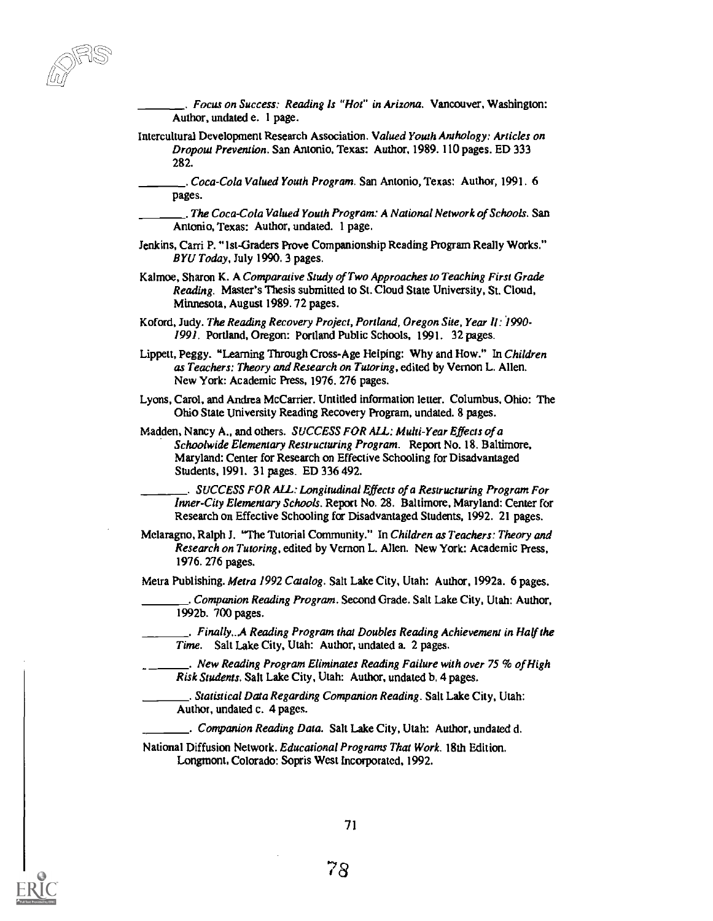\_\_\_\_\_\_\_\_. *Focus on Success: Reading Is "Hot" in Arizona.* Vancouver, Washington: Author, undated e. 1 page.

Intercultural Development Research Association. *Valued Youth Anthology: Articles on Dropout Prevention.* San Antonio, Texas: Author, 1989. 110 pages. ED 333 282.

\_\_\_\_\_\_\_\_. *Coca-Cola Valued Youth Program.* San Antonio, Texas: Author, 1991. 6 pages.

\_\_\_\_\_\_\_\_. *The Coca-Cola Valued Youth Program: A National Network of Schools.* San Antonio, Texas: Author, undated. 1 page.

Jenkins, Carri P. "1st-Graders Prove Companionship Reading Program Really Works." *BYU Today*, July 1990. 3 pages.

Kalmoe, Sharon K. *A Comparative Study of Two Approaches to Teaching First Grade Reading.* Master's Thesis submitted to St. Cloud State University, St. Cloud, Minnesota, August 1989. 72 pages.

Koford, Judy. *The Reading Recovery Project, Portland, Oregon Site, Year II: 1990-1991.* Portland, Oregon: Portland Public Schools, 1991. 32 pages.

Lippett, Peggy. "Learning Through Cross-Age Helping: Why and How." In *Children as Teachers: Theory and Research on Tutoring*, edited by Vernon L. Allen. New York: Academic Press, 1976. 276 pages.

Lyons, Carol, and Andrea McCarrier. Untitled information letter. Columbus, Ohio: The Ohio State University Reading Recovery Program, undated. 8 pages.

Madden, Nancy A., and others. *SUCCESS FOR ALL: Multi-Year Effects of a Schoolwide Elementary Restructuring Program.* Report No. 18. Baltimore, Maryland: Center for Research on Effective Schooling for Disadvantaged Students, 1991. 31 pages. ED 336 492.

\_\_\_\_\_\_\_\_. *SUCCESS FOR ALL: Longitudinal Effects of a Restructuring Program For Inner-City Elementary Schools.* Report No. 28. Baltimore, Maryland: Center for Research on Effective Schooling for Disadvantaged Students, 1992. 21 pages.

Melaragno, Ralph J. "The Tutorial Community." In *Children as Teachers: Theory and Research on Tutoring*, edited by Vernon L. Allen. New York: Academic Press, 1976. 276 pages.

Metra Publishing. *Metra 1992 Catalog.* Salt Lake City, Utah: Author, 1992a. 6 pages.

\_\_\_\_\_\_\_\_. *Companion Reading Program.* Second Grade. Salt Lake City, Utah: Author, 1992b. 700 pages.

\_\_\_\_\_\_\_\_. *Finally...A Reading Program that Doubles Reading Achievement in Half the Time.* Salt Lake City, Utah: Author, undated a. 2 pages.

\_\_\_\_\_\_\_\_. *New Reading Program Eliminates Reading Failure with over 75 % of High Risk Students.* Salt Lake City, Utah: Author, undated b. 4 pages.

\_\_\_\_\_\_\_\_. *Statistical Data Regarding Companion Reading.* Salt Lake City, Utah: Author, undated c. 4 pages.

\_\_\_\_\_\_\_\_. *Companion Reading Data.* Salt Lake City, Utah: Author, undated d.

National Diffusion Network. *Educational Programs That Work.* 18th Edition. Longmont, Colorado: Sopris West Incorporated, 1992.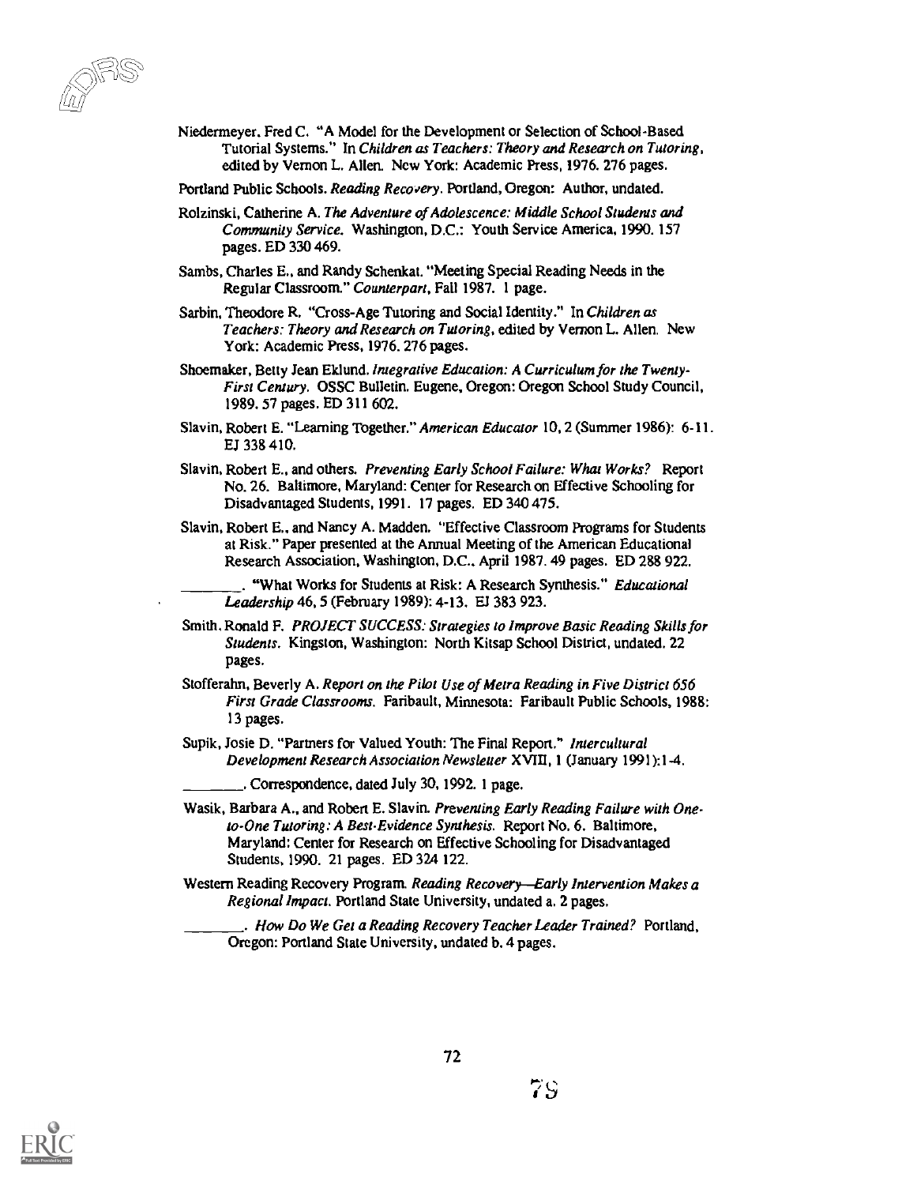Niedermeyer, Fred C. "A Model for the Development or Selection of School-Based Tutorial Systems." In *Children as Teachers: Theory and Research on Tutoring*, edited by Vernon L. Allen. New York: Academic Press, 1976. 276 pages.

Portland Public Schools. *Reading Recovery*. Portland, Oregon: Author, undated.

Rolzinski, Catherine A. *The Adventure of Adolescence: Middle School Students and Community Service*. Washington, D.C.: Youth Service America, 1990. 157 pages. ED 330 469.

Sambs, Charles E., and Randy Schenkat. "Meeting Special Reading Needs in the Regular Classroom." *Counterpart*, Fall 1987. 1 page.

Sarbin, Theodore R. "Cross-Age Tutoring and Social Identity." In *Children as Teachers: Theory and Research on Tutoring*, edited by Vernon L. Allen. New York: Academic Press, 1976. 276 pages.

Shoemaker, Betty Jean Eklund. *Integrative Education: A Curriculum for the Twenty-First Century*. OSSC Bulletin. Eugene, Oregon: Oregon School Study Council, 1989. 57 pages. ED 311 602.

Slavin, Robert E. "Learning Together." *American Educator* 10, 2 (Summer 1986): 6-11. EJ 338 410.

Slavin, Robert E., and others. *Preventing Early School Failure: What Works?* Report No. 26. Baltimore, Maryland: Center for Research on Effective Schooling for Disadvantaged Students, 1991. 17 pages. ED 340 475.

Slavin, Robert E., and Nancy A. Madden. "Effective Classroom Programs for Students at Risk." Paper presented at the Annual Meeting of the American Educational Research Association, Washington, D.C., April 1987. 49 pages. ED 288 922.

________. "What Works for Students at Risk: A Research Synthesis." *Educational Leadership* 46, 5 (February 1989): 4-13. EJ 383 923.

Smith, Ronald F. *PROJECT SUCCESS: Strategies to Improve Basic Reading Skills for Students*. Kingston, Washington: North Kitsap School District, undated. 22 pages.

Stofferahn, Beverly A. *Report on the Pilot Use of Metra Reading in Five District 656 First Grade Classrooms*. Faribault, Minnesota: Faribault Public Schools, 1988: 13 pages.

Supik, Josie D. "Partners for Valued Youth: The Final Report." *Intercultural Development Research Association Newsletter* XVIII, 1 (January 1991):1-4.

________. Correspondence, dated July 30, 1992. 1 page.

Wasik, Barbara A., and Robert E. Slavin. *Preventing Early Reading Failure with One-to-One Tutoring: A Best-Evidence Synthesis*. Report No. 6. Baltimore, Maryland: Center for Research on Effective Schooling for Disadvantaged Students, 1990. 21 pages. ED 324 122.

Western Reading Recovery Program. *Reading Recovery—Early Intervention Makes a Regional Impact*. Portland State University, undated a. 2 pages.

________. *How Do We Get a Reading Recovery Teacher Leader Trained?* Portland, Oregon: Portland State University, undated b. 4 pages.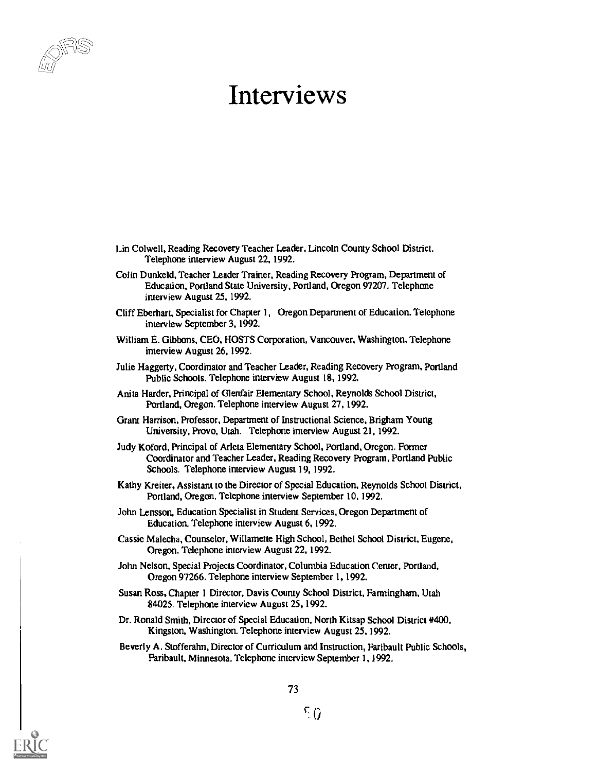# Interviews

Lin Colwell, Reading Recovery Teacher Leader, Lincoln County School District. Telephone interview August 22, 1992.

Colin Dunkeld, Teacher Leader Trainer, Reading Recovery Program, Department of Education, Portland State University, Portland, Oregon 97207. Telephone interview August 25, 1992.

Cliff Eberhart, Specialist for Chapter 1, Oregon Department of Education. Telephone interview September 3, 1992.

William E. Gibbons, CEO, HOSTS Corporation, Vancouver, Washington. Telephone interview August 26, 1992.

Julie Haggerty, Coordinator and Teacher Leader, Reading Recovery Program, Portland Public Schools. Telephone interview August 18, 1992.

Anita Harder, Principal of Glenfair Elementary School, Reynolds School District, Portland, Oregon. Telephone interview August 27, 1992.

Grant Harrison, Professor, Department of Instructional Science, Brigham Young University, Provo, Utah. Telephone interview August 21, 1992.

Judy Koford, Principal of Arleta Elementary School, Portland, Oregon. Former Coordinator and Teacher Leader, Reading Recovery Program, Portland Public Schools. Telephone interview August 19, 1992.

Kathy Kreiter, Assistant to the Director of Special Education, Reynolds School District, Portland, Oregon. Telephone interview September 10, 1992.

John Lensson, Education Specialist in Student Services, Oregon Department of Education. Telephone interview August 6, 1992.

Cassie Malecha, Counselor, Willamette High School, Bethel School District, Eugene, Oregon. Telephone interview August 22, 1992.

John Nelson, Special Projects Coordinator, Columbia Education Center, Portland, Oregon 97266. Telephone interview September 1, 1992.

Susan Ross, Chapter 1 Director, Davis County School District, Farmingham, Utah 84025. Telephone interview August 25, 1992.

Dr. Ronald Smith, Director of Special Education, North Kitsap School District #400, Kingston, Washington. Telephone interview August 25, 1992.

Beverly A. Stofferahn, Director of Curriculum and Instruction, Faribault Public Schools, Faribault, Minnesota. Telephone interview September 1, 1992.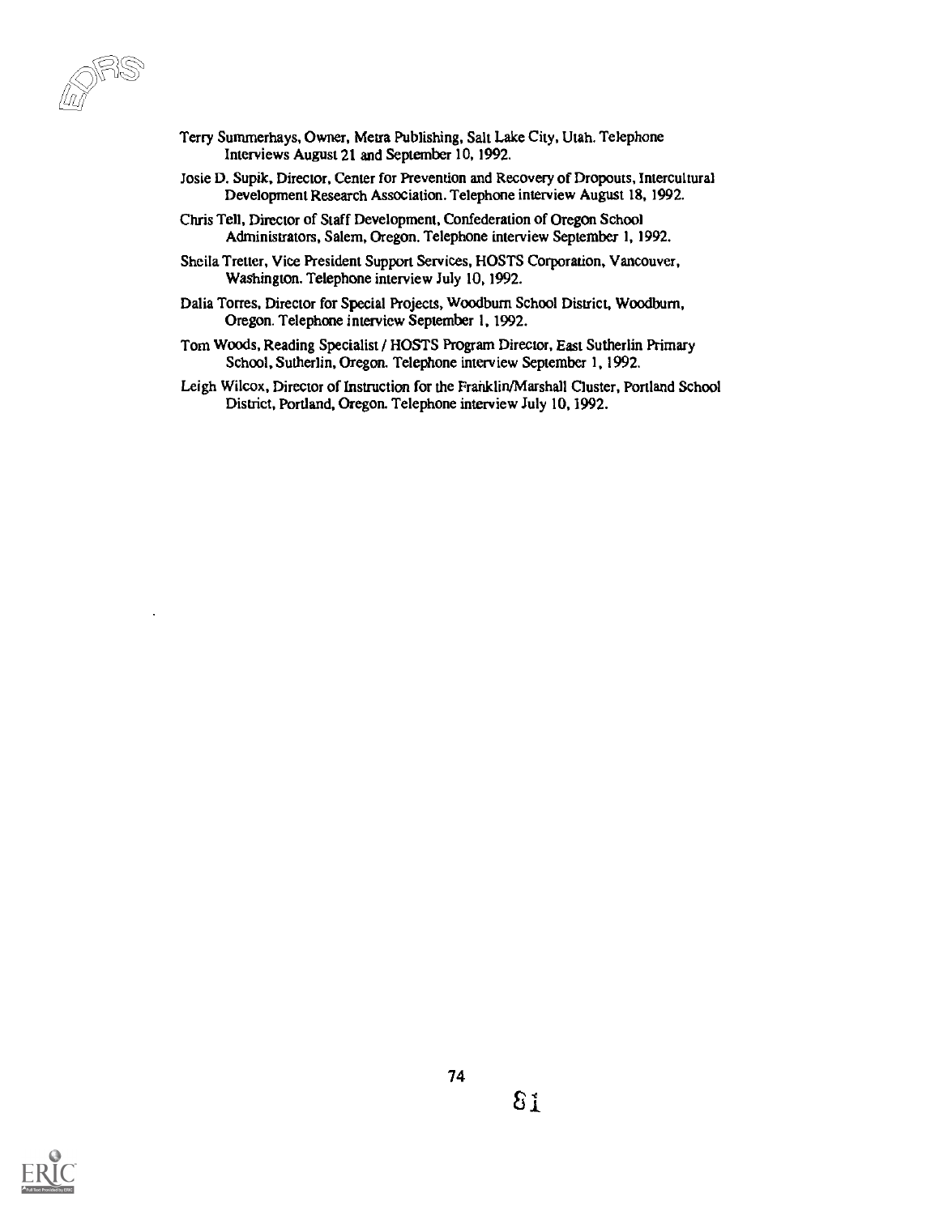Terry Summerhays, Owner, Metra Publishing, Salt Lake City, Utah. Telephone Interviews August 21 and September 10, 1992.

Josie D. Supik, Director, Center for Prevention and Recovery of Dropouts, Intercultural Development Research Association. Telephone interview August 18, 1992.

Chris Tell, Director of Staff Development, Confederation of Oregon School Administrators, Salem, Oregon. Telephone interview September 1, 1992.

Sheila Tretter, Vice President Support Services, HOSTS Corporation, Vancouver, Washington. Telephone interview July 10, 1992.

Dalia Torres, Director for Special Projects, Woodburn School District, Woodburn, Oregon. Telephone interview September 1, 1992.

Tom Woods, Reading Specialist / HOSTS Program Director, East Sutherlin Primary School, Sutherlin, Oregon. Telephone interview September 1, 1992.

Leigh Wilcox, Director of Instruction for the Franklin/Marshall Cluster, Portland School District, Portland, Oregon. Telephone interview July 10, 1992.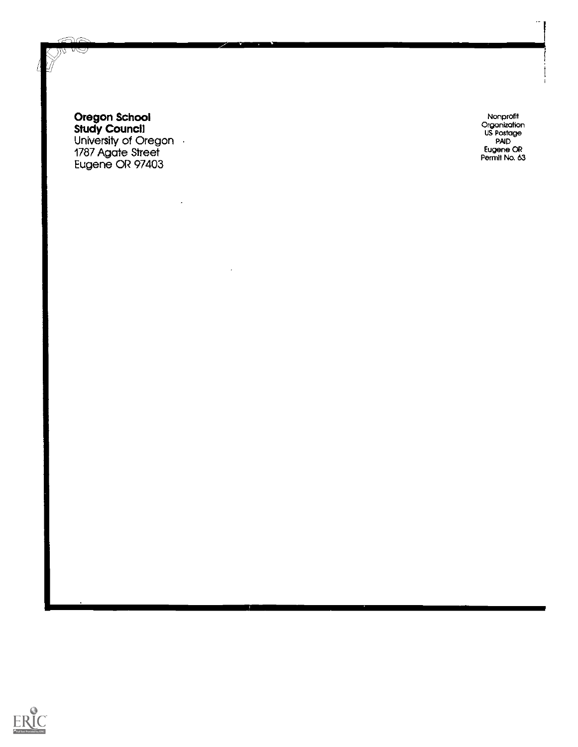**Oregon School Study Council**
University of Oregon
1787 Agate Street
Eugene OR 97403

Nonprofit
Organization
US Postage
PAID
Eugene OR
Permit No. 63